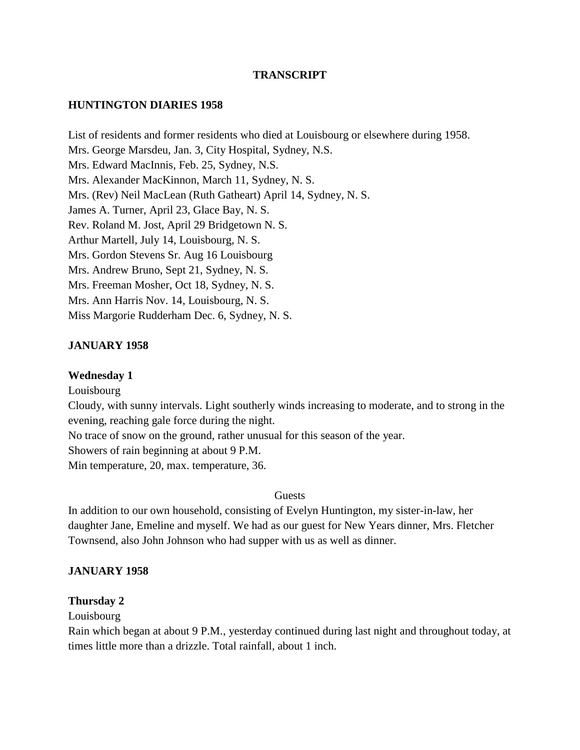**TRANSCRIPT**

**HUNTINGTON DIARIES 1958**

List of residents and former residents who died at Louisbourg or elsewhere during 1958.
Mrs. George Marsdeu, Jan. 3, City Hospital, Sydney, N.S.
Mrs. Edward MacInnis, Feb. 25, Sydney, N.S.
Mrs. Alexander MacKinnon, March 11, Sydney, N. S.
Mrs. (Rev) Neil MacLean (Ruth Gatheart) April 14, Sydney, N. S.
James A. Turner, April 23, Glace Bay, N. S.
Rev. Roland M. Jost, April 29 Bridgetown N. S.
Arthur Martell, July 14, Louisbourg, N. S.
Mrs. Gordon Stevens Sr. Aug 16 Louisbourg
Mrs. Andrew Bruno, Sept 21, Sydney, N. S.
Mrs. Freeman Mosher, Oct 18, Sydney, N. S.
Mrs. Ann Harris Nov. 14, Louisbourg, N. S.
Miss Margorie Rudderham Dec. 6, Sydney, N. S.

**JANUARY 1958**

**Wednesday 1**
Louisbourg
Cloudy, with sunny intervals. Light southerly winds increasing to moderate, and to strong in the evening, reaching gale force during the night.
No trace of snow on the ground, rather unusual for this season of the year.
Showers of rain beginning at about 9 P.M.
Min temperature, 20, max. temperature, 36.

Guests

In addition to our own household, consisting of Evelyn Huntington, my sister-in-law, her daughter Jane, Emeline and myself. We had as our guest for New Years dinner, Mrs. Fletcher Townsend, also John Johnson who had supper with us as well as dinner.

**JANUARY 1958**

**Thursday 2**
Louisbourg
Rain which began at about 9 P.M., yesterday continued during last night and throughout today, at times little more than a drizzle. Total rainfall, about 1 inch.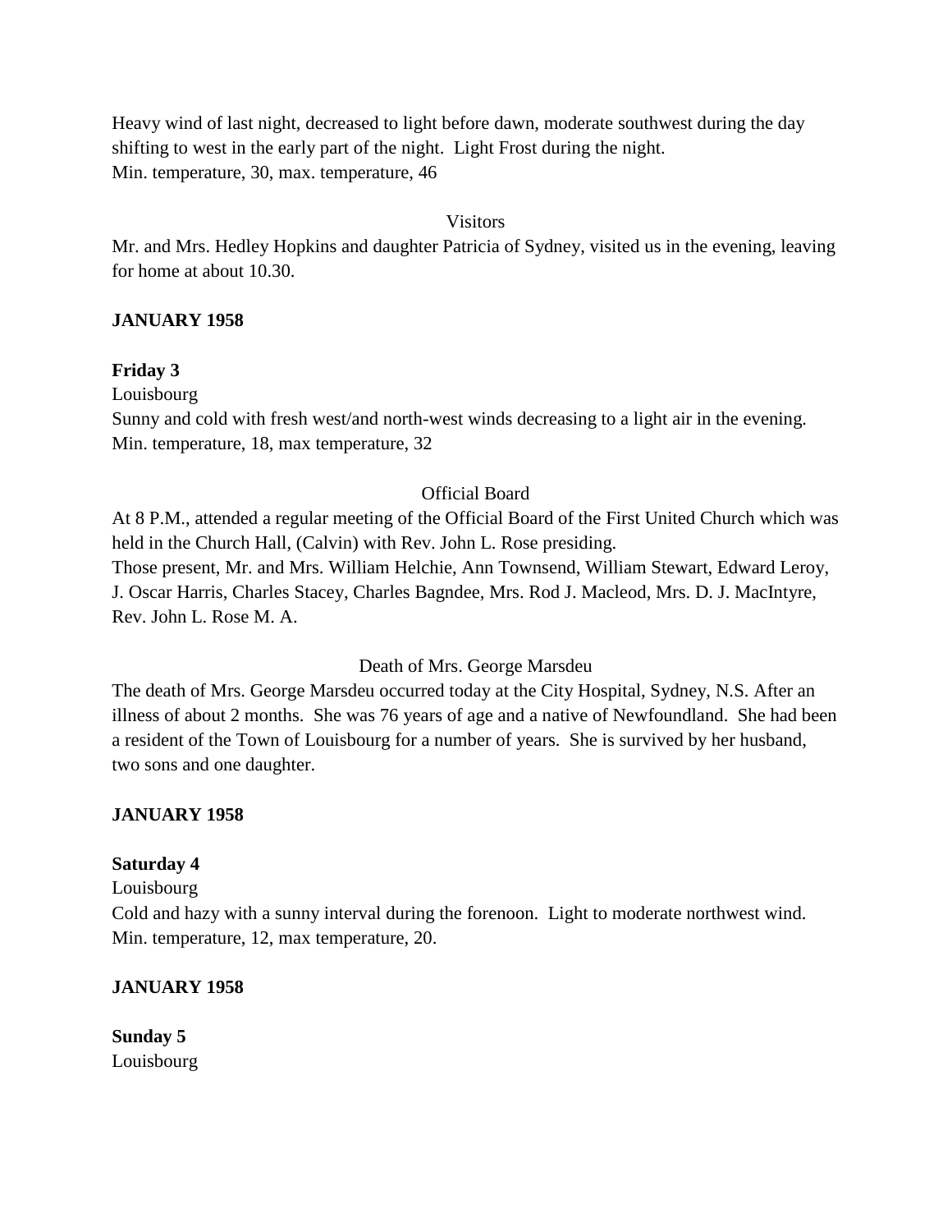Heavy wind of last night, decreased to light before dawn, moderate southwest during the day shifting to west in the early part of the night. Light Frost during the night.
Min. temperature, 30, max. temperature, 46

Visitors

Mr. and Mrs. Hedley Hopkins and daughter Patricia of Sydney, visited us in the evening, leaving for home at about 10.30.

**JANUARY 1958**

**Friday 3**

Louisbourg

Sunny and cold with fresh west/and north-west winds decreasing to a light air in the evening.
Min. temperature, 18, max temperature, 32

Official Board

At 8 P.M., attended a regular meeting of the Official Board of the First United Church which was held in the Church Hall, (Calvin) with Rev. John L. Rose presiding.
Those present, Mr. and Mrs. William Helchie, Ann Townsend, William Stewart, Edward Leroy, J. Oscar Harris, Charles Stacey, Charles Bagndee, Mrs. Rod J. Macleod, Mrs. D. J. MacIntyre, Rev. John L. Rose M. A.

Death of Mrs. George Marsdeu

The death of Mrs. George Marsdeu occurred today at the City Hospital, Sydney, N.S. After an illness of about 2 months. She was 76 years of age and a native of Newfoundland. She had been a resident of the Town of Louisbourg for a number of years. She is survived by her husband, two sons and one daughter.

**JANUARY 1958**

**Saturday 4**

Louisbourg

Cold and hazy with a sunny interval during the forenoon. Light to moderate northwest wind.
Min. temperature, 12, max temperature, 20.

**JANUARY 1958**

**Sunday 5**

Louisbourg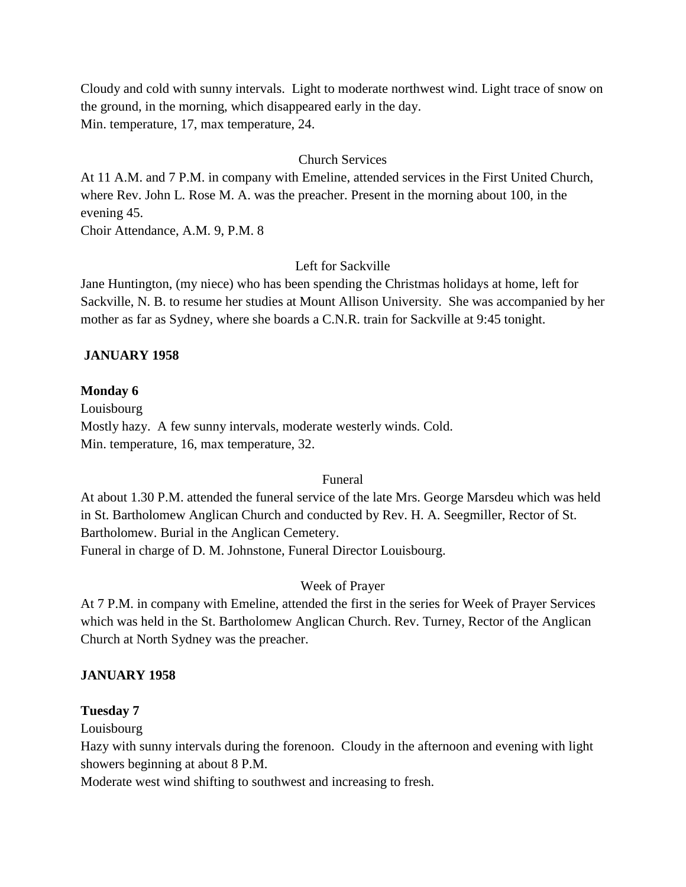Cloudy and cold with sunny intervals. Light to moderate northwest wind. Light trace of snow on the ground, in the morning, which disappeared early in the day.
Min. temperature, 17, max temperature, 24.

Church Services

At 11 A.M. and 7 P.M. in company with Emeline, attended services in the First United Church, where Rev. John L. Rose M. A. was the preacher. Present in the morning about 100, in the evening 45.
Choir Attendance, A.M. 9, P.M. 8

Left for Sackville

Jane Huntington, (my niece) who has been spending the Christmas holidays at home, left for Sackville, N. B. to resume her studies at Mount Allison University. She was accompanied by her mother as far as Sydney, where she boards a C.N.R. train for Sackville at 9:45 tonight.

**JANUARY 1958**

**Monday 6**

Louisbourg
Mostly hazy. A few sunny intervals, moderate westerly winds. Cold.
Min. temperature, 16, max temperature, 32.

Funeral

At about 1.30 P.M. attended the funeral service of the late Mrs. George Marsdeu which was held in St. Bartholomew Anglican Church and conducted by Rev. H. A. Seegmiller, Rector of St. Bartholomew. Burial in the Anglican Cemetery.
Funeral in charge of D. M. Johnstone, Funeral Director Louisbourg.

Week of Prayer

At 7 P.M. in company with Emeline, attended the first in the series for Week of Prayer Services which was held in the St. Bartholomew Anglican Church. Rev. Turney, Rector of the Anglican Church at North Sydney was the preacher.

**JANUARY 1958**

**Tuesday 7**

Louisbourg
Hazy with sunny intervals during the forenoon. Cloudy in the afternoon and evening with light showers beginning at about 8 P.M.
Moderate west wind shifting to southwest and increasing to fresh.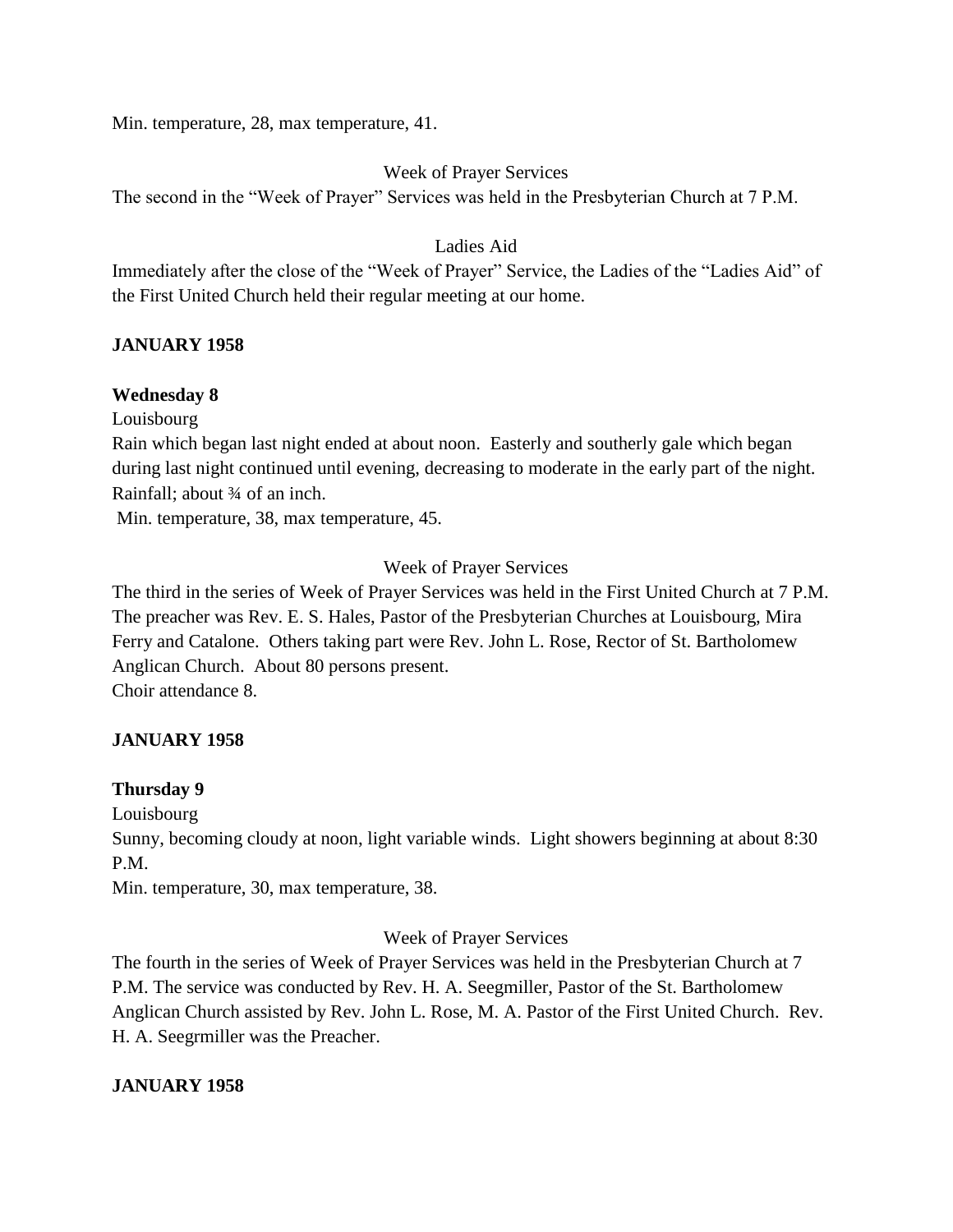Min. temperature, 28, max temperature, 41.

Week of Prayer Services

The second in the "Week of Prayer" Services was held in the Presbyterian Church at 7 P.M.

Ladies Aid

Immediately after the close of the "Week of Prayer" Service, the Ladies of the "Ladies Aid" of the First United Church held their regular meeting at our home.

**JANUARY 1958**

**Wednesday 8**

Louisbourg

Rain which began last night ended at about noon. Easterly and southerly gale which began during last night continued until evening, decreasing to moderate in the early part of the night. Rainfall; about ¾ of an inch.

Min. temperature, 38, max temperature, 45.

Week of Prayer Services

The third in the series of Week of Prayer Services was held in the First United Church at 7 P.M. The preacher was Rev. E. S. Hales, Pastor of the Presbyterian Churches at Louisbourg, Mira Ferry and Catalone. Others taking part were Rev. John L. Rose, Rector of St. Bartholomew Anglican Church. About 80 persons present.

Choir attendance 8.

**JANUARY 1958**

**Thursday 9**

Louisbourg

Sunny, becoming cloudy at noon, light variable winds. Light showers beginning at about 8:30 P.M.

Min. temperature, 30, max temperature, 38.

Week of Prayer Services

The fourth in the series of Week of Prayer Services was held in the Presbyterian Church at 7 P.M. The service was conducted by Rev. H. A. Seegmiller, Pastor of the St. Bartholomew Anglican Church assisted by Rev. John L. Rose, M. A. Pastor of the First United Church. Rev. H. A. Seegrmiller was the Preacher.

**JANUARY 1958**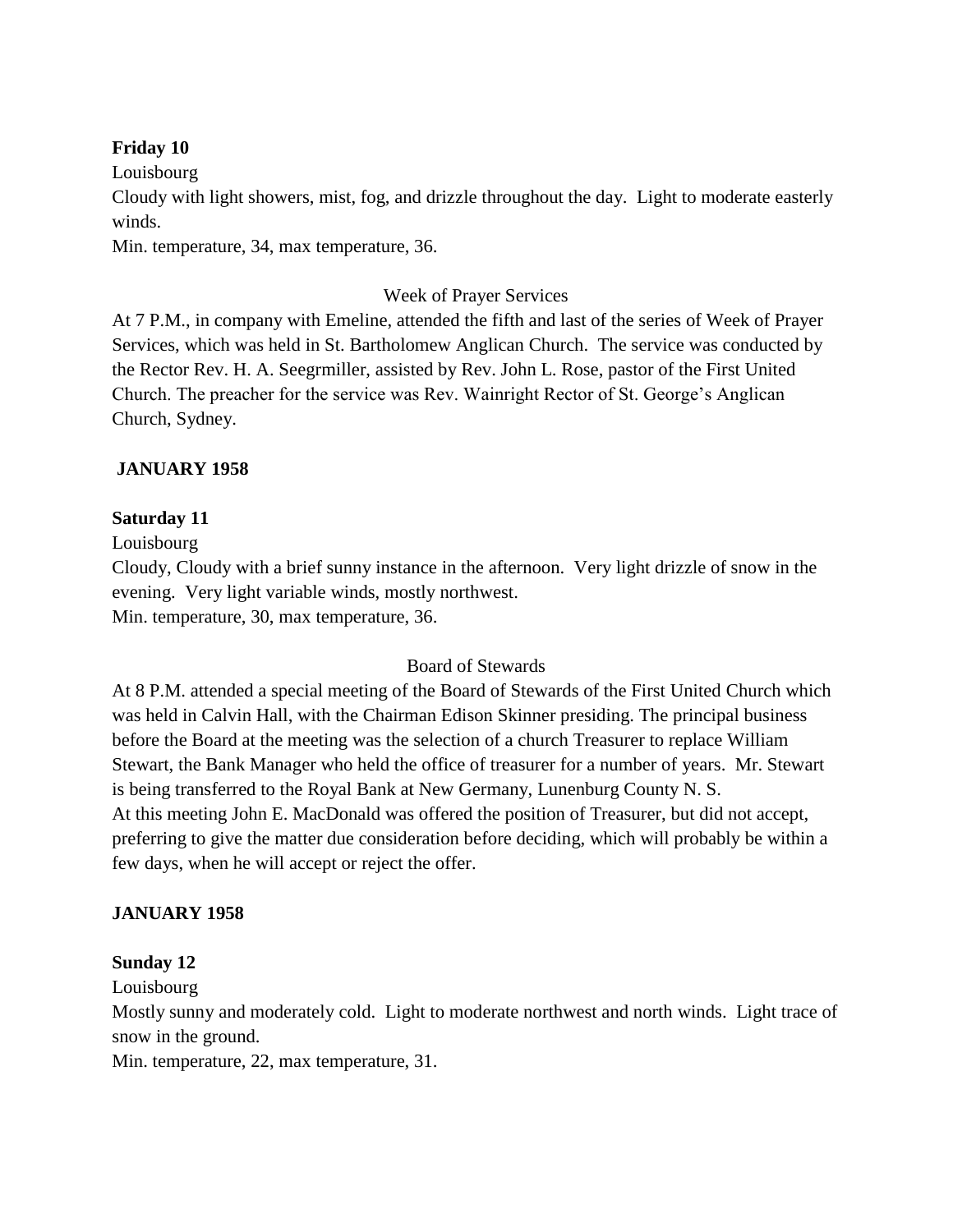**Friday 10**

Louisbourg

Cloudy with light showers, mist, fog, and drizzle throughout the day. Light to moderate easterly winds.

Min. temperature, 34, max temperature, 36.

Week of Prayer Services

At 7 P.M., in company with Emeline, attended the fifth and last of the series of Week of Prayer Services, which was held in St. Bartholomew Anglican Church. The service was conducted by the Rector Rev. H. A. Seegrmiller, assisted by Rev. John L. Rose, pastor of the First United Church. The preacher for the service was Rev. Wainright Rector of St. George's Anglican Church, Sydney.

**JANUARY 1958**

**Saturday 11**

Louisbourg

Cloudy, Cloudy with a brief sunny instance in the afternoon. Very light drizzle of snow in the evening. Very light variable winds, mostly northwest.

Min. temperature, 30, max temperature, 36.

Board of Stewards

At 8 P.M. attended a special meeting of the Board of Stewards of the First United Church which was held in Calvin Hall, with the Chairman Edison Skinner presiding. The principal business before the Board at the meeting was the selection of a church Treasurer to replace William Stewart, the Bank Manager who held the office of treasurer for a number of years. Mr. Stewart is being transferred to the Royal Bank at New Germany, Lunenburg County N. S.

At this meeting John E. MacDonald was offered the position of Treasurer, but did not accept, preferring to give the matter due consideration before deciding, which will probably be within a few days, when he will accept or reject the offer.

**JANUARY 1958**

**Sunday 12**

Louisbourg

Mostly sunny and moderately cold. Light to moderate northwest and north winds. Light trace of snow in the ground.

Min. temperature, 22, max temperature, 31.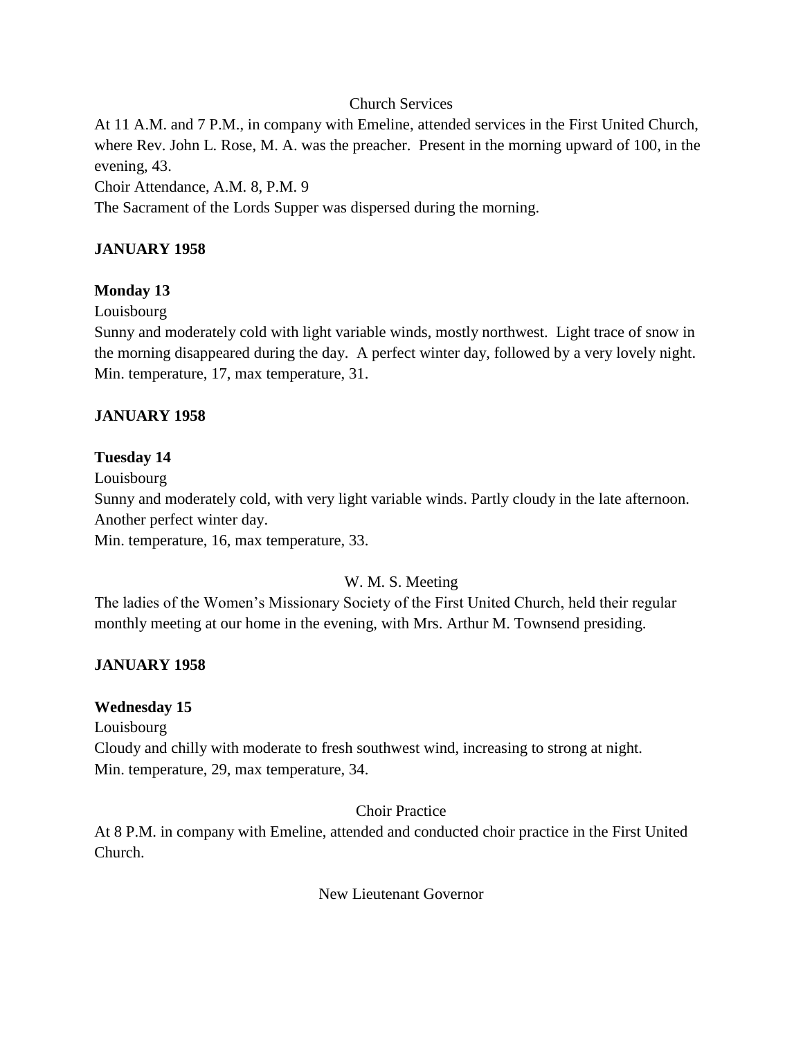Church Services

At 11 A.M. and 7 P.M., in company with Emeline, attended services in the First United Church, where Rev. John L. Rose, M. A. was the preacher. Present in the morning upward of 100, in the evening, 43.
Choir Attendance, A.M. 8, P.M. 9
The Sacrament of the Lords Supper was dispersed during the morning.

**JANUARY 1958**

**Monday 13**

Louisbourg
Sunny and moderately cold with light variable winds, mostly northwest. Light trace of snow in the morning disappeared during the day. A perfect winter day, followed by a very lovely night.
Min. temperature, 17, max temperature, 31.

**JANUARY 1958**

**Tuesday 14**

Louisbourg
Sunny and moderately cold, with very light variable winds. Partly cloudy in the late afternoon. Another perfect winter day.
Min. temperature, 16, max temperature, 33.

W. M. S. Meeting

The ladies of the Women's Missionary Society of the First United Church, held their regular monthly meeting at our home in the evening, with Mrs. Arthur M. Townsend presiding.

**JANUARY 1958**

**Wednesday 15**

Louisbourg
Cloudy and chilly with moderate to fresh southwest wind, increasing to strong at night.
Min. temperature, 29, max temperature, 34.

Choir Practice

At 8 P.M. in company with Emeline, attended and conducted choir practice in the First United Church.

New Lieutenant Governor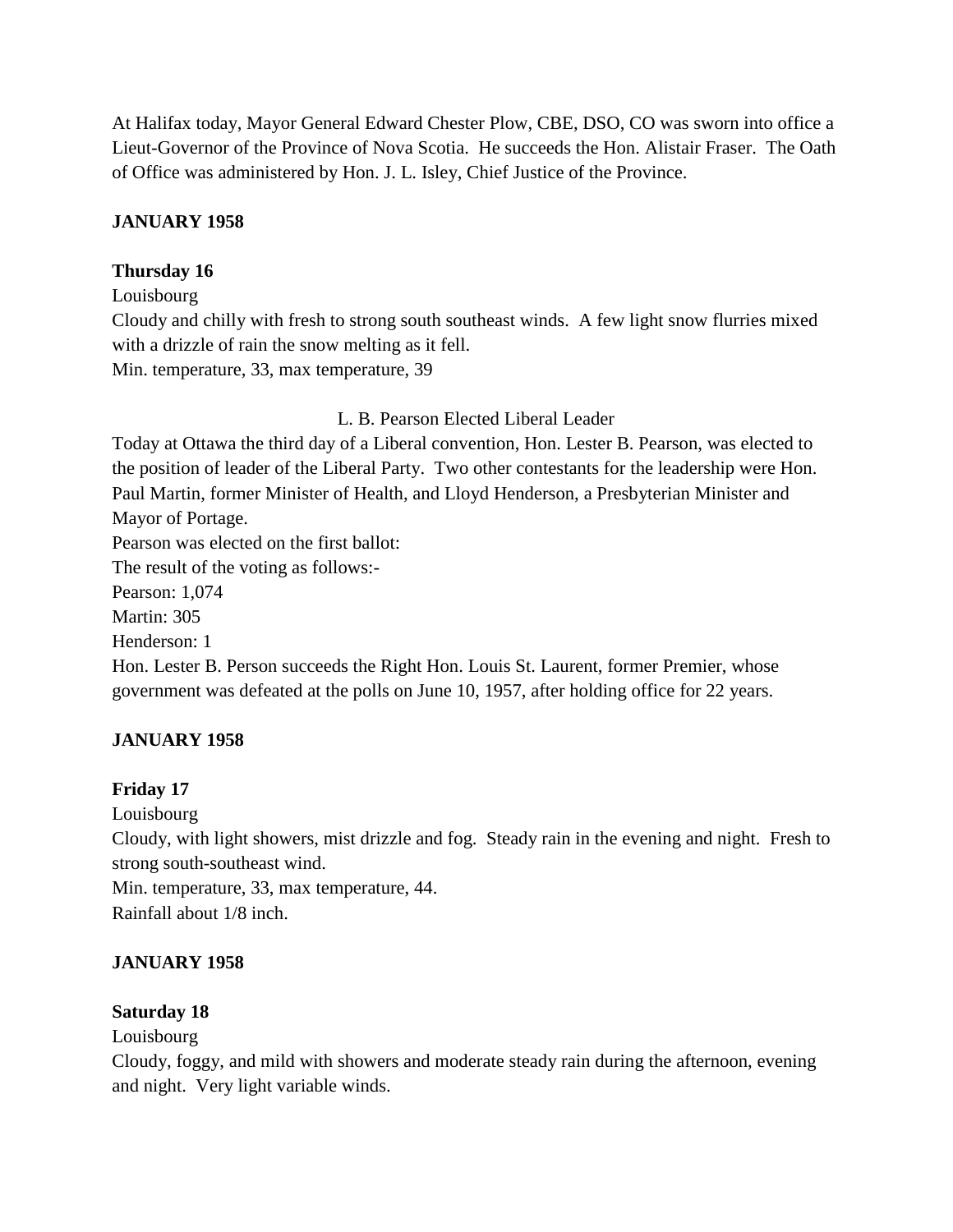At Halifax today, Mayor General Edward Chester Plow, CBE, DSO, CO was sworn into office a Lieut-Governor of the Province of Nova Scotia. He succeeds the Hon. Alistair Fraser. The Oath of Office was administered by Hon. J. L. Isley, Chief Justice of the Province.

**JANUARY 1958**

**Thursday 16**

Louisbourg

Cloudy and chilly with fresh to strong south southeast winds. A few light snow flurries mixed with a drizzle of rain the snow melting as it fell.

Min. temperature, 33, max temperature, 39

L. B. Pearson Elected Liberal Leader

Today at Ottawa the third day of a Liberal convention, Hon. Lester B. Pearson, was elected to the position of leader of the Liberal Party. Two other contestants for the leadership were Hon. Paul Martin, former Minister of Health, and Lloyd Henderson, a Presbyterian Minister and Mayor of Portage.

Pearson was elected on the first ballot:

The result of the voting as follows:-

Pearson: 1,074

Martin: 305

Henderson: 1

Hon. Lester B. Person succeeds the Right Hon. Louis St. Laurent, former Premier, whose government was defeated at the polls on June 10, 1957, after holding office for 22 years.

**JANUARY 1958**

**Friday 17**

Louisbourg

Cloudy, with light showers, mist drizzle and fog. Steady rain in the evening and night. Fresh to strong south-southeast wind.

Min. temperature, 33, max temperature, 44.

Rainfall about 1/8 inch.

**JANUARY 1958**

**Saturday 18**

Louisbourg

Cloudy, foggy, and mild with showers and moderate steady rain during the afternoon, evening and night. Very light variable winds.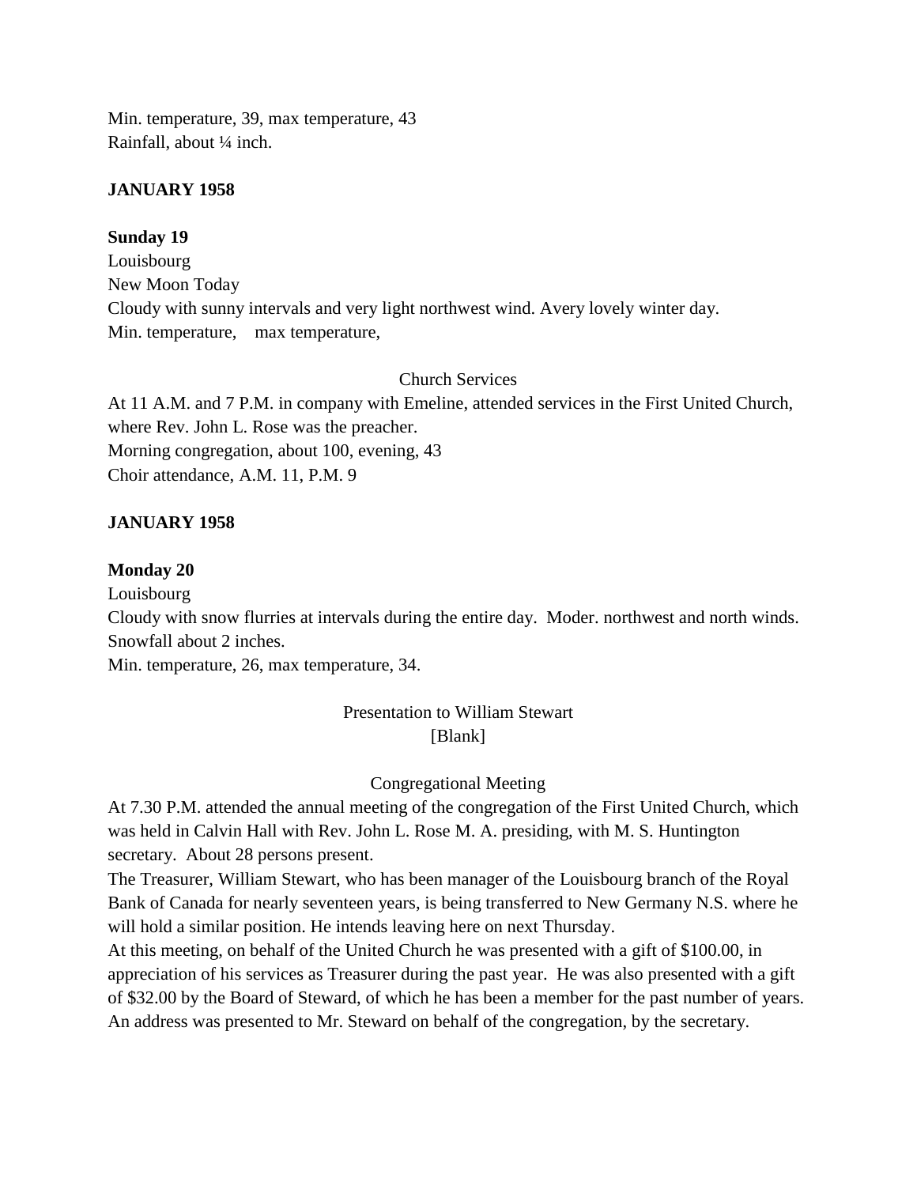Min. temperature, 39, max temperature, 43
Rainfall, about ¼ inch.

**JANUARY 1958**

**Sunday 19**
Louisbourg
New Moon Today
Cloudy with sunny intervals and very light northwest wind. Avery lovely winter day.
Min. temperature, max temperature,

Church Services

At 11 A.M. and 7 P.M. in company with Emeline, attended services in the First United Church, where Rev. John L. Rose was the preacher.
Morning congregation, about 100, evening, 43
Choir attendance, A.M. 11, P.M. 9

**JANUARY 1958**

**Monday 20**
Louisbourg
Cloudy with snow flurries at intervals during the entire day. Moder. northwest and north winds. Snowfall about 2 inches.
Min. temperature, 26, max temperature, 34.

Presentation to William Stewart
[Blank]

Congregational Meeting

At 7.30 P.M. attended the annual meeting of the congregation of the First United Church, which was held in Calvin Hall with Rev. John L. Rose M. A. presiding, with M. S. Huntington secretary. About 28 persons present.
The Treasurer, William Stewart, who has been manager of the Louisbourg branch of the Royal Bank of Canada for nearly seventeen years, is being transferred to New Germany N.S. where he will hold a similar position. He intends leaving here on next Thursday.
At this meeting, on behalf of the United Church he was presented with a gift of $100.00, in appreciation of his services as Treasurer during the past year. He was also presented with a gift of $32.00 by the Board of Steward, of which he has been a member for the past number of years.
An address was presented to Mr. Steward on behalf of the congregation, by the secretary.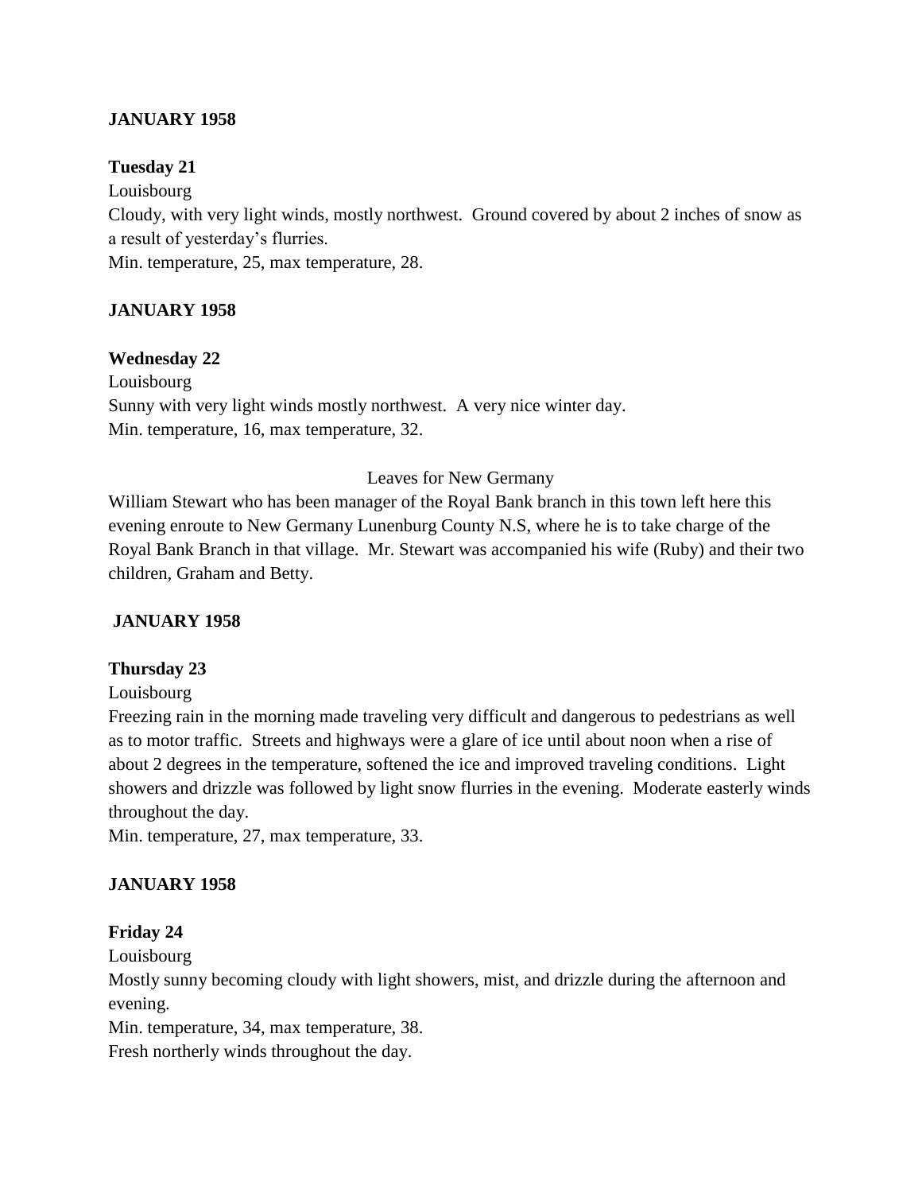**JANUARY 1958**

**Tuesday 21**

Louisbourg

Cloudy, with very light winds, mostly northwest. Ground covered by about 2 inches of snow as a result of yesterday's flurries.

Min. temperature, 25, max temperature, 28.

**JANUARY 1958**

**Wednesday 22**

Louisbourg

Sunny with very light winds mostly northwest. A very nice winter day.

Min. temperature, 16, max temperature, 32.

Leaves for New Germany

William Stewart who has been manager of the Royal Bank branch in this town left here this evening enroute to New Germany Lunenburg County N.S, where he is to take charge of the Royal Bank Branch in that village. Mr. Stewart was accompanied his wife (Ruby) and their two children, Graham and Betty.

**JANUARY 1958**

**Thursday 23**

Louisbourg

Freezing rain in the morning made traveling very difficult and dangerous to pedestrians as well as to motor traffic. Streets and highways were a glare of ice until about noon when a rise of about 2 degrees in the temperature, softened the ice and improved traveling conditions. Light showers and drizzle was followed by light snow flurries in the evening. Moderate easterly winds throughout the day.

Min. temperature, 27, max temperature, 33.

**JANUARY 1958**

**Friday 24**

Louisbourg

Mostly sunny becoming cloudy with light showers, mist, and drizzle during the afternoon and evening.

Min. temperature, 34, max temperature, 38.

Fresh northerly winds throughout the day.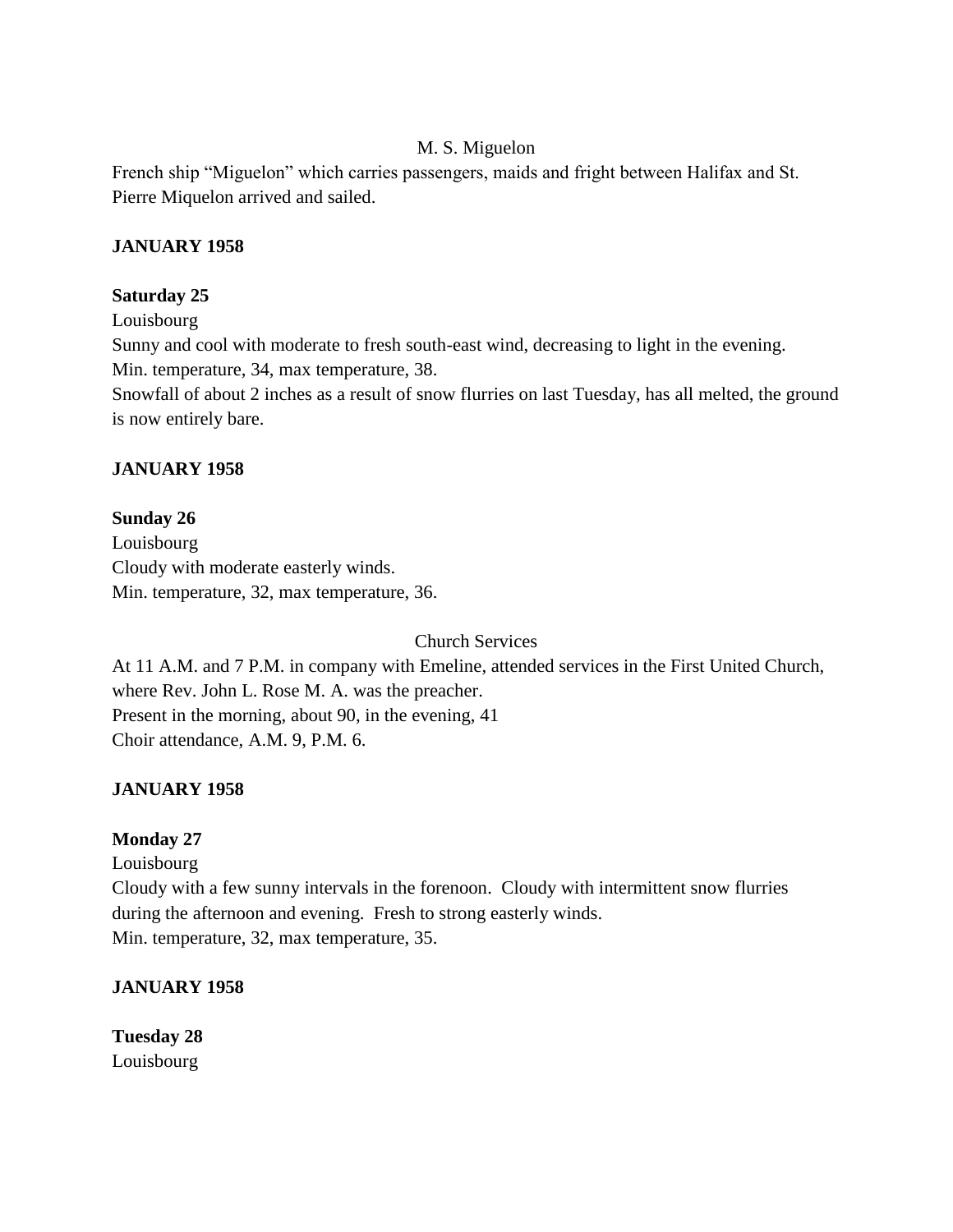M. S. Miguelon

French ship "Miguelon" which carries passengers, maids and fright between Halifax and St. Pierre Miquelon arrived and sailed.

**JANUARY 1958**

**Saturday 25**

Louisbourg

Sunny and cool with moderate to fresh south-east wind, decreasing to light in the evening.

Min. temperature, 34, max temperature, 38.

Snowfall of about 2 inches as a result of snow flurries on last Tuesday, has all melted, the ground is now entirely bare.

**JANUARY 1958**

**Sunday 26**

Louisbourg

Cloudy with moderate easterly winds.

Min. temperature, 32, max temperature, 36.

Church Services

At 11 A.M. and 7 P.M. in company with Emeline, attended services in the First United Church, where Rev. John L. Rose M. A. was the preacher.

Present in the morning, about 90, in the evening, 41

Choir attendance, A.M. 9, P.M. 6.

**JANUARY 1958**

**Monday 27**

Louisbourg

Cloudy with a few sunny intervals in the forenoon. Cloudy with intermittent snow flurries during the afternoon and evening. Fresh to strong easterly winds.

Min. temperature, 32, max temperature, 35.

**JANUARY 1958**

**Tuesday 28**

Louisbourg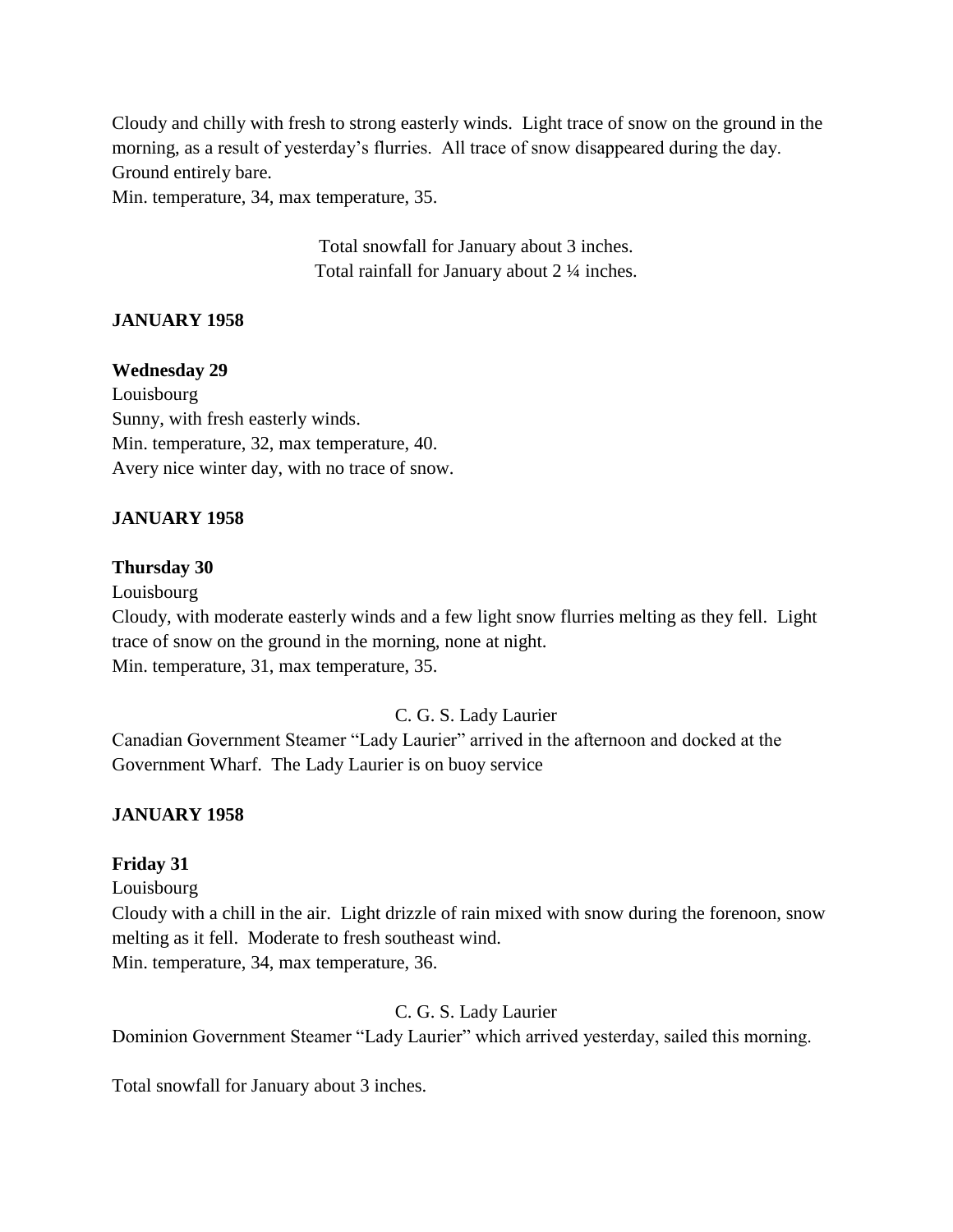Cloudy and chilly with fresh to strong easterly winds. Light trace of snow on the ground in the morning, as a result of yesterday's flurries. All trace of snow disappeared during the day. Ground entirely bare.
Min. temperature, 34, max temperature, 35.

Total snowfall for January about 3 inches.
Total rainfall for January about 2 ¼ inches.

**JANUARY 1958**

**Wednesday 29**
Louisbourg
Sunny, with fresh easterly winds.
Min. temperature, 32, max temperature, 40.
Avery nice winter day, with no trace of snow.

**JANUARY 1958**

**Thursday 30**
Louisbourg
Cloudy, with moderate easterly winds and a few light snow flurries melting as they fell. Light trace of snow on the ground in the morning, none at night.
Min. temperature, 31, max temperature, 35.

C. G. S. Lady Laurier
Canadian Government Steamer "Lady Laurier" arrived in the afternoon and docked at the Government Wharf. The Lady Laurier is on buoy service

**JANUARY 1958**

**Friday 31**
Louisbourg
Cloudy with a chill in the air. Light drizzle of rain mixed with snow during the forenoon, snow melting as it fell. Moderate to fresh southeast wind.
Min. temperature, 34, max temperature, 36.

C. G. S. Lady Laurier
Dominion Government Steamer "Lady Laurier" which arrived yesterday, sailed this morning.

Total snowfall for January about 3 inches.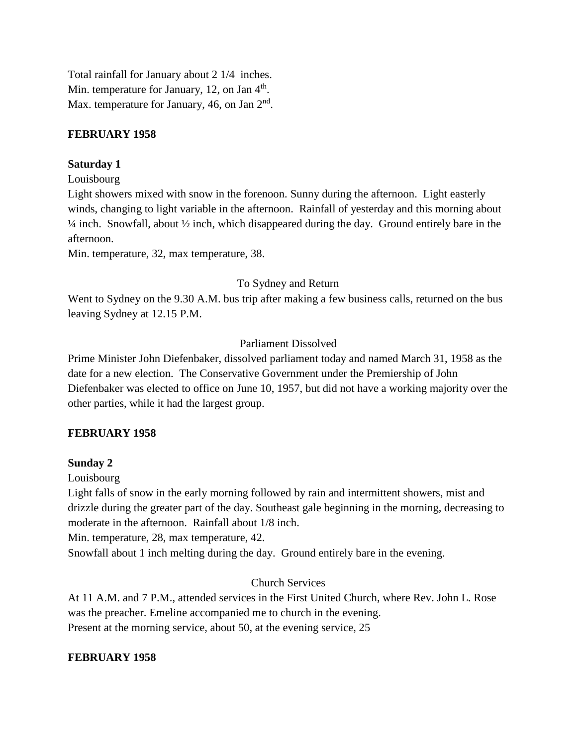Total rainfall for January about 2 1/4 inches.
Min. temperature for January, 12, on Jan 4th.
Max. temperature for January, 46, on Jan 2nd.

**FEBRUARY 1958**

**Saturday 1**

Louisbourg

Light showers mixed with snow in the forenoon. Sunny during the afternoon. Light easterly winds, changing to light variable in the afternoon. Rainfall of yesterday and this morning about ¼ inch. Snowfall, about ½ inch, which disappeared during the day. Ground entirely bare in the afternoon.

Min. temperature, 32, max temperature, 38.

To Sydney and Return

Went to Sydney on the 9.30 A.M. bus trip after making a few business calls, returned on the bus leaving Sydney at 12.15 P.M.

Parliament Dissolved

Prime Minister John Diefenbaker, dissolved parliament today and named March 31, 1958 as the date for a new election. The Conservative Government under the Premiership of John Diefenbaker was elected to office on June 10, 1957, but did not have a working majority over the other parties, while it had the largest group.

**FEBRUARY 1958**

**Sunday 2**

Louisbourg

Light falls of snow in the early morning followed by rain and intermittent showers, mist and drizzle during the greater part of the day. Southeast gale beginning in the morning, decreasing to moderate in the afternoon. Rainfall about 1/8 inch.

Min. temperature, 28, max temperature, 42.

Snowfall about 1 inch melting during the day. Ground entirely bare in the evening.

Church Services

At 11 A.M. and 7 P.M., attended services in the First United Church, where Rev. John L. Rose was the preacher. Emeline accompanied me to church in the evening.

Present at the morning service, about 50, at the evening service, 25

**FEBRUARY 1958**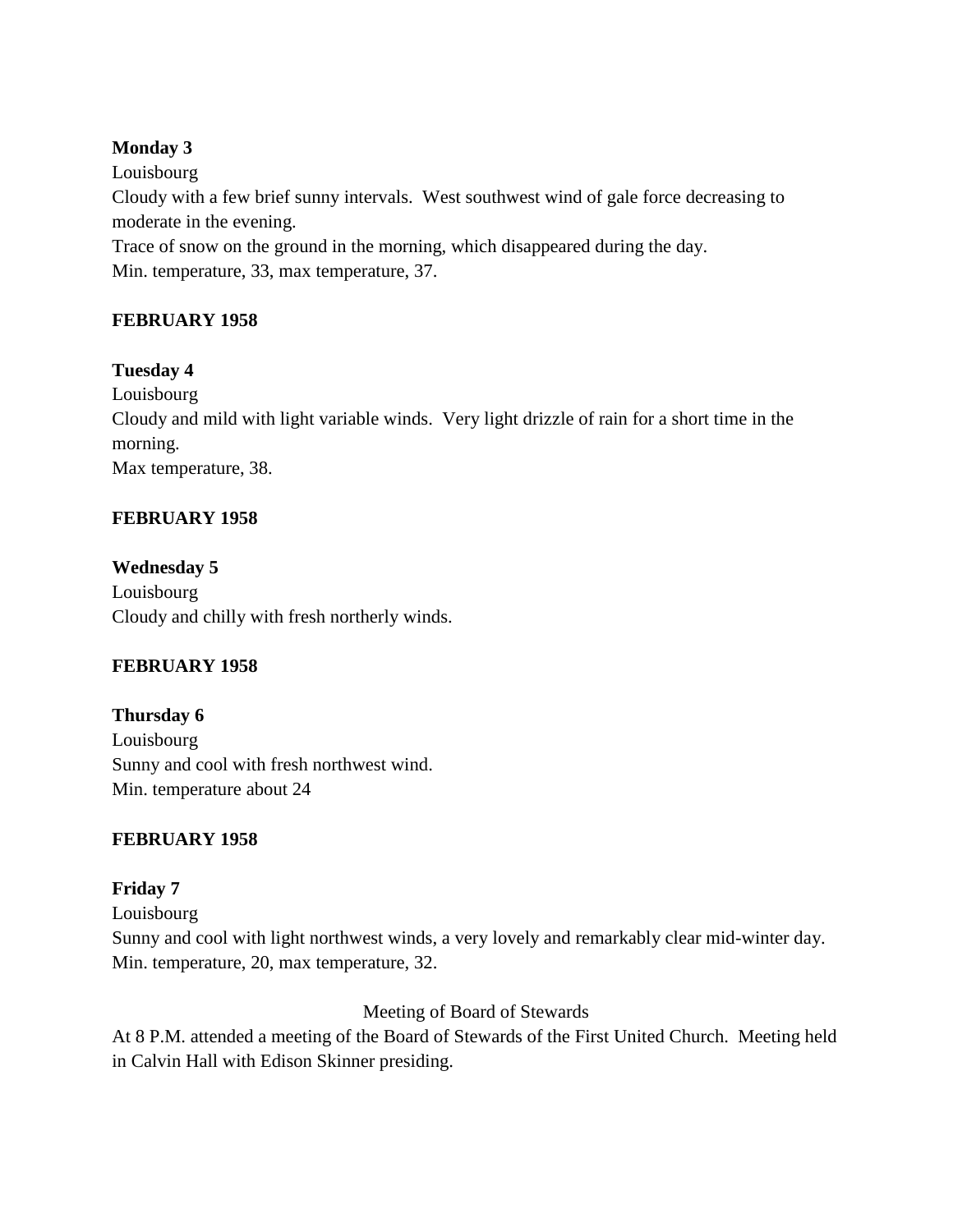**Monday 3**
Louisbourg
Cloudy with a few brief sunny intervals. West southwest wind of gale force decreasing to moderate in the evening.
Trace of snow on the ground in the morning, which disappeared during the day.
Min. temperature, 33, max temperature, 37.

**FEBRUARY 1958**

**Tuesday 4**
Louisbourg
Cloudy and mild with light variable winds. Very light drizzle of rain for a short time in the morning.
Max temperature, 38.

**FEBRUARY 1958**

**Wednesday 5**
Louisbourg
Cloudy and chilly with fresh northerly winds.

**FEBRUARY 1958**

**Thursday 6**
Louisbourg
Sunny and cool with fresh northwest wind.
Min. temperature about 24

**FEBRUARY 1958**

**Friday 7**
Louisbourg
Sunny and cool with light northwest winds, a very lovely and remarkably clear mid-winter day.
Min. temperature, 20, max temperature, 32.

Meeting of Board of Stewards

At 8 P.M. attended a meeting of the Board of Stewards of the First United Church. Meeting held in Calvin Hall with Edison Skinner presiding.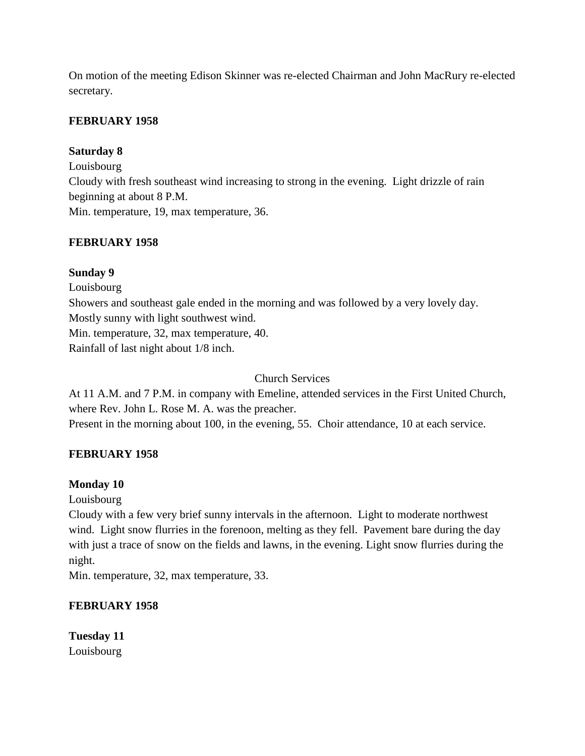On motion of the meeting Edison Skinner was re-elected Chairman and John MacRury re-elected secretary.

**FEBRUARY 1958**

**Saturday 8**

Louisbourg

Cloudy with fresh southeast wind increasing to strong in the evening. Light drizzle of rain beginning at about 8 P.M.

Min. temperature, 19, max temperature, 36.

**FEBRUARY 1958**

**Sunday 9**

Louisbourg

Showers and southeast gale ended in the morning and was followed by a very lovely day. Mostly sunny with light southwest wind.

Min. temperature, 32, max temperature, 40.

Rainfall of last night about 1/8 inch.

Church Services

At 11 A.M. and 7 P.M. in company with Emeline, attended services in the First United Church, where Rev. John L. Rose M. A. was the preacher.

Present in the morning about 100, in the evening, 55. Choir attendance, 10 at each service.

**FEBRUARY 1958**

**Monday 10**

Louisbourg

Cloudy with a few very brief sunny intervals in the afternoon. Light to moderate northwest wind. Light snow flurries in the forenoon, melting as they fell. Pavement bare during the day with just a trace of snow on the fields and lawns, in the evening. Light snow flurries during the night.

Min. temperature, 32, max temperature, 33.

**FEBRUARY 1958**

**Tuesday 11**

Louisbourg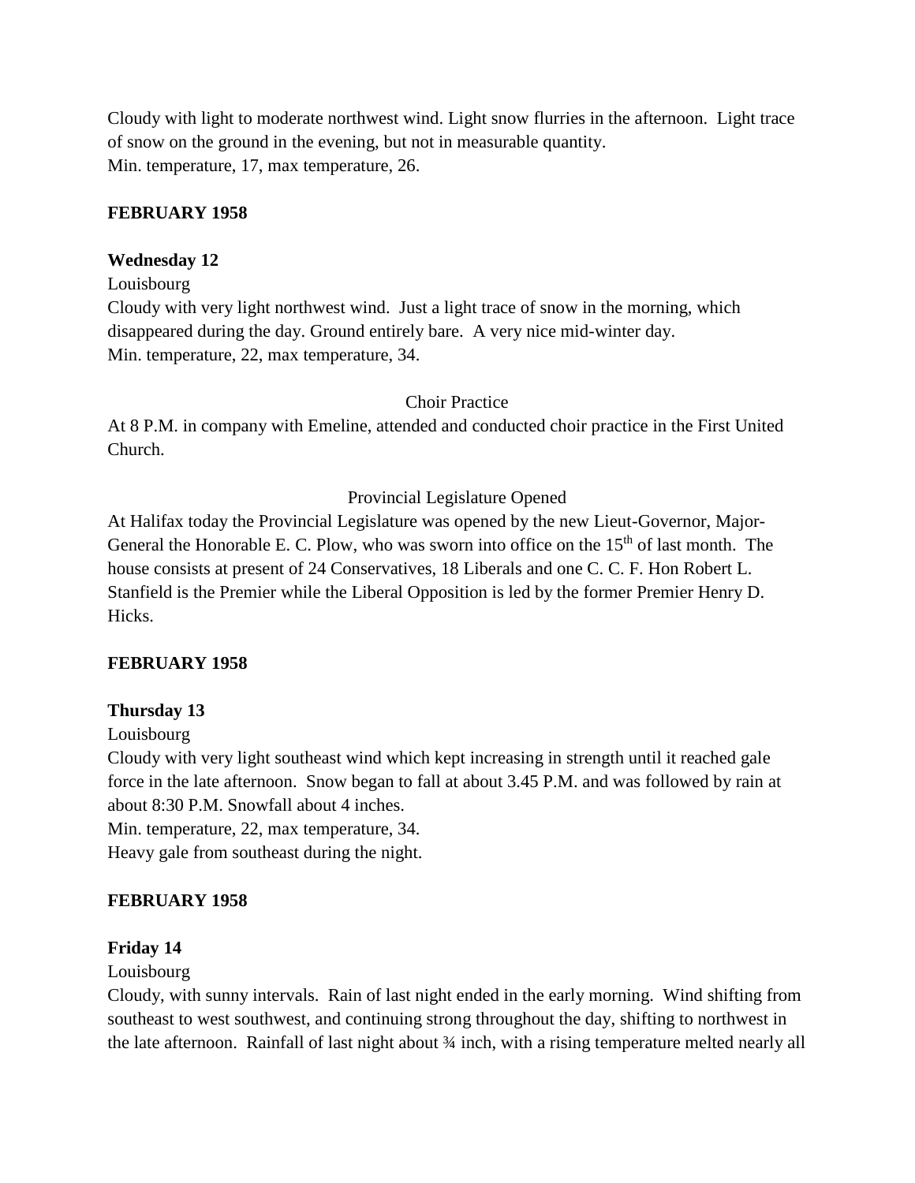Cloudy with light to moderate northwest wind. Light snow flurries in the afternoon. Light trace of snow on the ground in the evening, but not in measurable quantity.
Min. temperature, 17, max temperature, 26.

**FEBRUARY 1958**

**Wednesday 12**

Louisbourg
Cloudy with very light northwest wind. Just a light trace of snow in the morning, which disappeared during the day. Ground entirely bare. A very nice mid-winter day.
Min. temperature, 22, max temperature, 34.

Choir Practice

At 8 P.M. in company with Emeline, attended and conducted choir practice in the First United Church.

Provincial Legislature Opened

At Halifax today the Provincial Legislature was opened by the new Lieut-Governor, Major-General the Honorable E. C. Plow, who was sworn into office on the 15th of last month. The house consists at present of 24 Conservatives, 18 Liberals and one C. C. F. Hon Robert L. Stanfield is the Premier while the Liberal Opposition is led by the former Premier Henry D. Hicks.

**FEBRUARY 1958**

**Thursday 13**

Louisbourg
Cloudy with very light southeast wind which kept increasing in strength until it reached gale force in the late afternoon. Snow began to fall at about 3.45 P.M. and was followed by rain at about 8:30 P.M. Snowfall about 4 inches.
Min. temperature, 22, max temperature, 34.
Heavy gale from southeast during the night.

**FEBRUARY 1958**

**Friday 14**

Louisbourg
Cloudy, with sunny intervals. Rain of last night ended in the early morning. Wind shifting from southeast to west southwest, and continuing strong throughout the day, shifting to northwest in the late afternoon. Rainfall of last night about ¾ inch, with a rising temperature melted nearly all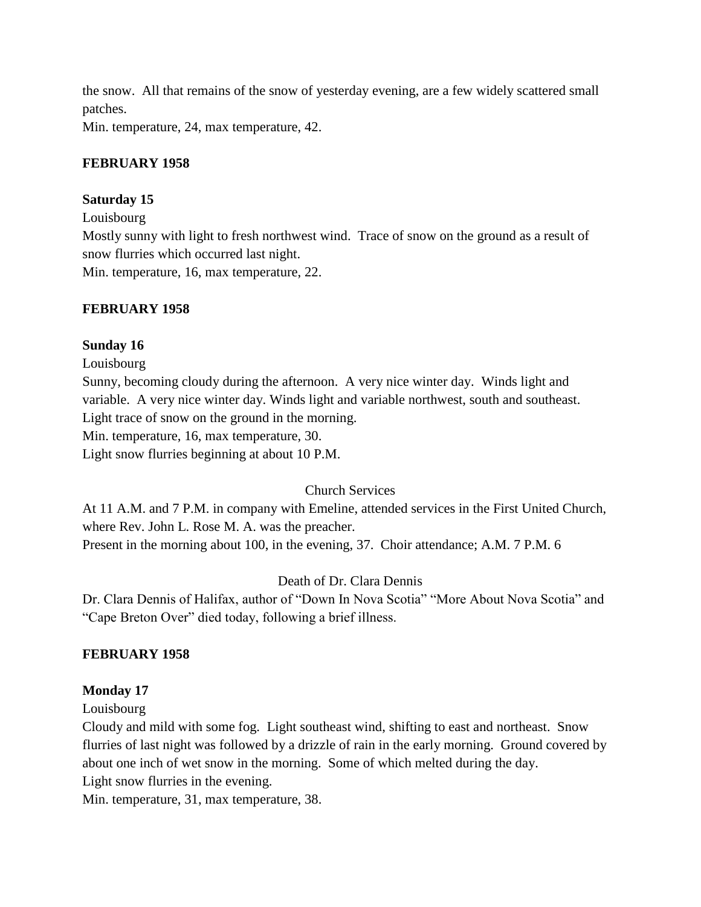the snow. All that remains of the snow of yesterday evening, are a few widely scattered small patches.
Min. temperature, 24, max temperature, 42.

**FEBRUARY 1958**

**Saturday 15**
Louisbourg
Mostly sunny with light to fresh northwest wind. Trace of snow on the ground as a result of snow flurries which occurred last night.
Min. temperature, 16, max temperature, 22.

**FEBRUARY 1958**

**Sunday 16**
Louisbourg
Sunny, becoming cloudy during the afternoon. A very nice winter day. Winds light and variable. A very nice winter day. Winds light and variable northwest, south and southeast. Light trace of snow on the ground in the morning.
Min. temperature, 16, max temperature, 30.
Light snow flurries beginning at about 10 P.M.

Church Services

At 11 A.M. and 7 P.M. in company with Emeline, attended services in the First United Church, where Rev. John L. Rose M. A. was the preacher.
Present in the morning about 100, in the evening, 37. Choir attendance; A.M. 7 P.M. 6

Death of Dr. Clara Dennis

Dr. Clara Dennis of Halifax, author of "Down In Nova Scotia" "More About Nova Scotia" and "Cape Breton Over" died today, following a brief illness.

**FEBRUARY 1958**

**Monday 17**
Louisbourg
Cloudy and mild with some fog. Light southeast wind, shifting to east and northeast. Snow flurries of last night was followed by a drizzle of rain in the early morning. Ground covered by about one inch of wet snow in the morning. Some of which melted during the day.
Light snow flurries in the evening.
Min. temperature, 31, max temperature, 38.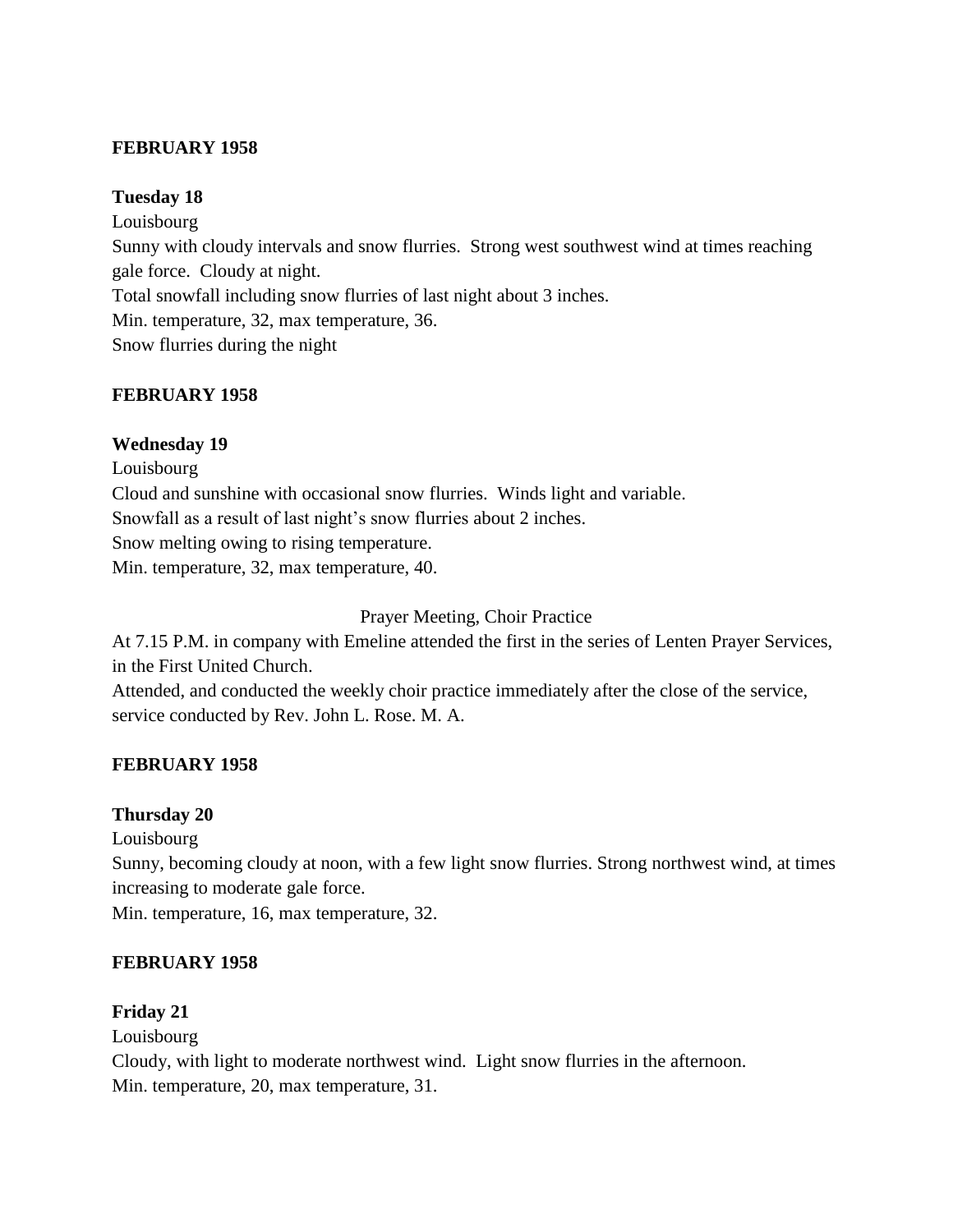**FEBRUARY 1958**

**Tuesday 18**

Louisbourg

Sunny with cloudy intervals and snow flurries. Strong west southwest wind at times reaching gale force. Cloudy at night.

Total snowfall including snow flurries of last night about 3 inches.

Min. temperature, 32, max temperature, 36.

Snow flurries during the night

**FEBRUARY 1958**

**Wednesday 19**

Louisbourg

Cloud and sunshine with occasional snow flurries. Winds light and variable.

Snowfall as a result of last night's snow flurries about 2 inches.

Snow melting owing to rising temperature.

Min. temperature, 32, max temperature, 40.

Prayer Meeting, Choir Practice

At 7.15 P.M. in company with Emeline attended the first in the series of Lenten Prayer Services, in the First United Church.

Attended, and conducted the weekly choir practice immediately after the close of the service, service conducted by Rev. John L. Rose. M. A.

**FEBRUARY 1958**

**Thursday 20**

Louisbourg

Sunny, becoming cloudy at noon, with a few light snow flurries. Strong northwest wind, at times increasing to moderate gale force.

Min. temperature, 16, max temperature, 32.

**FEBRUARY 1958**

**Friday 21**

Louisbourg

Cloudy, with light to moderate northwest wind. Light snow flurries in the afternoon.

Min. temperature, 20, max temperature, 31.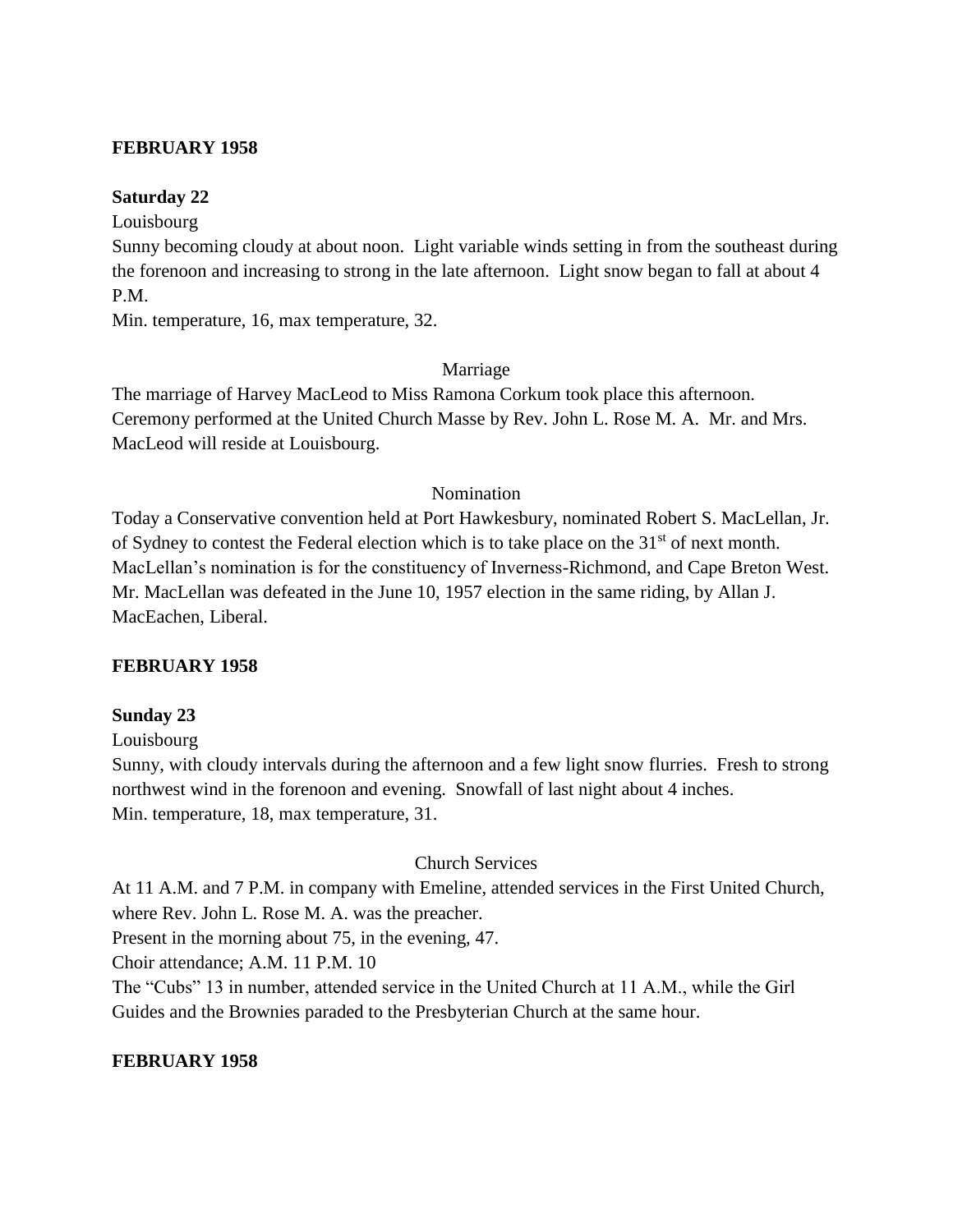## FEBRUARY 1958

### Saturday 22

Louisbourg

Sunny becoming cloudy at about noon. Light variable winds setting in from the southeast during the forenoon and increasing to strong in the late afternoon. Light snow began to fall at about 4 P.M.

Min. temperature, 16, max temperature, 32.

Marriage

The marriage of Harvey MacLeod to Miss Ramona Corkum took place this afternoon. Ceremony performed at the United Church Masse by Rev. John L. Rose M. A. Mr. and Mrs. MacLeod will reside at Louisbourg.

Nomination

Today a Conservative convention held at Port Hawkesbury, nominated Robert S. MacLellan, Jr. of Sydney to contest the Federal election which is to take place on the 31st of next month. MacLellan's nomination is for the constituency of Inverness-Richmond, and Cape Breton West. Mr. MacLellan was defeated in the June 10, 1957 election in the same riding, by Allan J. MacEachen, Liberal.

## FEBRUARY 1958

### Sunday 23

Louisbourg

Sunny, with cloudy intervals during the afternoon and a few light snow flurries. Fresh to strong northwest wind in the forenoon and evening. Snowfall of last night about 4 inches.

Min. temperature, 18, max temperature, 31.

Church Services

At 11 A.M. and 7 P.M. in company with Emeline, attended services in the First United Church, where Rev. John L. Rose M. A. was the preacher.

Present in the morning about 75, in the evening, 47.

Choir attendance; A.M. 11 P.M. 10

The "Cubs" 13 in number, attended service in the United Church at 11 A.M., while the Girl Guides and the Brownies paraded to the Presbyterian Church at the same hour.

## FEBRUARY 1958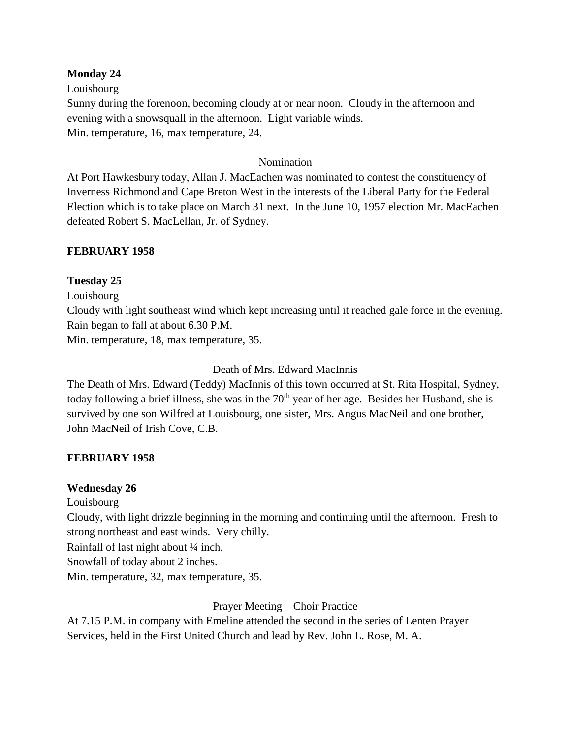**Monday 24**

Louisbourg

Sunny during the forenoon, becoming cloudy at or near noon. Cloudy in the afternoon and evening with a snowsquall in the afternoon. Light variable winds.

Min. temperature, 16, max temperature, 24.

Nomination

At Port Hawkesbury today, Allan J. MacEachen was nominated to contest the constituency of Inverness Richmond and Cape Breton West in the interests of the Liberal Party for the Federal Election which is to take place on March 31 next. In the June 10, 1957 election Mr. MacEachen defeated Robert S. MacLellan, Jr. of Sydney.

**FEBRUARY 1958**

**Tuesday 25**

Louisbourg

Cloudy with light southeast wind which kept increasing until it reached gale force in the evening. Rain began to fall at about 6.30 P.M.

Min. temperature, 18, max temperature, 35.

Death of Mrs. Edward MacInnis

The Death of Mrs. Edward (Teddy) MacInnis of this town occurred at St. Rita Hospital, Sydney, today following a brief illness, she was in the 70th year of her age. Besides her Husband, she is survived by one son Wilfred at Louisbourg, one sister, Mrs. Angus MacNeil and one brother, John MacNeil of Irish Cove, C.B.

**FEBRUARY 1958**

**Wednesday 26**

Louisbourg

Cloudy, with light drizzle beginning in the morning and continuing until the afternoon. Fresh to strong northeast and east winds. Very chilly.

Rainfall of last night about ¼ inch.

Snowfall of today about 2 inches.

Min. temperature, 32, max temperature, 35.

Prayer Meeting – Choir Practice

At 7.15 P.M. in company with Emeline attended the second in the series of Lenten Prayer Services, held in the First United Church and lead by Rev. John L. Rose, M. A.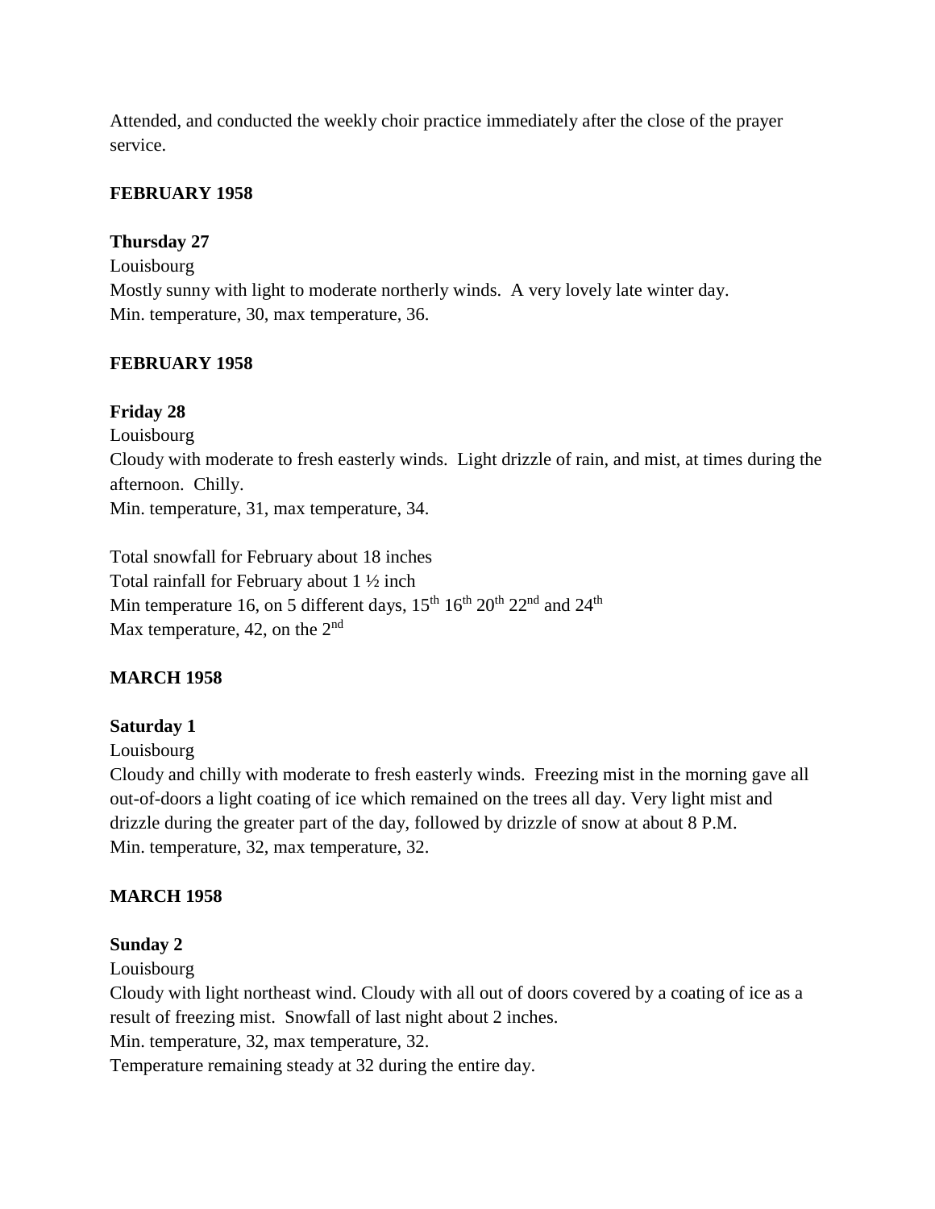Attended, and conducted the weekly choir practice immediately after the close of the prayer service.

**FEBRUARY 1958**

**Thursday 27**

Louisbourg

Mostly sunny with light to moderate northerly winds. A very lovely late winter day.

Min. temperature, 30, max temperature, 36.

**FEBRUARY 1958**

**Friday 28**

Louisbourg

Cloudy with moderate to fresh easterly winds. Light drizzle of rain, and mist, at times during the afternoon. Chilly.

Min. temperature, 31, max temperature, 34.

Total snowfall for February about 18 inches

Total rainfall for February about 1 ½ inch

Min temperature 16, on 5 different days, 15th 16th 20th 22nd and 24th

Max temperature, 42, on the 2nd

**MARCH 1958**

**Saturday 1**

Louisbourg

Cloudy and chilly with moderate to fresh easterly winds. Freezing mist in the morning gave all out-of-doors a light coating of ice which remained on the trees all day. Very light mist and drizzle during the greater part of the day, followed by drizzle of snow at about 8 P.M.

Min. temperature, 32, max temperature, 32.

**MARCH 1958**

**Sunday 2**

Louisbourg

Cloudy with light northeast wind. Cloudy with all out of doors covered by a coating of ice as a result of freezing mist. Snowfall of last night about 2 inches.

Min. temperature, 32, max temperature, 32.

Temperature remaining steady at 32 during the entire day.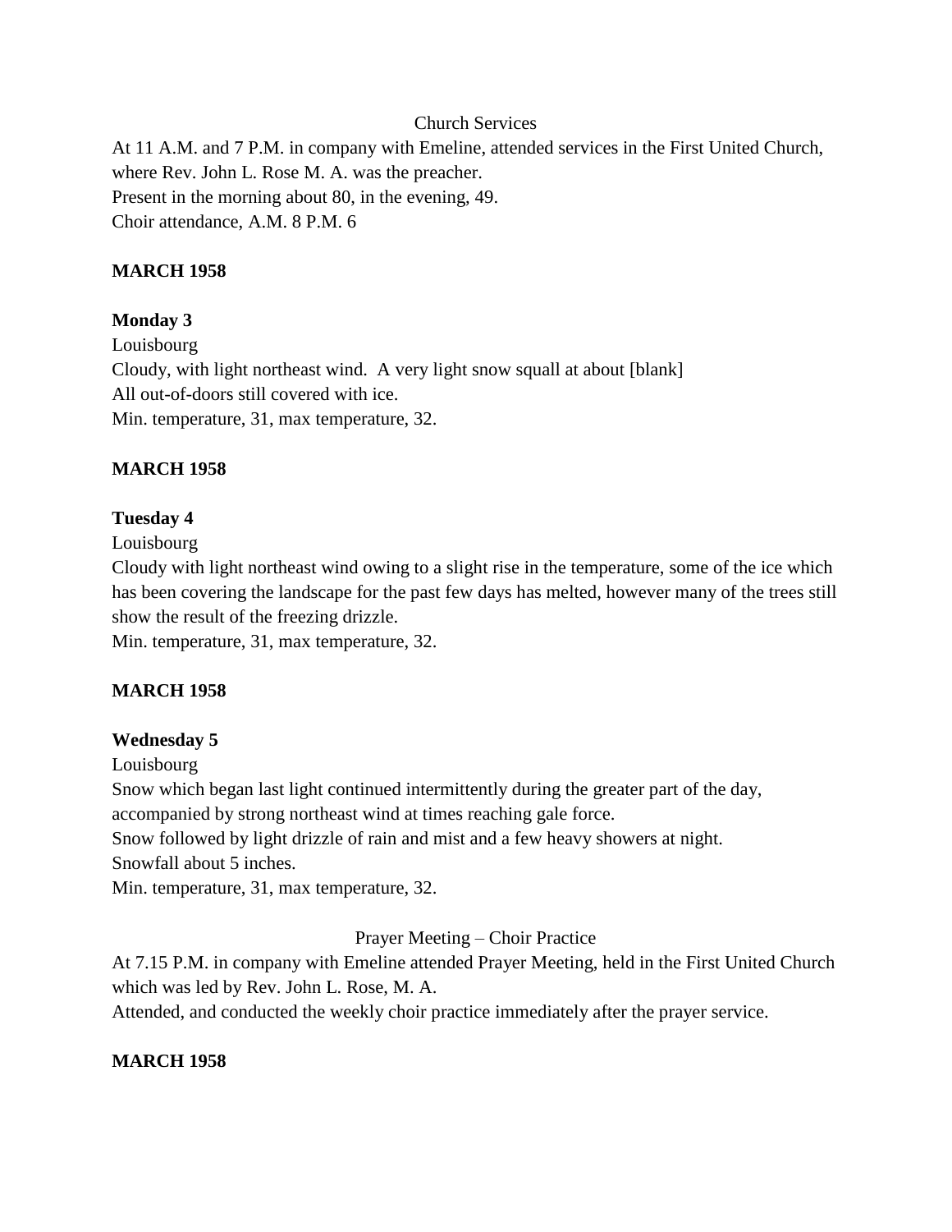Church Services

At 11 A.M. and 7 P.M. in company with Emeline, attended services in the First United Church, where Rev. John L. Rose M. A. was the preacher.
Present in the morning about 80, in the evening, 49.
Choir attendance, A.M. 8 P.M. 6

**MARCH 1958**

**Monday 3**

Louisbourg
Cloudy, with light northeast wind. A very light snow squall at about [blank]
All out-of-doors still covered with ice.
Min. temperature, 31, max temperature, 32.

**MARCH 1958**

**Tuesday 4**

Louisbourg
Cloudy with light northeast wind owing to a slight rise in the temperature, some of the ice which has been covering the landscape for the past few days has melted, however many of the trees still show the result of the freezing drizzle.
Min. temperature, 31, max temperature, 32.

**MARCH 1958**

**Wednesday 5**

Louisbourg
Snow which began last light continued intermittently during the greater part of the day, accompanied by strong northeast wind at times reaching gale force.
Snow followed by light drizzle of rain and mist and a few heavy showers at night.
Snowfall about 5 inches.
Min. temperature, 31, max temperature, 32.

Prayer Meeting – Choir Practice

At 7.15 P.M. in company with Emeline attended Prayer Meeting, held in the First United Church which was led by Rev. John L. Rose, M. A.
Attended, and conducted the weekly choir practice immediately after the prayer service.

**MARCH 1958**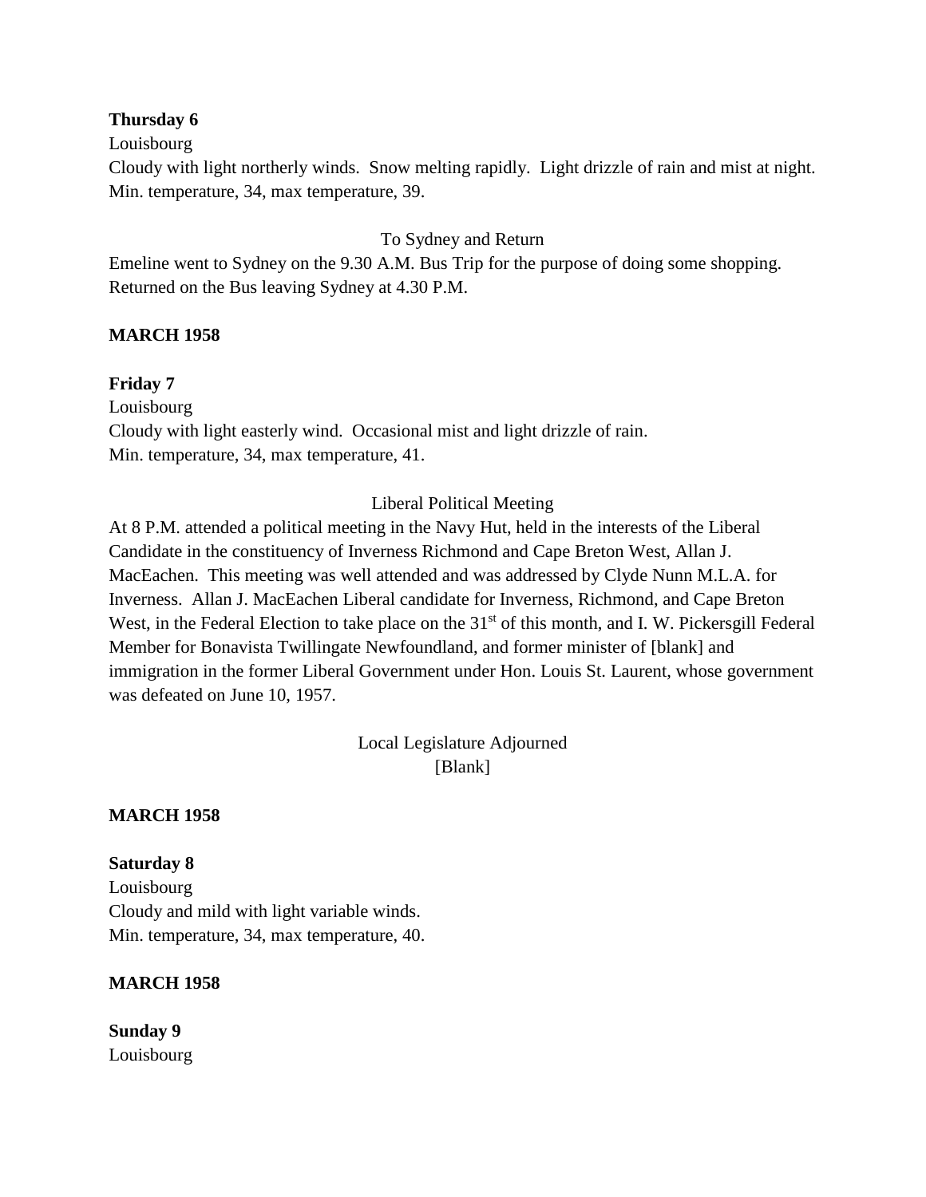**Thursday 6**

Louisbourg

Cloudy with light northerly winds. Snow melting rapidly. Light drizzle of rain and mist at night. Min. temperature, 34, max temperature, 39.

To Sydney and Return

Emeline went to Sydney on the 9.30 A.M. Bus Trip for the purpose of doing some shopping. Returned on the Bus leaving Sydney at 4.30 P.M.

**MARCH 1958**

**Friday 7**

Louisbourg

Cloudy with light easterly wind. Occasional mist and light drizzle of rain.

Min. temperature, 34, max temperature, 41.

Liberal Political Meeting

At 8 P.M. attended a political meeting in the Navy Hut, held in the interests of the Liberal Candidate in the constituency of Inverness Richmond and Cape Breton West, Allan J. MacEachen. This meeting was well attended and was addressed by Clyde Nunn M.L.A. for Inverness. Allan J. MacEachen Liberal candidate for Inverness, Richmond, and Cape Breton West, in the Federal Election to take place on the 31st of this month, and I. W. Pickersgill Federal Member for Bonavista Twillingate Newfoundland, and former minister of [blank] and immigration in the former Liberal Government under Hon. Louis St. Laurent, whose government was defeated on June 10, 1957.

Local Legislature Adjourned

[Blank]

**MARCH 1958**

**Saturday 8**

Louisbourg

Cloudy and mild with light variable winds.

Min. temperature, 34, max temperature, 40.

**MARCH 1958**

**Sunday 9**

Louisbourg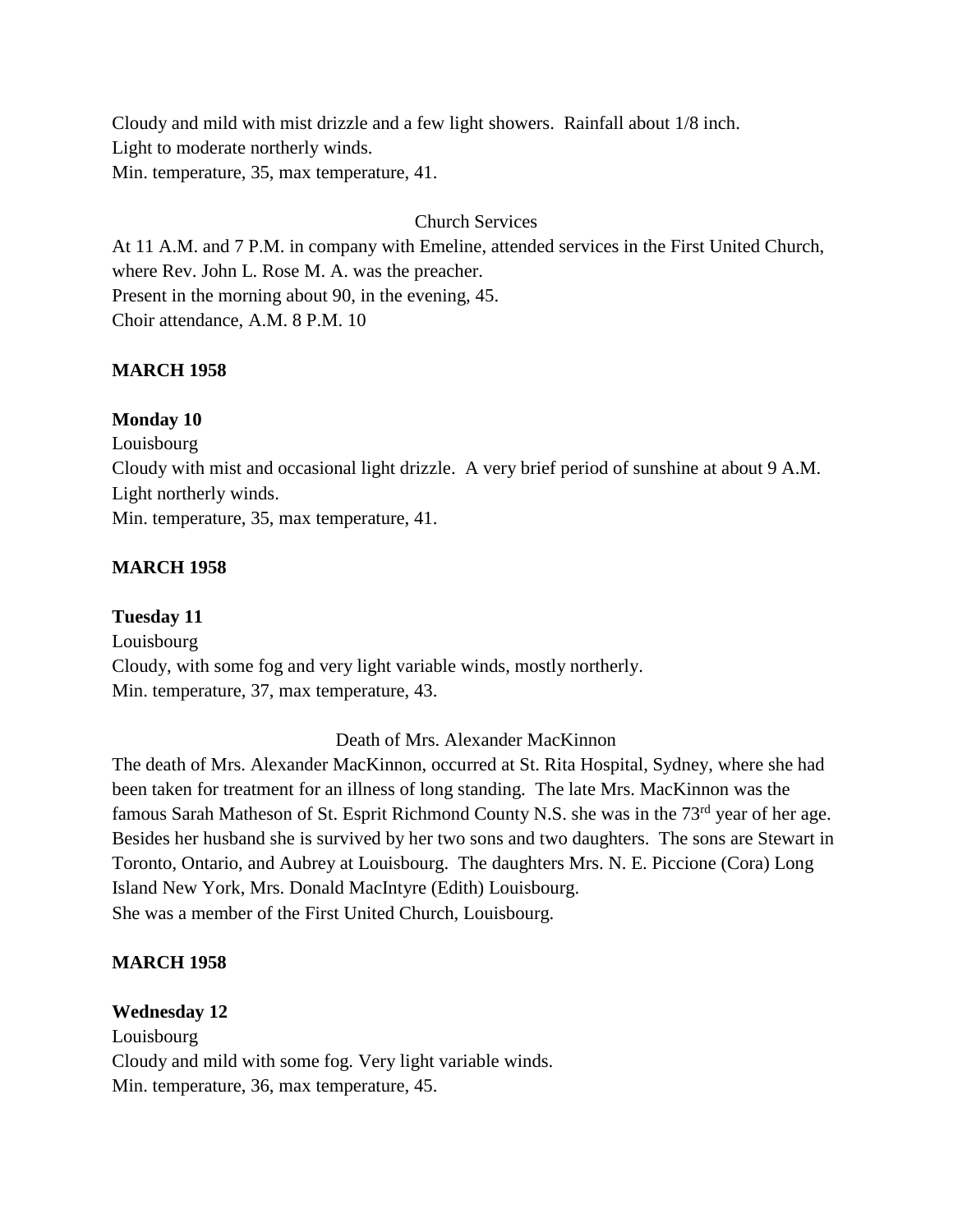Cloudy and mild with mist drizzle and a few light showers.  Rainfall about 1/8 inch.
Light to moderate northerly winds.
Min. temperature, 35, max temperature, 41.

Church Services

At 11 A.M. and 7 P.M. in company with Emeline, attended services in the First United Church, where Rev. John L. Rose M. A. was the preacher.
Present in the morning about 90, in the evening, 45.
Choir attendance, A.M. 8 P.M. 10

**MARCH 1958**

**Monday 10**

Louisbourg
Cloudy with mist and occasional light drizzle.  A very brief period of sunshine at about 9 A.M.
Light northerly winds.
Min. temperature, 35, max temperature, 41.

**MARCH 1958**

**Tuesday 11**

Louisbourg
Cloudy, with some fog and very light variable winds, mostly northerly.
Min. temperature, 37, max temperature, 43.

Death of Mrs. Alexander MacKinnon

The death of Mrs. Alexander MacKinnon, occurred at St. Rita Hospital, Sydney, where she had been taken for treatment for an illness of long standing.  The late Mrs. MacKinnon was the famous Sarah Matheson of St. Esprit Richmond County N.S. she was in the 73rd year of her age. Besides her husband she is survived by her two sons and two daughters.  The sons are Stewart in Toronto, Ontario, and Aubrey at Louisbourg.  The daughters Mrs. N. E. Piccione (Cora) Long Island New York, Mrs. Donald MacIntyre (Edith) Louisbourg.
She was a member of the First United Church, Louisbourg.

**MARCH 1958**

**Wednesday 12**

Louisbourg
Cloudy and mild with some fog. Very light variable winds.
Min. temperature, 36, max temperature, 45.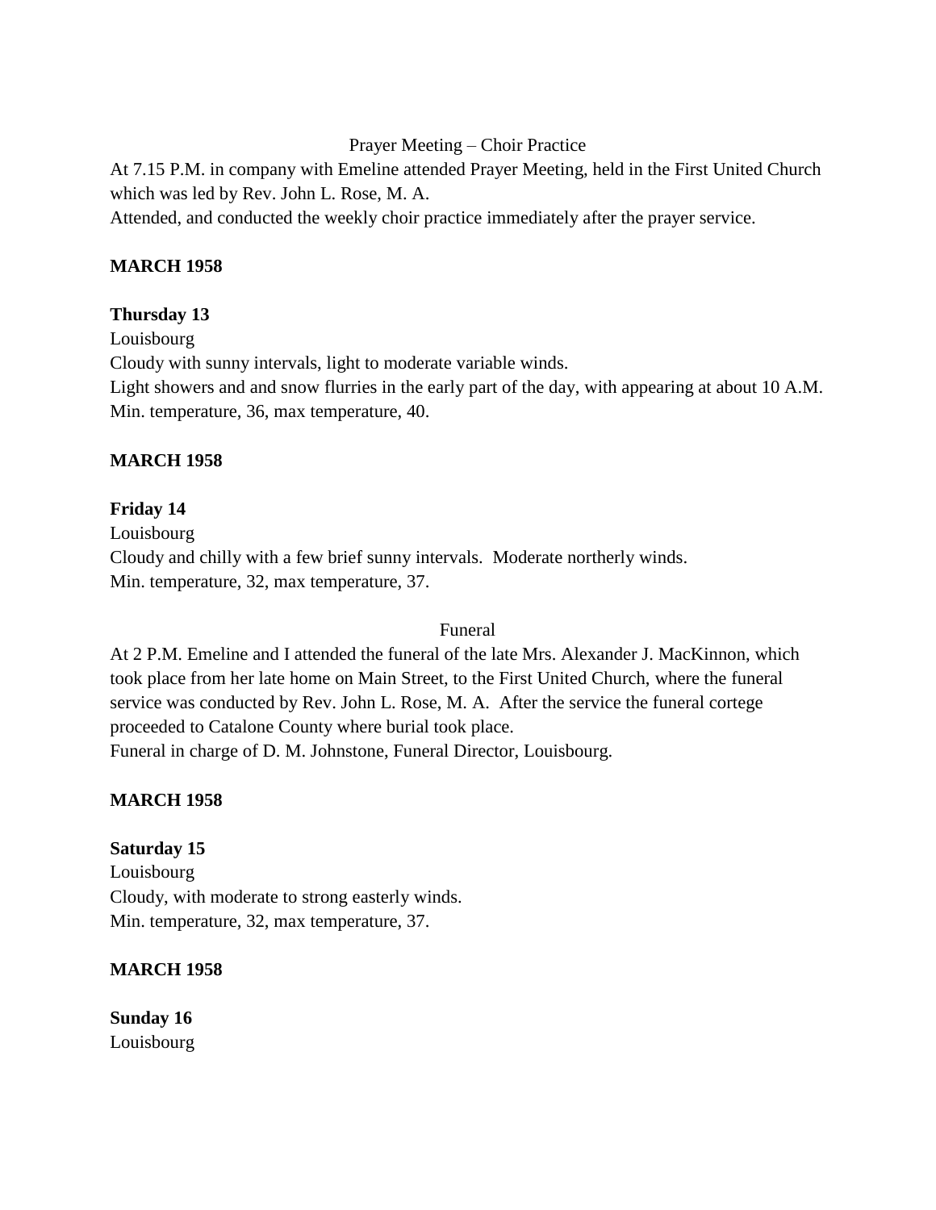Prayer Meeting – Choir Practice

At 7.15 P.M. in company with Emeline attended Prayer Meeting, held in the First United Church which was led by Rev. John L. Rose, M. A.
Attended, and conducted the weekly choir practice immediately after the prayer service.

**MARCH 1958**

**Thursday 13**
Louisbourg
Cloudy with sunny intervals, light to moderate variable winds.
Light showers and and snow flurries in the early part of the day, with appearing at about 10 A.M.
Min. temperature, 36, max temperature, 40.

**MARCH 1958**

**Friday 14**
Louisbourg
Cloudy and chilly with a few brief sunny intervals. Moderate northerly winds.
Min. temperature, 32, max temperature, 37.

Funeral

At 2 P.M. Emeline and I attended the funeral of the late Mrs. Alexander J. MacKinnon, which took place from her late home on Main Street, to the First United Church, where the funeral service was conducted by Rev. John L. Rose, M. A. After the service the funeral cortege proceeded to Catalone County where burial took place.
Funeral in charge of D. M. Johnstone, Funeral Director, Louisbourg.

**MARCH 1958**

**Saturday 15**
Louisbourg
Cloudy, with moderate to strong easterly winds.
Min. temperature, 32, max temperature, 37.

**MARCH 1958**

**Sunday 16**
Louisbourg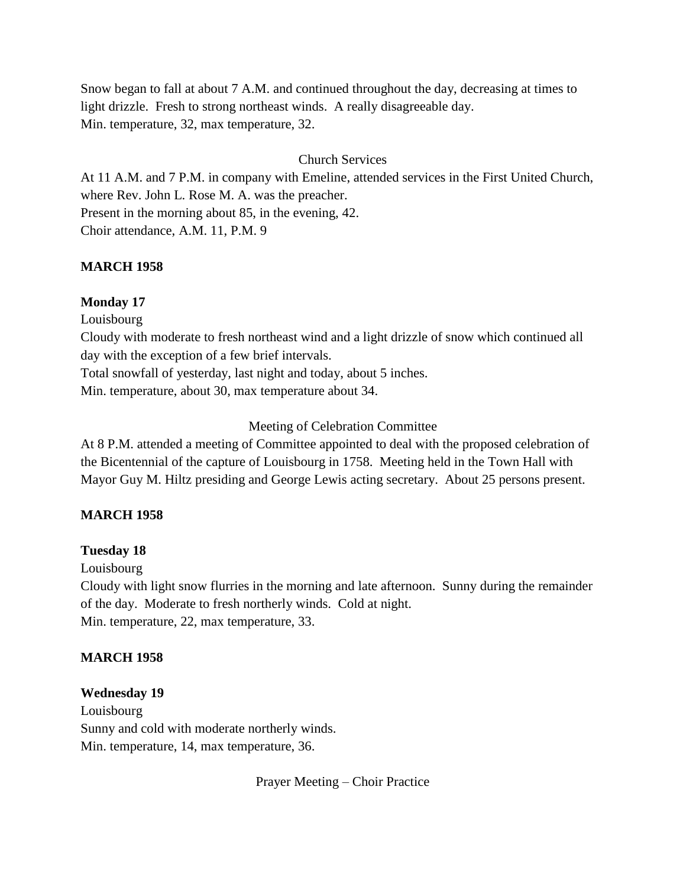Snow began to fall at about 7 A.M. and continued throughout the day, decreasing at times to light drizzle. Fresh to strong northeast winds. A really disagreeable day.
Min. temperature, 32, max temperature, 32.

Church Services

At 11 A.M. and 7 P.M. in company with Emeline, attended services in the First United Church, where Rev. John L. Rose M. A. was the preacher.
Present in the morning about 85, in the evening, 42.
Choir attendance, A.M. 11, P.M. 9

**MARCH 1958**

**Monday 17**

Louisbourg
Cloudy with moderate to fresh northeast wind and a light drizzle of snow which continued all day with the exception of a few brief intervals.
Total snowfall of yesterday, last night and today, about 5 inches.
Min. temperature, about 30, max temperature about 34.

Meeting of Celebration Committee

At 8 P.M. attended a meeting of Committee appointed to deal with the proposed celebration of the Bicentennial of the capture of Louisbourg in 1758. Meeting held in the Town Hall with Mayor Guy M. Hiltz presiding and George Lewis acting secretary. About 25 persons present.

**MARCH 1958**

**Tuesday 18**

Louisbourg
Cloudy with light snow flurries in the morning and late afternoon. Sunny during the remainder of the day. Moderate to fresh northerly winds. Cold at night.
Min. temperature, 22, max temperature, 33.

**MARCH 1958**

**Wednesday 19**

Louisbourg
Sunny and cold with moderate northerly winds.
Min. temperature, 14, max temperature, 36.

Prayer Meeting – Choir Practice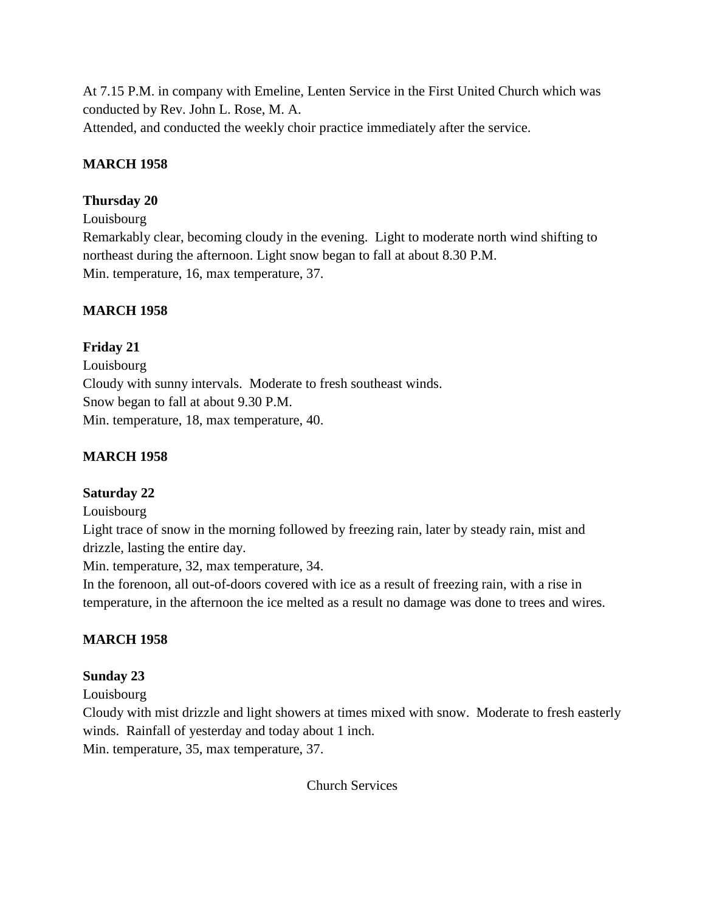At 7.15 P.M. in company with Emeline, Lenten Service in the First United Church which was conducted by Rev. John L. Rose, M. A.
Attended, and conducted the weekly choir practice immediately after the service.

**MARCH 1958**

**Thursday 20**
Louisbourg
Remarkably clear, becoming cloudy in the evening. Light to moderate north wind shifting to northeast during the afternoon. Light snow began to fall at about 8.30 P.M.
Min. temperature, 16, max temperature, 37.

**MARCH 1958**

**Friday 21**
Louisbourg
Cloudy with sunny intervals. Moderate to fresh southeast winds.
Snow began to fall at about 9.30 P.M.
Min. temperature, 18, max temperature, 40.

**MARCH 1958**

**Saturday 22**
Louisbourg
Light trace of snow in the morning followed by freezing rain, later by steady rain, mist and drizzle, lasting the entire day.
Min. temperature, 32, max temperature, 34.
In the forenoon, all out-of-doors covered with ice as a result of freezing rain, with a rise in temperature, in the afternoon the ice melted as a result no damage was done to trees and wires.

**MARCH 1958**

**Sunday 23**
Louisbourg
Cloudy with mist drizzle and light showers at times mixed with snow. Moderate to fresh easterly winds. Rainfall of yesterday and today about 1 inch.
Min. temperature, 35, max temperature, 37.

Church Services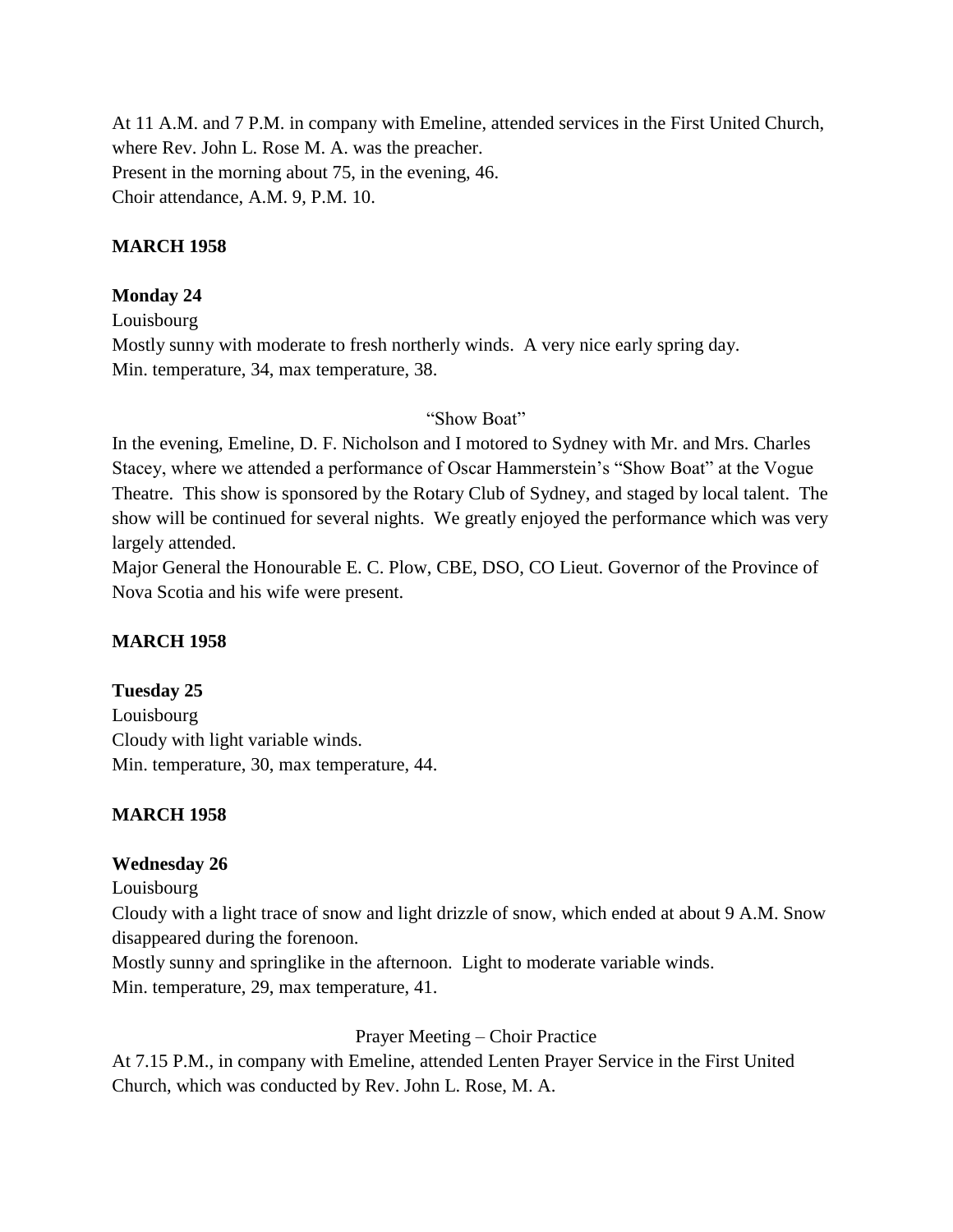At 11 A.M. and 7 P.M. in company with Emeline, attended services in the First United Church, where Rev. John L. Rose M. A. was the preacher.
Present in the morning about 75, in the evening, 46.
Choir attendance, A.M. 9, P.M. 10.

**MARCH 1958**

**Monday 24**
Louisbourg
Mostly sunny with moderate to fresh northerly winds. A very nice early spring day.
Min. temperature, 34, max temperature, 38.

"Show Boat"

In the evening, Emeline, D. F. Nicholson and I motored to Sydney with Mr. and Mrs. Charles Stacey, where we attended a performance of Oscar Hammerstein's "Show Boat" at the Vogue Theatre. This show is sponsored by the Rotary Club of Sydney, and staged by local talent. The show will be continued for several nights. We greatly enjoyed the performance which was very largely attended.
Major General the Honourable E. C. Plow, CBE, DSO, CO Lieut. Governor of the Province of Nova Scotia and his wife were present.

**MARCH 1958**

**Tuesday 25**
Louisbourg
Cloudy with light variable winds.
Min. temperature, 30, max temperature, 44.

**MARCH 1958**

**Wednesday 26**
Louisbourg
Cloudy with a light trace of snow and light drizzle of snow, which ended at about 9 A.M. Snow disappeared during the forenoon.
Mostly sunny and springlike in the afternoon. Light to moderate variable winds.
Min. temperature, 29, max temperature, 41.

Prayer Meeting – Choir Practice

At 7.15 P.M., in company with Emeline, attended Lenten Prayer Service in the First United Church, which was conducted by Rev. John L. Rose, M. A.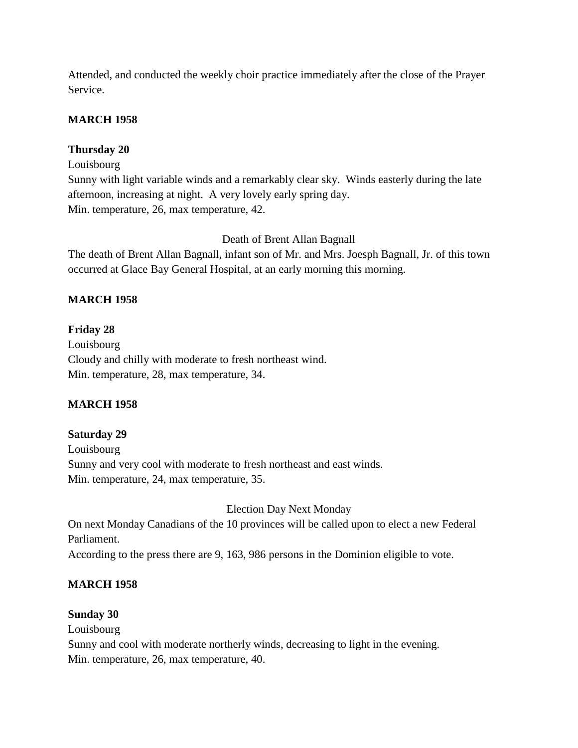Attended, and conducted the weekly choir practice immediately after the close of the Prayer Service.

**MARCH 1958**

**Thursday 20**

Louisbourg

Sunny with light variable winds and a remarkably clear sky. Winds easterly during the late afternoon, increasing at night. A very lovely early spring day.

Min. temperature, 26, max temperature, 42.

Death of Brent Allan Bagnall

The death of Brent Allan Bagnall, infant son of Mr. and Mrs. Joesph Bagnall, Jr. of this town occurred at Glace Bay General Hospital, at an early morning this morning.

**MARCH 1958**

**Friday 28**

Louisbourg

Cloudy and chilly with moderate to fresh northeast wind.

Min. temperature, 28, max temperature, 34.

**MARCH 1958**

**Saturday 29**

Louisbourg

Sunny and very cool with moderate to fresh northeast and east winds.

Min. temperature, 24, max temperature, 35.

Election Day Next Monday

On next Monday Canadians of the 10 provinces will be called upon to elect a new Federal Parliament.

According to the press there are 9, 163, 986 persons in the Dominion eligible to vote.

**MARCH 1958**

**Sunday 30**

Louisbourg

Sunny and cool with moderate northerly winds, decreasing to light in the evening.

Min. temperature, 26, max temperature, 40.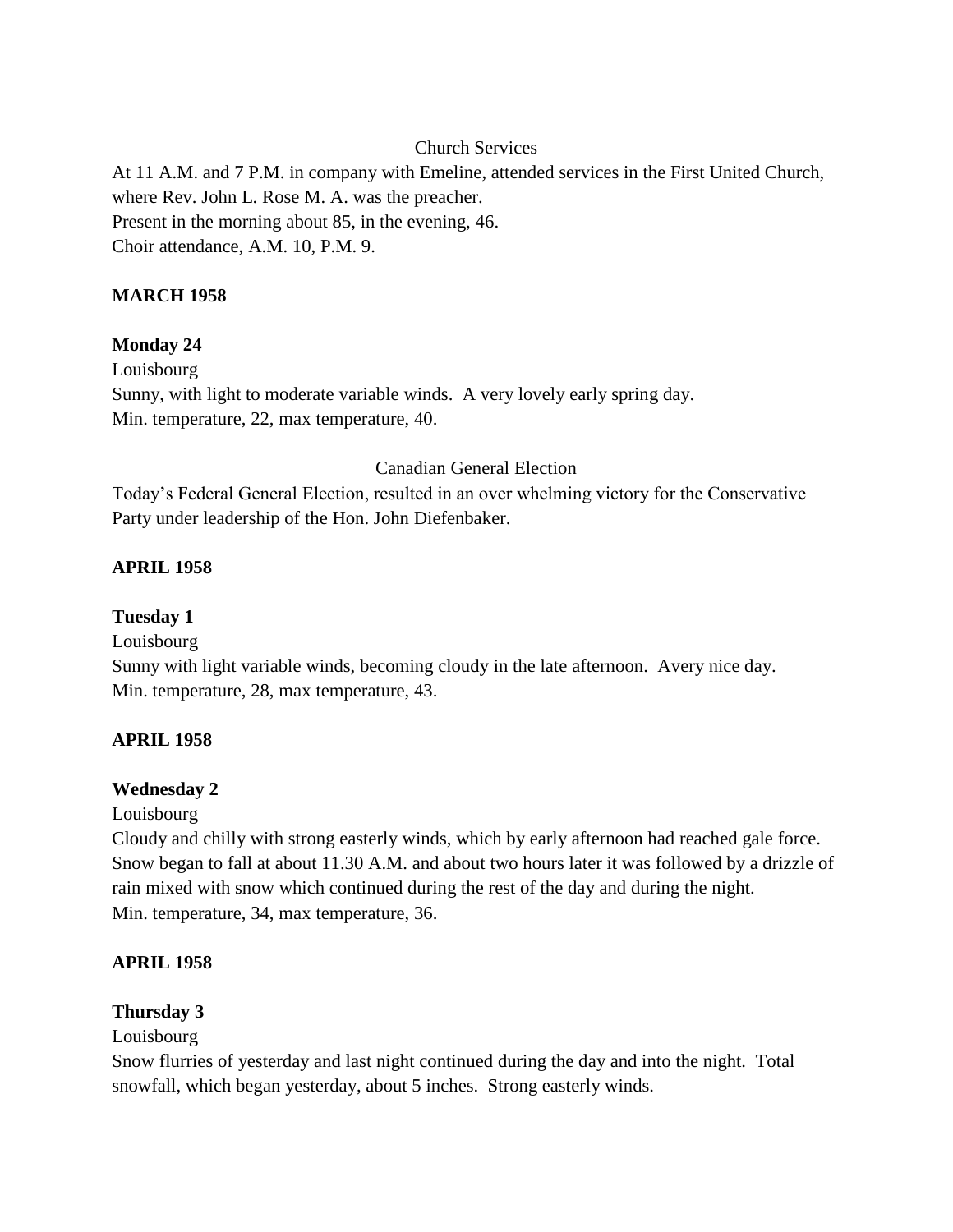Church Services

At 11 A.M. and 7 P.M. in company with Emeline, attended services in the First United Church, where Rev. John L. Rose M. A. was the preacher.
Present in the morning about 85, in the evening, 46.
Choir attendance, A.M. 10, P.M. 9.

**MARCH 1958**

**Monday 24**

Louisbourg
Sunny, with light to moderate variable winds. A very lovely early spring day.
Min. temperature, 22, max temperature, 40.

Canadian General Election

Today's Federal General Election, resulted in an over whelming victory for the Conservative Party under leadership of the Hon. John Diefenbaker.

**APRIL 1958**

**Tuesday 1**

Louisbourg
Sunny with light variable winds, becoming cloudy in the late afternoon. Avery nice day.
Min. temperature, 28, max temperature, 43.

**APRIL 1958**

**Wednesday 2**

Louisbourg
Cloudy and chilly with strong easterly winds, which by early afternoon had reached gale force. Snow began to fall at about 11.30 A.M. and about two hours later it was followed by a drizzle of rain mixed with snow which continued during the rest of the day and during the night.
Min. temperature, 34, max temperature, 36.

**APRIL 1958**

**Thursday 3**

Louisbourg
Snow flurries of yesterday and last night continued during the day and into the night. Total snowfall, which began yesterday, about 5 inches. Strong easterly winds.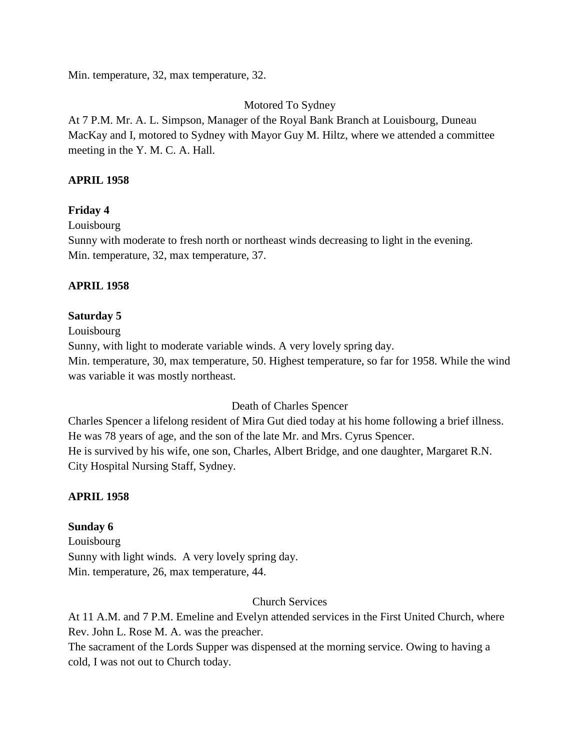Min. temperature, 32, max temperature, 32.

Motored To Sydney

At 7 P.M. Mr. A. L. Simpson, Manager of the Royal Bank Branch at Louisbourg, Duneau MacKay and I, motored to Sydney with Mayor Guy M. Hiltz, where we attended a committee meeting in the Y. M. C. A. Hall.

**APRIL 1958**

**Friday 4**

Louisbourg

Sunny with moderate to fresh north or northeast winds decreasing to light in the evening.
Min. temperature, 32, max temperature, 37.

**APRIL 1958**

**Saturday 5**

Louisbourg

Sunny, with light to moderate variable winds. A very lovely spring day.
Min. temperature, 30, max temperature, 50. Highest temperature, so far for 1958. While the wind was variable it was mostly northeast.

Death of Charles Spencer

Charles Spencer a lifelong resident of Mira Gut died today at his home following a brief illness. He was 78 years of age, and the son of the late Mr. and Mrs. Cyrus Spencer.
He is survived by his wife, one son, Charles, Albert Bridge, and one daughter, Margaret R.N. City Hospital Nursing Staff, Sydney.

**APRIL 1958**

**Sunday 6**

Louisbourg

Sunny with light winds. A very lovely spring day.
Min. temperature, 26, max temperature, 44.

Church Services

At 11 A.M. and 7 P.M. Emeline and Evelyn attended services in the First United Church, where Rev. John L. Rose M. A. was the preacher.
The sacrament of the Lords Supper was dispensed at the morning service. Owing to having a cold, I was not out to Church today.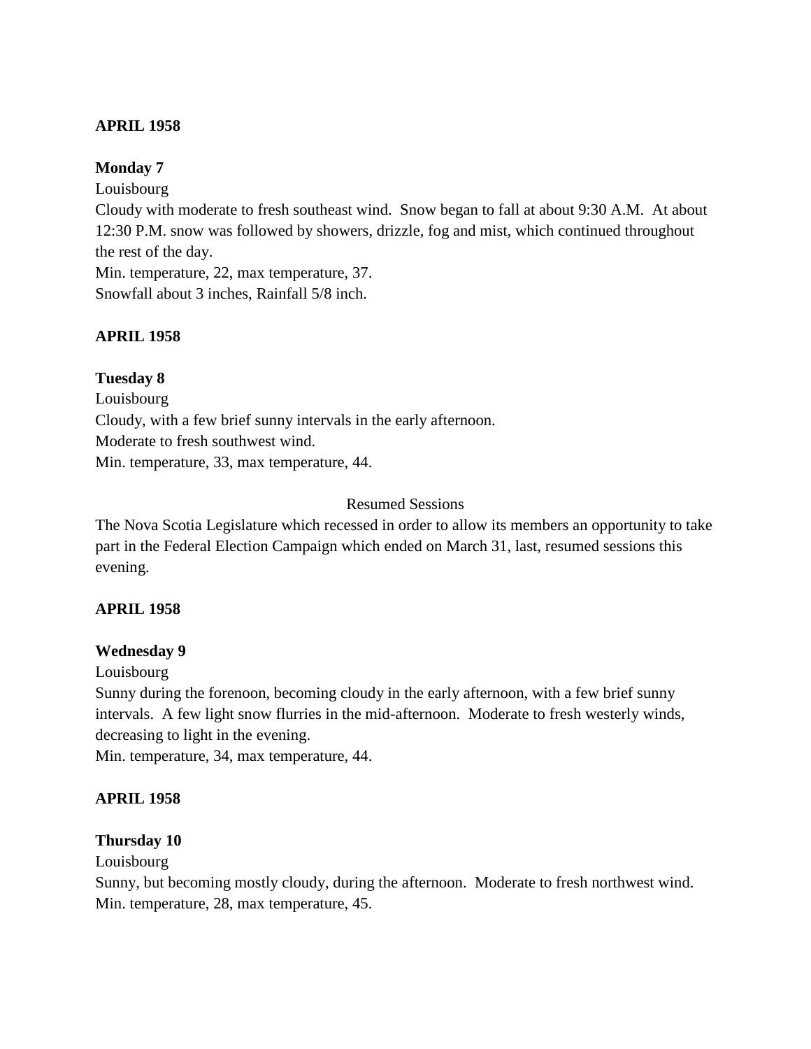**APRIL 1958**

**Monday 7**

Louisbourg

Cloudy with moderate to fresh southeast wind. Snow began to fall at about 9:30 A.M. At about 12:30 P.M. snow was followed by showers, drizzle, fog and mist, which continued throughout the rest of the day.

Min. temperature, 22, max temperature, 37.

Snowfall about 3 inches, Rainfall 5/8 inch.

**APRIL 1958**

**Tuesday 8**

Louisbourg

Cloudy, with a few brief sunny intervals in the early afternoon.

Moderate to fresh southwest wind.

Min. temperature, 33, max temperature, 44.

Resumed Sessions

The Nova Scotia Legislature which recessed in order to allow its members an opportunity to take part in the Federal Election Campaign which ended on March 31, last, resumed sessions this evening.

**APRIL 1958**

**Wednesday 9**

Louisbourg

Sunny during the forenoon, becoming cloudy in the early afternoon, with a few brief sunny intervals. A few light snow flurries in the mid-afternoon. Moderate to fresh westerly winds, decreasing to light in the evening.

Min. temperature, 34, max temperature, 44.

**APRIL 1958**

**Thursday 10**

Louisbourg

Sunny, but becoming mostly cloudy, during the afternoon. Moderate to fresh northwest wind.

Min. temperature, 28, max temperature, 45.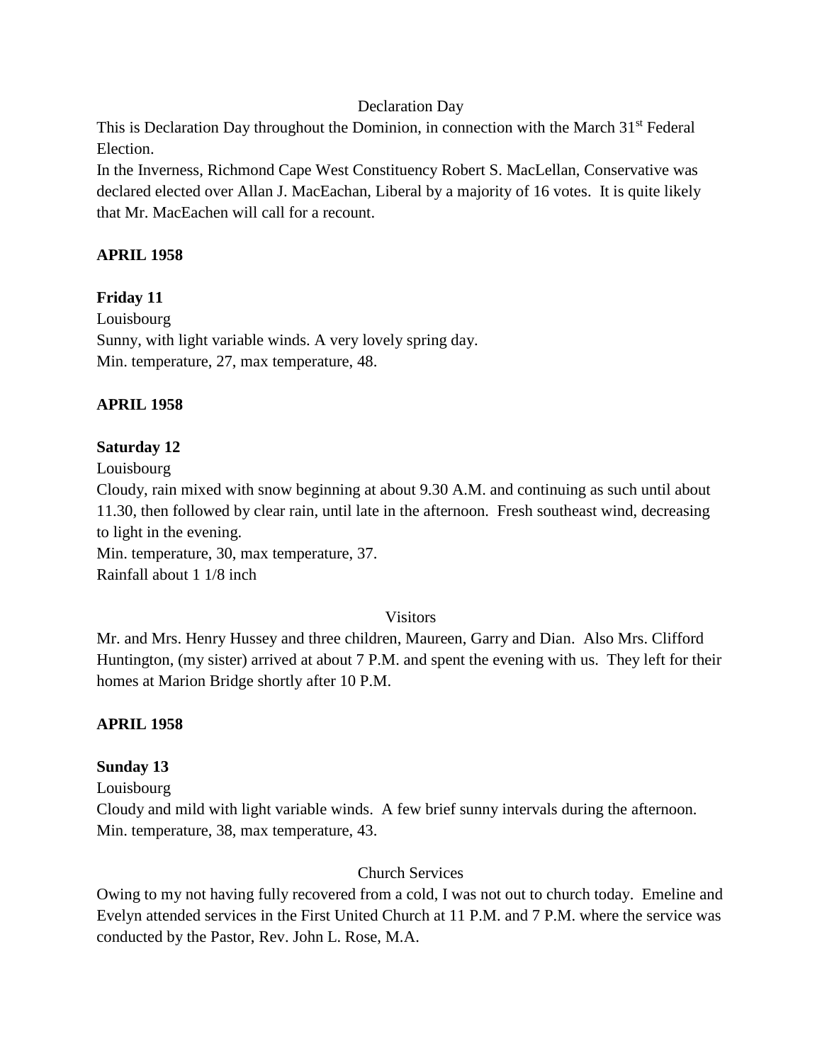Declaration Day

This is Declaration Day throughout the Dominion, in connection with the March 31st Federal Election.

In the Inverness, Richmond Cape West Constituency Robert S. MacLellan, Conservative was declared elected over Allan J. MacEachan, Liberal by a majority of 16 votes. It is quite likely that Mr. MacEachen will call for a recount.

**APRIL 1958**

**Friday 11**

Louisbourg

Sunny, with light variable winds. A very lovely spring day.

Min. temperature, 27, max temperature, 48.

**APRIL 1958**

**Saturday 12**

Louisbourg

Cloudy, rain mixed with snow beginning at about 9.30 A.M. and continuing as such until about 11.30, then followed by clear rain, until late in the afternoon. Fresh southeast wind, decreasing to light in the evening.

Min. temperature, 30, max temperature, 37.

Rainfall about 1 1/8 inch

Visitors

Mr. and Mrs. Henry Hussey and three children, Maureen, Garry and Dian. Also Mrs. Clifford Huntington, (my sister) arrived at about 7 P.M. and spent the evening with us. They left for their homes at Marion Bridge shortly after 10 P.M.

**APRIL 1958**

**Sunday 13**

Louisbourg

Cloudy and mild with light variable winds. A few brief sunny intervals during the afternoon.

Min. temperature, 38, max temperature, 43.

Church Services

Owing to my not having fully recovered from a cold, I was not out to church today. Emeline and Evelyn attended services in the First United Church at 11 P.M. and 7 P.M. where the service was conducted by the Pastor, Rev. John L. Rose, M.A.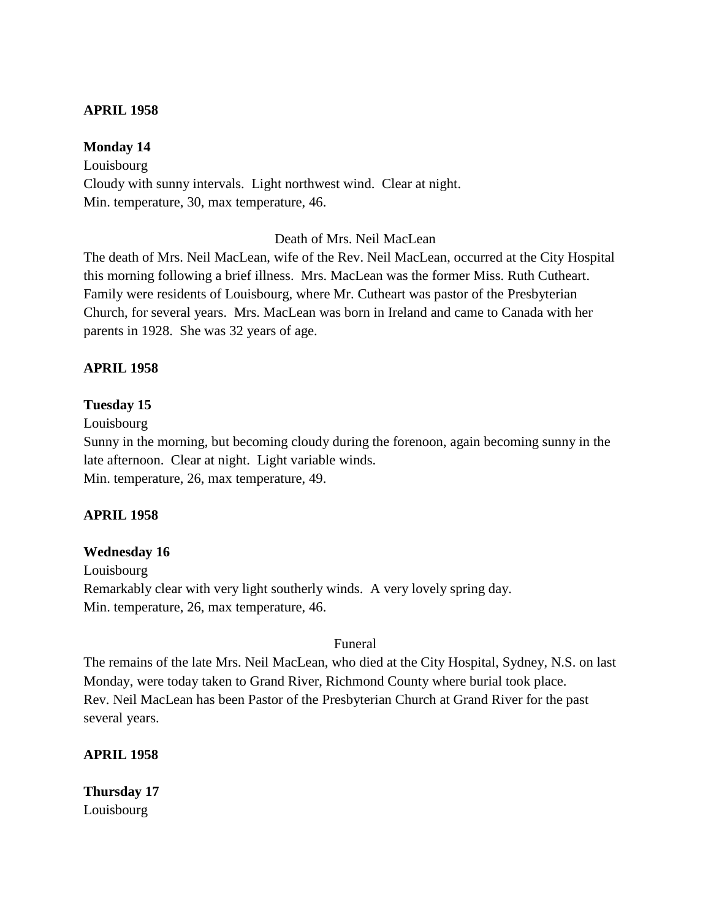**APRIL 1958**

**Monday 14**

Louisbourg

Cloudy with sunny intervals. Light northwest wind. Clear at night.

Min. temperature, 30, max temperature, 46.

Death of Mrs. Neil MacLean

The death of Mrs. Neil MacLean, wife of the Rev. Neil MacLean, occurred at the City Hospital this morning following a brief illness. Mrs. MacLean was the former Miss. Ruth Cutheart. Family were residents of Louisbourg, where Mr. Cutheart was pastor of the Presbyterian Church, for several years. Mrs. MacLean was born in Ireland and came to Canada with her parents in 1928. She was 32 years of age.

**APRIL 1958**

**Tuesday 15**

Louisbourg

Sunny in the morning, but becoming cloudy during the forenoon, again becoming sunny in the late afternoon. Clear at night. Light variable winds.

Min. temperature, 26, max temperature, 49.

**APRIL 1958**

**Wednesday 16**

Louisbourg

Remarkably clear with very light southerly winds. A very lovely spring day.

Min. temperature, 26, max temperature, 46.

Funeral

The remains of the late Mrs. Neil MacLean, who died at the City Hospital, Sydney, N.S. on last Monday, were today taken to Grand River, Richmond County where burial took place.

Rev. Neil MacLean has been Pastor of the Presbyterian Church at Grand River for the past several years.

**APRIL 1958**

**Thursday 17**

Louisbourg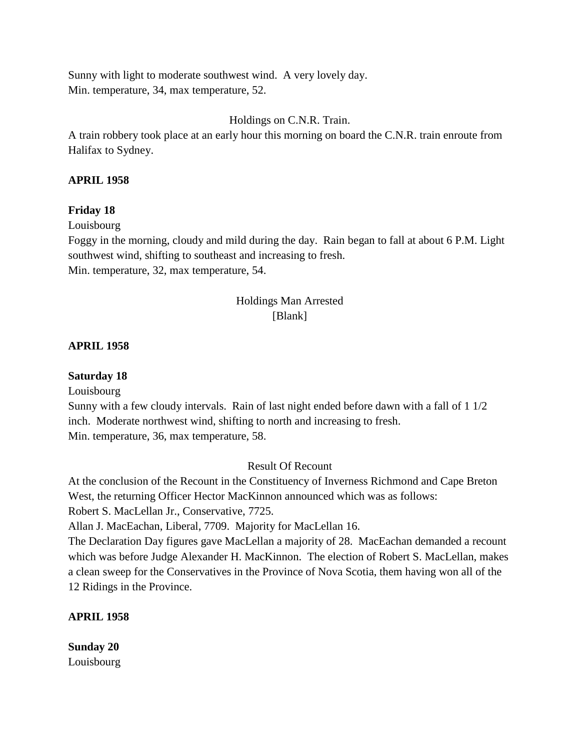Sunny with light to moderate southwest wind. A very lovely day.
Min. temperature, 34, max temperature, 52.

Holdings on C.N.R. Train.

A train robbery took place at an early hour this morning on board the C.N.R. train enroute from Halifax to Sydney.

**APRIL 1958**

**Friday 18**

Louisbourg

Foggy in the morning, cloudy and mild during the day. Rain began to fall at about 6 P.M. Light southwest wind, shifting to southeast and increasing to fresh.
Min. temperature, 32, max temperature, 54.

Holdings Man Arrested

[Blank]

**APRIL 1958**

**Saturday 18**

Louisbourg

Sunny with a few cloudy intervals. Rain of last night ended before dawn with a fall of 1 1/2 inch. Moderate northwest wind, shifting to north and increasing to fresh.
Min. temperature, 36, max temperature, 58.

Result Of Recount

At the conclusion of the Recount in the Constituency of Inverness Richmond and Cape Breton West, the returning Officer Hector MacKinnon announced which was as follows:
Robert S. MacLellan Jr., Conservative, 7725.
Allan J. MacEachan, Liberal, 7709. Majority for MacLellan 16.
The Declaration Day figures gave MacLellan a majority of 28. MacEachan demanded a recount which was before Judge Alexander H. MacKinnon. The election of Robert S. MacLellan, makes a clean sweep for the Conservatives in the Province of Nova Scotia, them having won all of the 12 Ridings in the Province.

**APRIL 1958**

**Sunday 20**

Louisbourg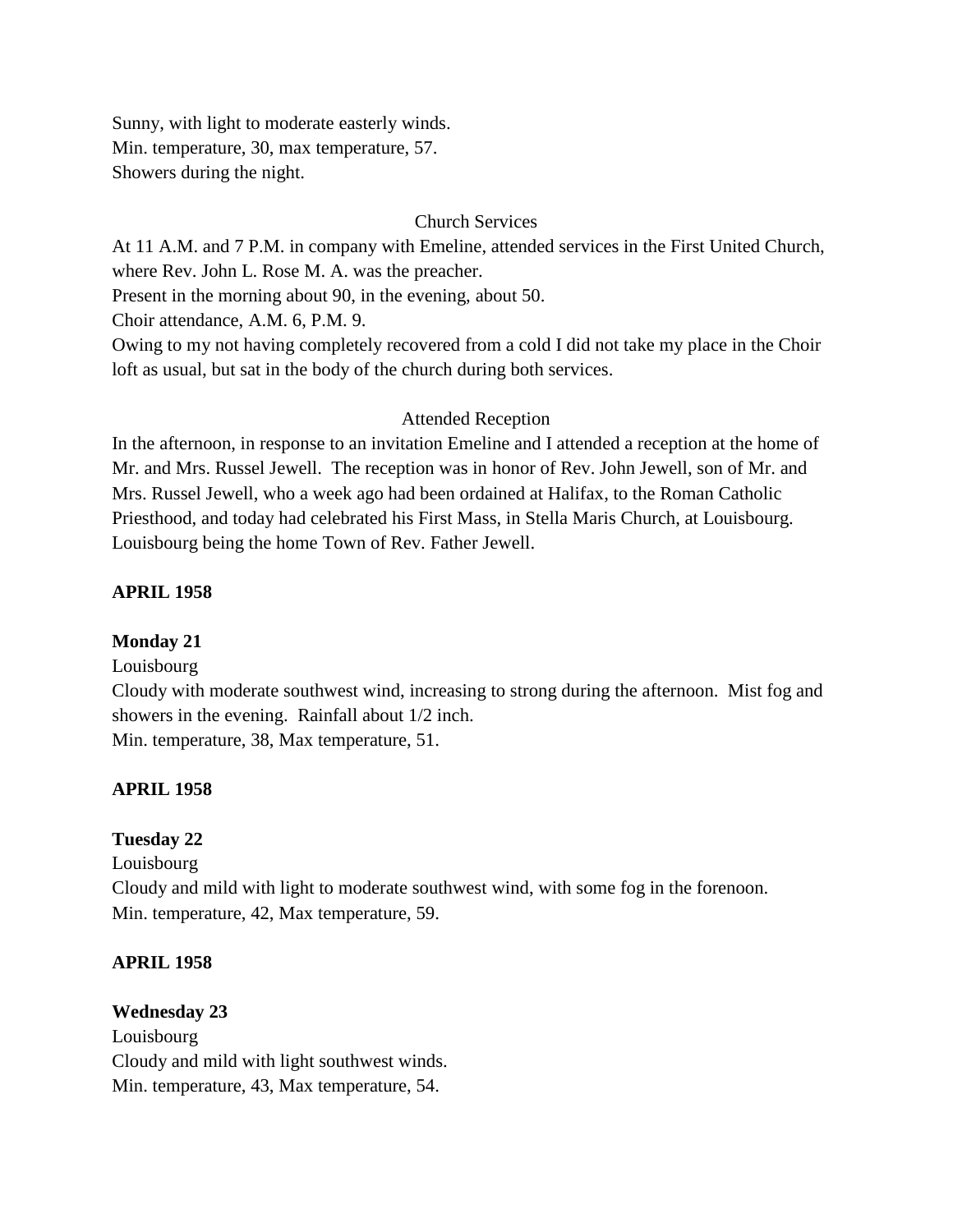Sunny, with light to moderate easterly winds.
Min. temperature, 30, max temperature, 57.
Showers during the night.

Church Services

At 11 A.M. and 7 P.M. in company with Emeline, attended services in the First United Church, where Rev. John L. Rose M. A. was the preacher.
Present in the morning about 90, in the evening, about 50.
Choir attendance, A.M. 6, P.M. 9.
Owing to my not having completely recovered from a cold I did not take my place in the Choir loft as usual, but sat in the body of the church during both services.

Attended Reception

In the afternoon, in response to an invitation Emeline and I attended a reception at the home of Mr. and Mrs. Russel Jewell. The reception was in honor of Rev. John Jewell, son of Mr. and Mrs. Russel Jewell, who a week ago had been ordained at Halifax, to the Roman Catholic Priesthood, and today had celebrated his First Mass, in Stella Maris Church, at Louisbourg. Louisbourg being the home Town of Rev. Father Jewell.

**APRIL 1958**

**Monday 21**
Louisbourg
Cloudy with moderate southwest wind, increasing to strong during the afternoon. Mist fog and showers in the evening. Rainfall about 1/2 inch.
Min. temperature, 38, Max temperature, 51.

**APRIL 1958**

**Tuesday 22**
Louisbourg
Cloudy and mild with light to moderate southwest wind, with some fog in the forenoon.
Min. temperature, 42, Max temperature, 59.

**APRIL 1958**

**Wednesday 23**
Louisbourg
Cloudy and mild with light southwest winds.
Min. temperature, 43, Max temperature, 54.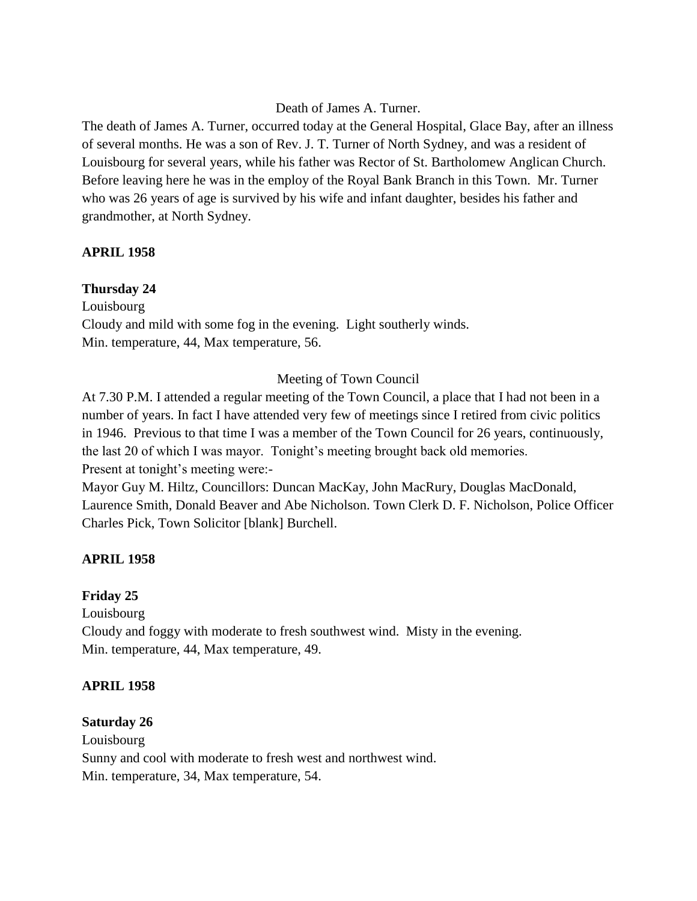Death of James A. Turner.

The death of James A. Turner, occurred today at the General Hospital, Glace Bay, after an illness of several months. He was a son of Rev. J. T. Turner of North Sydney, and was a resident of Louisbourg for several years, while his father was Rector of St. Bartholomew Anglican Church. Before leaving here he was in the employ of the Royal Bank Branch in this Town. Mr. Turner who was 26 years of age is survived by his wife and infant daughter, besides his father and grandmother, at North Sydney.

**APRIL 1958**

**Thursday 24**

Louisbourg

Cloudy and mild with some fog in the evening. Light southerly winds.

Min. temperature, 44, Max temperature, 56.

Meeting of Town Council

At 7.30 P.M. I attended a regular meeting of the Town Council, a place that I had not been in a number of years. In fact I have attended very few of meetings since I retired from civic politics in 1946. Previous to that time I was a member of the Town Council for 26 years, continuously, the last 20 of which I was mayor. Tonight's meeting brought back old memories.

Present at tonight's meeting were:-

Mayor Guy M. Hiltz, Councillors: Duncan MacKay, John MacRury, Douglas MacDonald, Laurence Smith, Donald Beaver and Abe Nicholson. Town Clerk D. F. Nicholson, Police Officer Charles Pick, Town Solicitor [blank] Burchell.

**APRIL 1958**

**Friday 25**

Louisbourg

Cloudy and foggy with moderate to fresh southwest wind. Misty in the evening.

Min. temperature, 44, Max temperature, 49.

**APRIL 1958**

**Saturday 26**

Louisbourg

Sunny and cool with moderate to fresh west and northwest wind.

Min. temperature, 34, Max temperature, 54.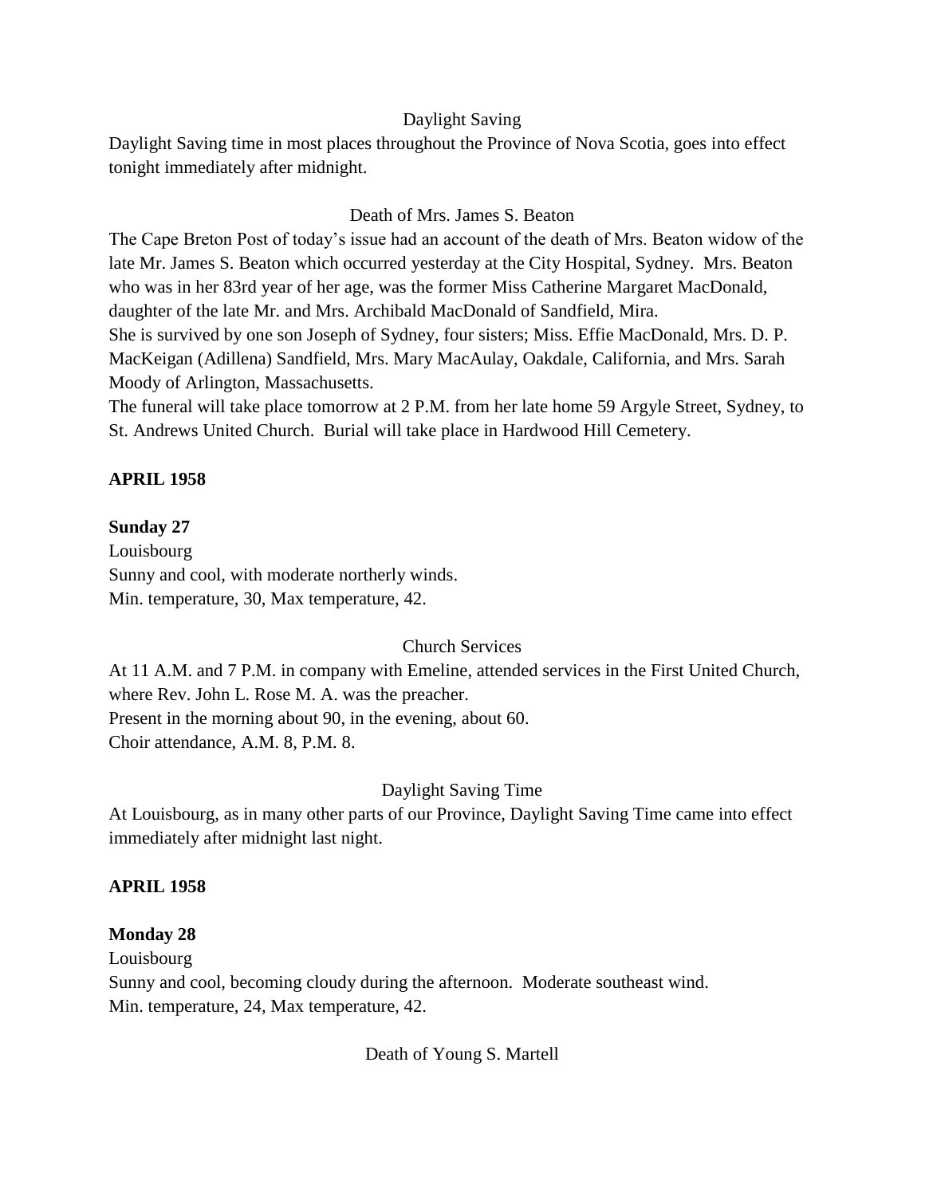Daylight Saving

Daylight Saving time in most places throughout the Province of Nova Scotia, goes into effect tonight immediately after midnight.

Death of Mrs. James S. Beaton

The Cape Breton Post of today's issue had an account of the death of Mrs. Beaton widow of the late Mr. James S. Beaton which occurred yesterday at the City Hospital, Sydney. Mrs. Beaton who was in her 83rd year of her age, was the former Miss Catherine Margaret MacDonald, daughter of the late Mr. and Mrs. Archibald MacDonald of Sandfield, Mira.
She is survived by one son Joseph of Sydney, four sisters; Miss. Effie MacDonald, Mrs. D. P. MacKeigan (Adillena) Sandfield, Mrs. Mary MacAulay, Oakdale, California, and Mrs. Sarah Moody of Arlington, Massachusetts.
The funeral will take place tomorrow at 2 P.M. from her late home 59 Argyle Street, Sydney, to St. Andrews United Church. Burial will take place in Hardwood Hill Cemetery.

**APRIL 1958**

**Sunday 27**

Louisbourg
Sunny and cool, with moderate northerly winds.
Min. temperature, 30, Max temperature, 42.

Church Services

At 11 A.M. and 7 P.M. in company with Emeline, attended services in the First United Church, where Rev. John L. Rose M. A. was the preacher.
Present in the morning about 90, in the evening, about 60.
Choir attendance, A.M. 8, P.M. 8.

Daylight Saving Time

At Louisbourg, as in many other parts of our Province, Daylight Saving Time came into effect immediately after midnight last night.

**APRIL 1958**

**Monday 28**

Louisbourg
Sunny and cool, becoming cloudy during the afternoon. Moderate southeast wind.
Min. temperature, 24, Max temperature, 42.

Death of Young S. Martell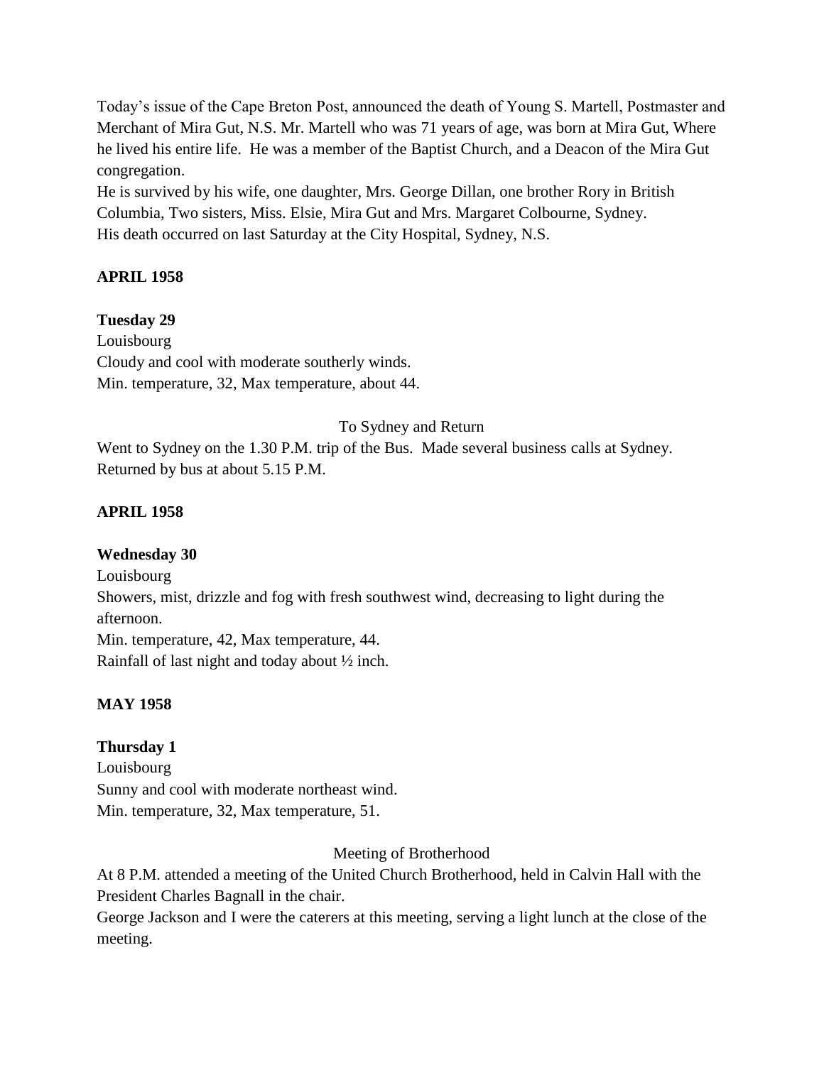Today's issue of the Cape Breton Post, announced the death of Young S. Martell, Postmaster and Merchant of Mira Gut, N.S. Mr. Martell who was 71 years of age, was born at Mira Gut, Where he lived his entire life. He was a member of the Baptist Church, and a Deacon of the Mira Gut congregation.
He is survived by his wife, one daughter, Mrs. George Dillan, one brother Rory in British Columbia, Two sisters, Miss. Elsie, Mira Gut and Mrs. Margaret Colbourne, Sydney.
His death occurred on last Saturday at the City Hospital, Sydney, N.S.

**APRIL 1958**

**Tuesday 29**
Louisbourg
Cloudy and cool with moderate southerly winds.
Min. temperature, 32, Max temperature, about 44.

To Sydney and Return

Went to Sydney on the 1.30 P.M. trip of the Bus. Made several business calls at Sydney. Returned by bus at about 5.15 P.M.

**APRIL 1958**

**Wednesday 30**
Louisbourg
Showers, mist, drizzle and fog with fresh southwest wind, decreasing to light during the afternoon.
Min. temperature, 42, Max temperature, 44.
Rainfall of last night and today about ½ inch.

**MAY 1958**

**Thursday 1**
Louisbourg
Sunny and cool with moderate northeast wind.
Min. temperature, 32, Max temperature, 51.

Meeting of Brotherhood

At 8 P.M. attended a meeting of the United Church Brotherhood, held in Calvin Hall with the President Charles Bagnall in the chair.
George Jackson and I were the caterers at this meeting, serving a light lunch at the close of the meeting.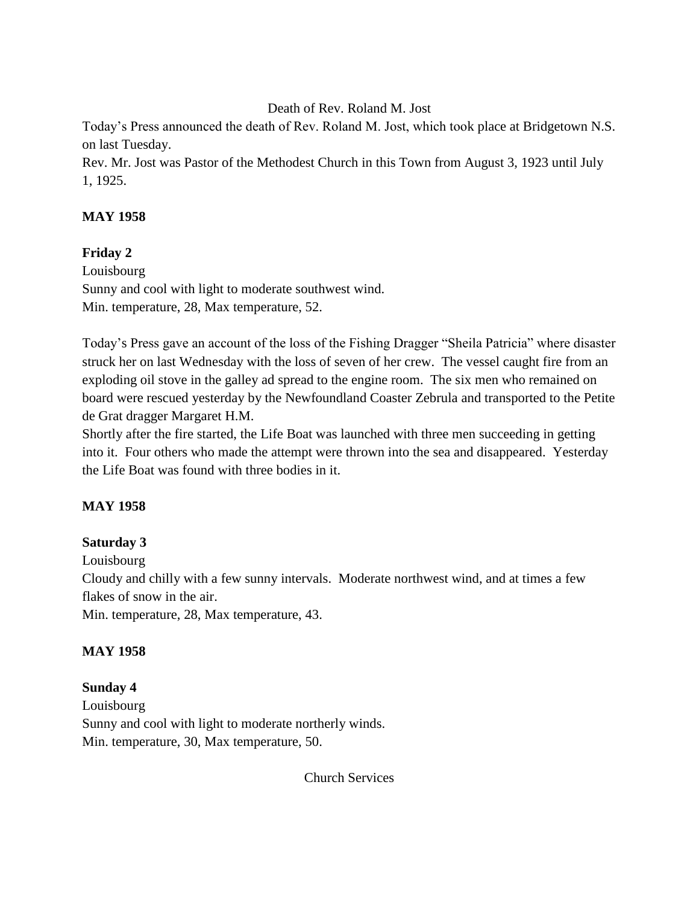Death of Rev. Roland M. Jost

Today's Press announced the death of Rev. Roland M. Jost, which took place at Bridgetown N.S. on last Tuesday.

Rev. Mr. Jost was Pastor of the Methodest Church in this Town from August 3, 1923 until July 1, 1925.

**MAY 1958**

**Friday 2**

Louisbourg

Sunny and cool with light to moderate southwest wind.

Min. temperature, 28, Max temperature, 52.

Today's Press gave an account of the loss of the Fishing Dragger "Sheila Patricia" where disaster struck her on last Wednesday with the loss of seven of her crew. The vessel caught fire from an exploding oil stove in the galley ad spread to the engine room. The six men who remained on board were rescued yesterday by the Newfoundland Coaster Zebrula and transported to the Petite de Grat dragger Margaret H.M.

Shortly after the fire started, the Life Boat was launched with three men succeeding in getting into it. Four others who made the attempt were thrown into the sea and disappeared. Yesterday the Life Boat was found with three bodies in it.

**MAY 1958**

**Saturday 3**

Louisbourg

Cloudy and chilly with a few sunny intervals. Moderate northwest wind, and at times a few flakes of snow in the air.

Min. temperature, 28, Max temperature, 43.

**MAY 1958**

**Sunday 4**

Louisbourg

Sunny and cool with light to moderate northerly winds.

Min. temperature, 30, Max temperature, 50.

Church Services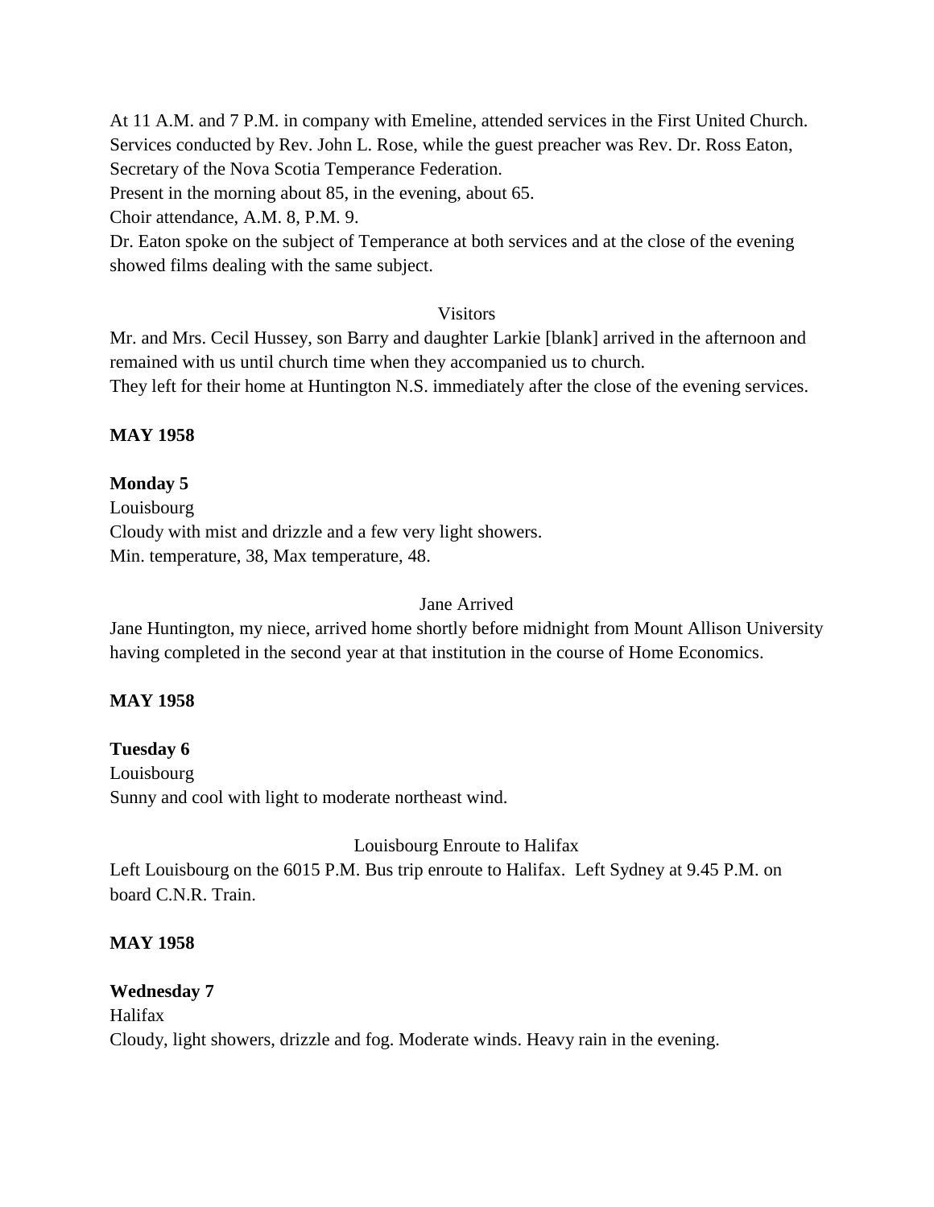At 11 A.M. and 7 P.M. in company with Emeline, attended services in the First United Church. Services conducted by Rev. John L. Rose, while the guest preacher was Rev. Dr. Ross Eaton, Secretary of the Nova Scotia Temperance Federation.

Present in the morning about 85, in the evening, about 65.

Choir attendance, A.M. 8, P.M. 9.

Dr. Eaton spoke on the subject of Temperance at both services and at the close of the evening showed films dealing with the same subject.

Visitors

Mr. and Mrs. Cecil Hussey, son Barry and daughter Larkie [blank] arrived in the afternoon and remained with us until church time when they accompanied us to church.

They left for their home at Huntington N.S. immediately after the close of the evening services.

**MAY 1958**

**Monday 5**

Louisbourg

Cloudy with mist and drizzle and a few very light showers.

Min. temperature, 38, Max temperature, 48.

Jane Arrived

Jane Huntington, my niece, arrived home shortly before midnight from Mount Allison University having completed in the second year at that institution in the course of Home Economics.

**MAY 1958**

**Tuesday 6**

Louisbourg

Sunny and cool with light to moderate northeast wind.

Louisbourg Enroute to Halifax

Left Louisbourg on the 6015 P.M. Bus trip enroute to Halifax. Left Sydney at 9.45 P.M. on board C.N.R. Train.

**MAY 1958**

**Wednesday 7**

Halifax

Cloudy, light showers, drizzle and fog. Moderate winds. Heavy rain in the evening.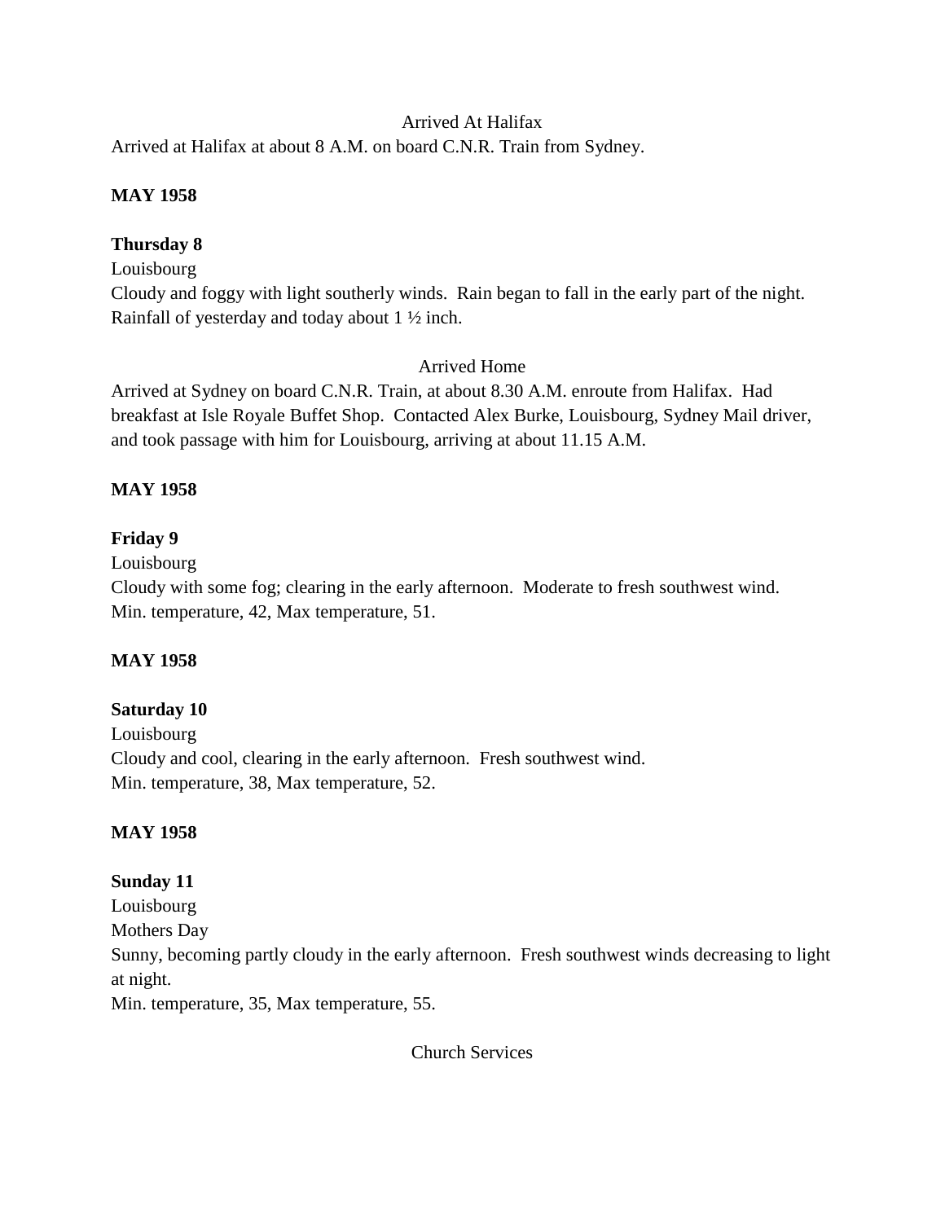Arrived At Halifax

Arrived at Halifax at about 8 A.M. on board C.N.R. Train from Sydney.

**MAY 1958**

**Thursday 8**

Louisbourg

Cloudy and foggy with light southerly winds. Rain began to fall in the early part of the night. Rainfall of yesterday and today about 1 ½ inch.

Arrived Home

Arrived at Sydney on board C.N.R. Train, at about 8.30 A.M. enroute from Halifax. Had breakfast at Isle Royale Buffet Shop. Contacted Alex Burke, Louisbourg, Sydney Mail driver, and took passage with him for Louisbourg, arriving at about 11.15 A.M.

**MAY 1958**

**Friday 9**

Louisbourg

Cloudy with some fog; clearing in the early afternoon. Moderate to fresh southwest wind.
Min. temperature, 42, Max temperature, 51.

**MAY 1958**

**Saturday 10**

Louisbourg

Cloudy and cool, clearing in the early afternoon. Fresh southwest wind.
Min. temperature, 38, Max temperature, 52.

**MAY 1958**

**Sunday 11**

Louisbourg

Mothers Day

Sunny, becoming partly cloudy in the early afternoon. Fresh southwest winds decreasing to light at night.
Min. temperature, 35, Max temperature, 55.

Church Services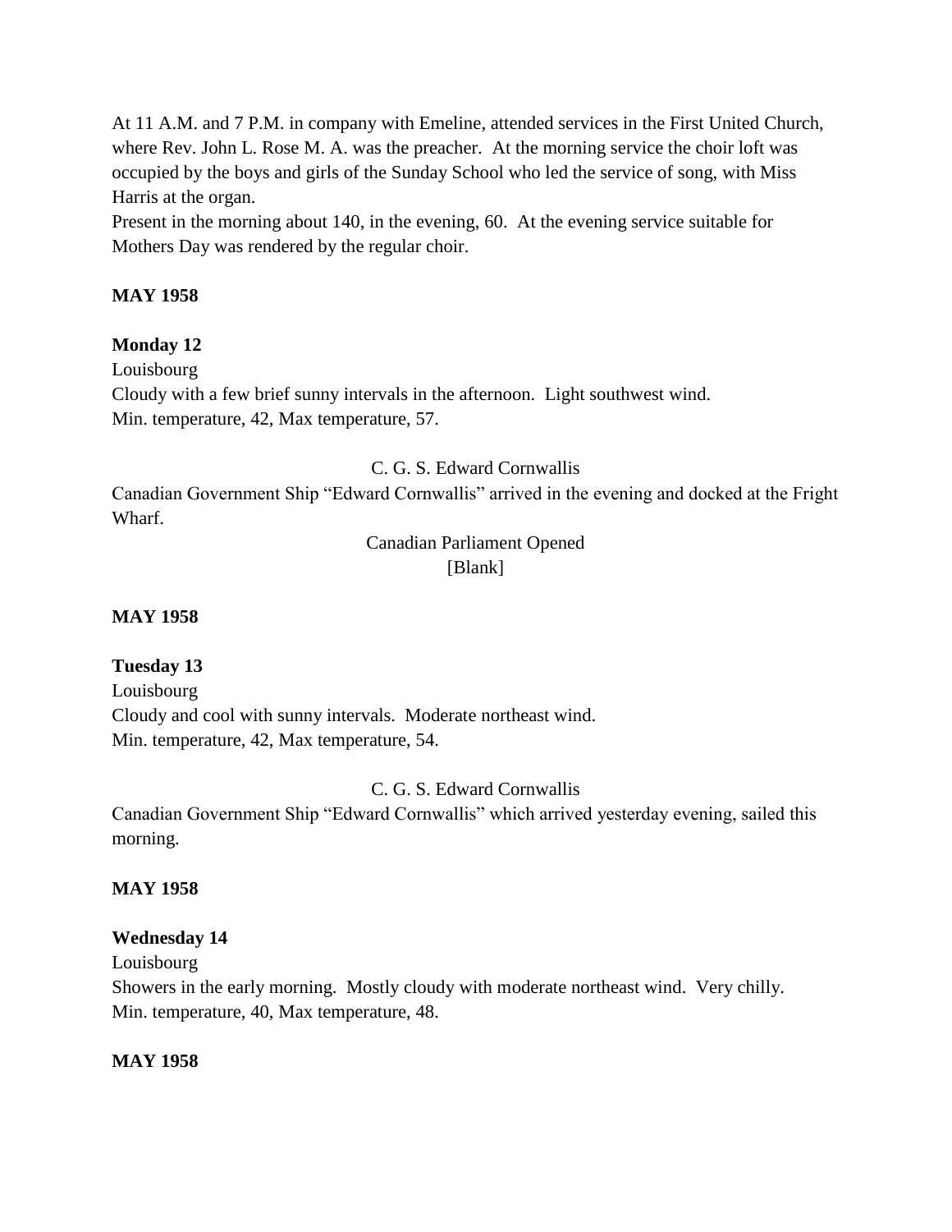At 11 A.M. and 7 P.M. in company with Emeline, attended services in the First United Church, where Rev. John L. Rose M. A. was the preacher. At the morning service the choir loft was occupied by the boys and girls of the Sunday School who led the service of song, with Miss Harris at the organ.

Present in the morning about 140, in the evening, 60. At the evening service suitable for Mothers Day was rendered by the regular choir.

**MAY 1958**

**Monday 12**

Louisbourg

Cloudy with a few brief sunny intervals in the afternoon. Light southwest wind.

Min. temperature, 42, Max temperature, 57.

C. G. S. Edward Cornwallis

Canadian Government Ship "Edward Cornwallis" arrived in the evening and docked at the Fright Wharf.

Canadian Parliament Opened

[Blank]

**MAY 1958**

**Tuesday 13**

Louisbourg

Cloudy and cool with sunny intervals. Moderate northeast wind.

Min. temperature, 42, Max temperature, 54.

C. G. S. Edward Cornwallis

Canadian Government Ship "Edward Cornwallis" which arrived yesterday evening, sailed this morning.

**MAY 1958**

**Wednesday 14**

Louisbourg

Showers in the early morning. Mostly cloudy with moderate northeast wind. Very chilly.

Min. temperature, 40, Max temperature, 48.

**MAY 1958**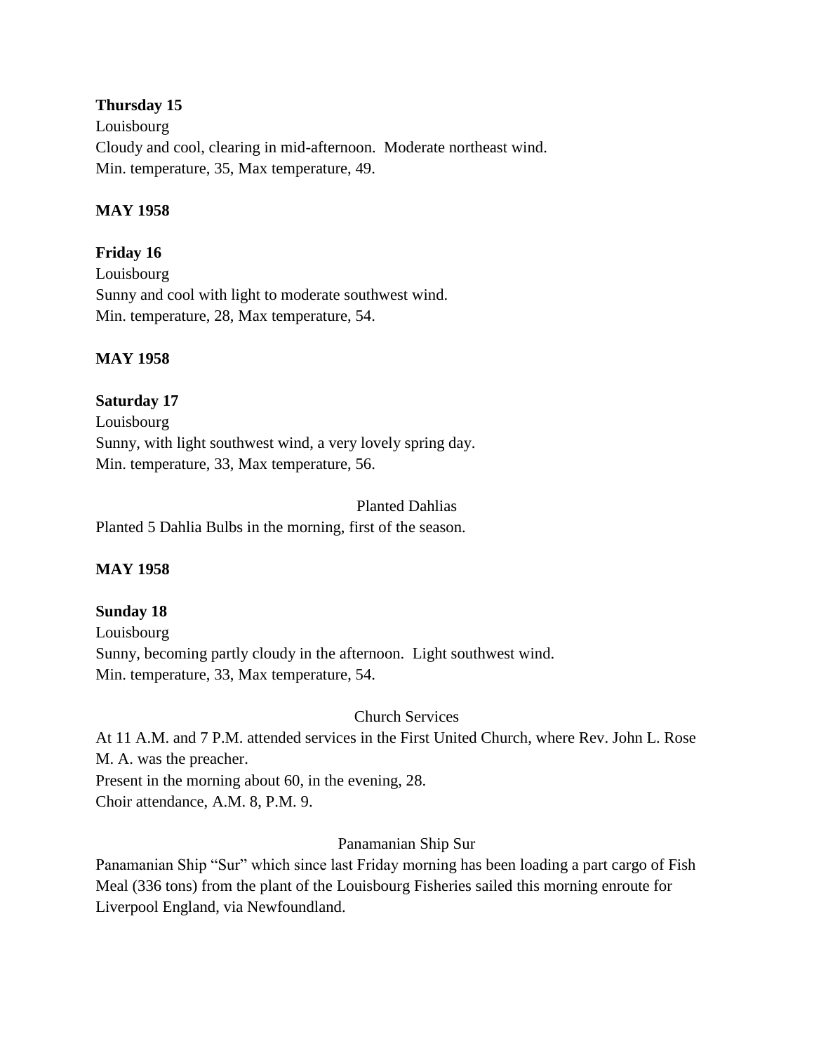**Thursday 15**
Louisbourg
Cloudy and cool, clearing in mid-afternoon. Moderate northeast wind.
Min. temperature, 35, Max temperature, 49.

**MAY 1958**

**Friday 16**
Louisbourg
Sunny and cool with light to moderate southwest wind.
Min. temperature, 28, Max temperature, 54.

**MAY 1958**

**Saturday 17**
Louisbourg
Sunny, with light southwest wind, a very lovely spring day.
Min. temperature, 33, Max temperature, 56.

Planted Dahlias

Planted 5 Dahlia Bulbs in the morning, first of the season.

**MAY 1958**

**Sunday 18**
Louisbourg
Sunny, becoming partly cloudy in the afternoon. Light southwest wind.
Min. temperature, 33, Max temperature, 54.

Church Services

At 11 A.M. and 7 P.M. attended services in the First United Church, where Rev. John L. Rose M. A. was the preacher.
Present in the morning about 60, in the evening, 28.
Choir attendance, A.M. 8, P.M. 9.

Panamanian Ship Sur

Panamanian Ship "Sur" which since last Friday morning has been loading a part cargo of Fish Meal (336 tons) from the plant of the Louisbourg Fisheries sailed this morning enroute for Liverpool England, via Newfoundland.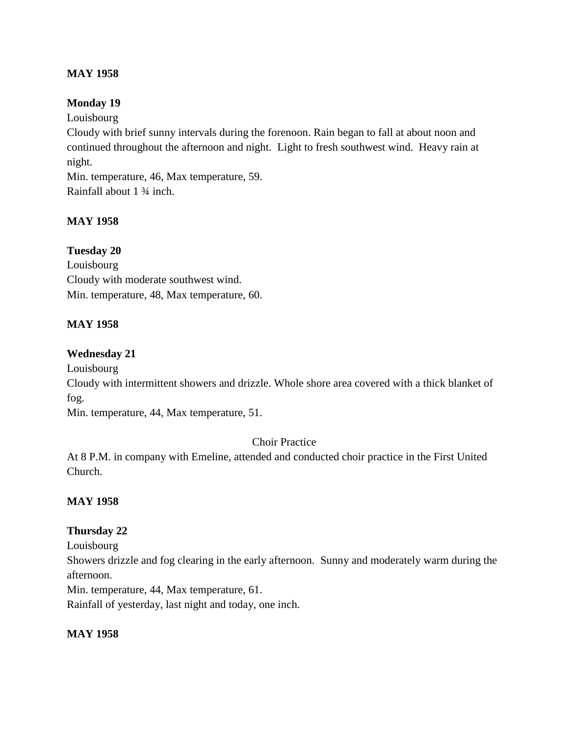**MAY 1958**

**Monday 19**

Louisbourg

Cloudy with brief sunny intervals during the forenoon. Rain began to fall at about noon and continued throughout the afternoon and night. Light to fresh southwest wind. Heavy rain at night.

Min. temperature, 46, Max temperature, 59.

Rainfall about 1 ¾ inch.

**MAY 1958**

**Tuesday 20**

Louisbourg

Cloudy with moderate southwest wind.

Min. temperature, 48, Max temperature, 60.

**MAY 1958**

**Wednesday 21**

Louisbourg

Cloudy with intermittent showers and drizzle. Whole shore area covered with a thick blanket of fog.

Min. temperature, 44, Max temperature, 51.

Choir Practice

At 8 P.M. in company with Emeline, attended and conducted choir practice in the First United Church.

**MAY 1958**

**Thursday 22**

Louisbourg

Showers drizzle and fog clearing in the early afternoon. Sunny and moderately warm during the afternoon.

Min. temperature, 44, Max temperature, 61.

Rainfall of yesterday, last night and today, one inch.

**MAY 1958**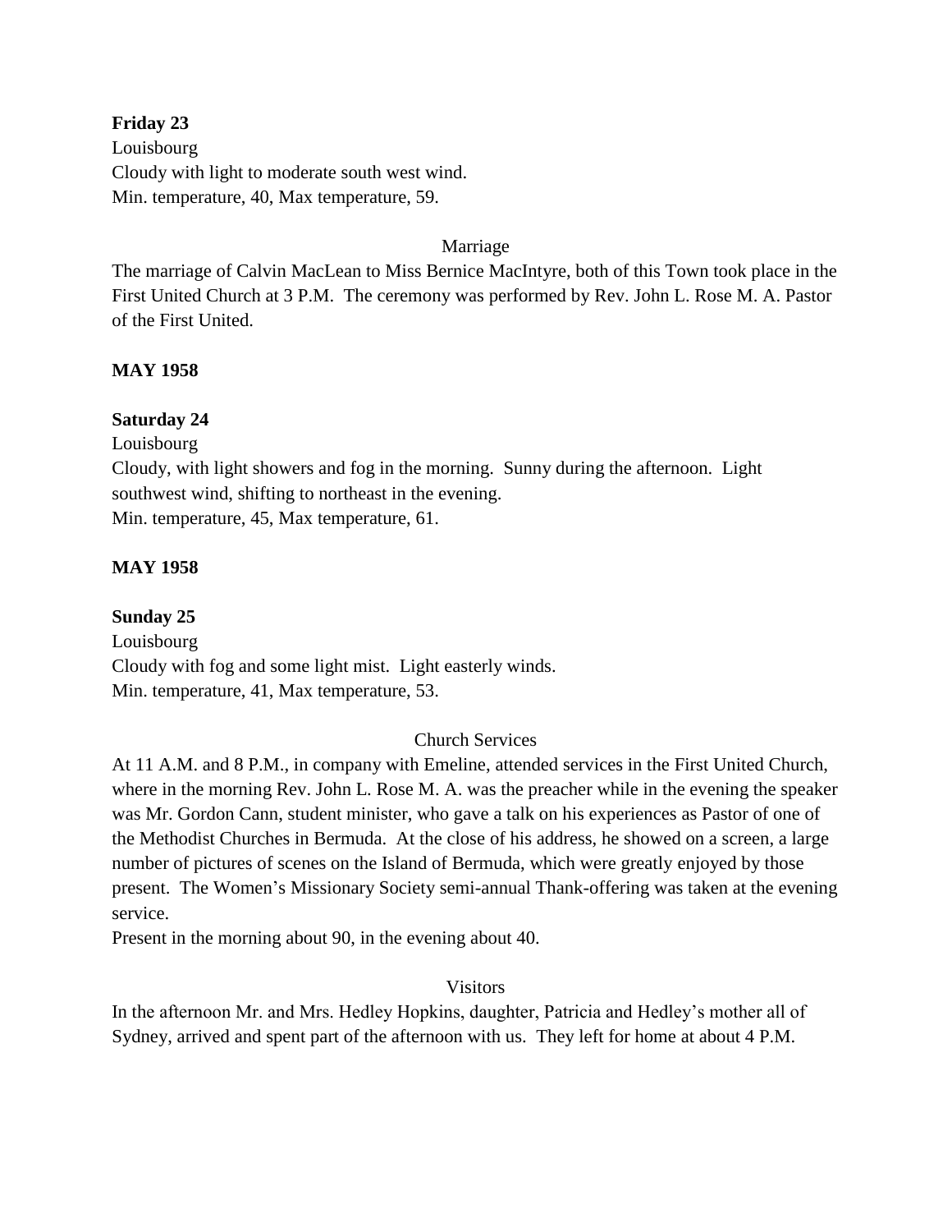**Friday 23**

Louisbourg

Cloudy with light to moderate south west wind.

Min. temperature, 40, Max temperature, 59.

Marriage

The marriage of Calvin MacLean to Miss Bernice MacIntyre, both of this Town took place in the First United Church at 3 P.M. The ceremony was performed by Rev. John L. Rose M. A. Pastor of the First United.

**MAY 1958**

**Saturday 24**

Louisbourg

Cloudy, with light showers and fog in the morning. Sunny during the afternoon. Light southwest wind, shifting to northeast in the evening.

Min. temperature, 45, Max temperature, 61.

**MAY 1958**

**Sunday 25**

Louisbourg

Cloudy with fog and some light mist. Light easterly winds.

Min. temperature, 41, Max temperature, 53.

Church Services

At 11 A.M. and 8 P.M., in company with Emeline, attended services in the First United Church, where in the morning Rev. John L. Rose M. A. was the preacher while in the evening the speaker was Mr. Gordon Cann, student minister, who gave a talk on his experiences as Pastor of one of the Methodist Churches in Bermuda. At the close of his address, he showed on a screen, a large number of pictures of scenes on the Island of Bermuda, which were greatly enjoyed by those present. The Women's Missionary Society semi-annual Thank-offering was taken at the evening service.

Present in the morning about 90, in the evening about 40.

Visitors

In the afternoon Mr. and Mrs. Hedley Hopkins, daughter, Patricia and Hedley's mother all of Sydney, arrived and spent part of the afternoon with us. They left for home at about 4 P.M.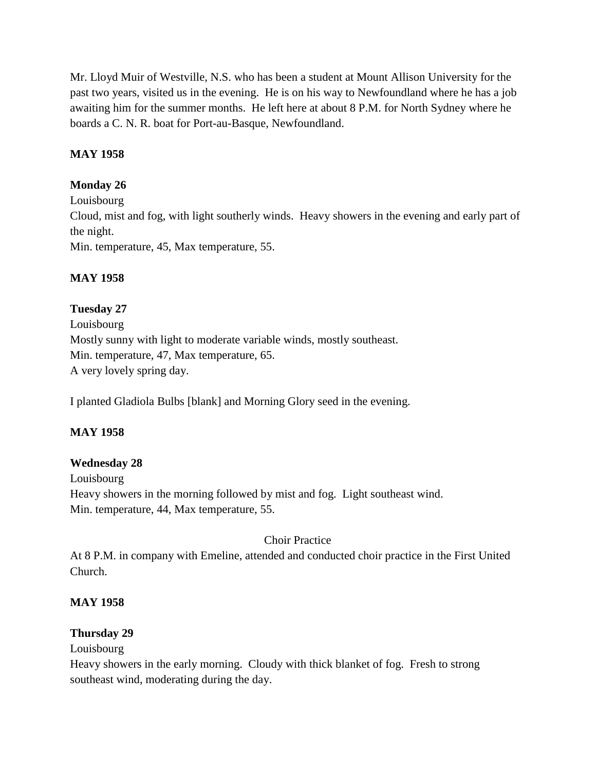Mr. Lloyd Muir of Westville, N.S. who has been a student at Mount Allison University for the past two years, visited us in the evening. He is on his way to Newfoundland where he has a job awaiting him for the summer months. He left here at about 8 P.M. for North Sydney where he boards a C. N. R. boat for Port-au-Basque, Newfoundland.

**MAY 1958**

**Monday 26**

Louisbourg

Cloud, mist and fog, with light southerly winds. Heavy showers in the evening and early part of the night.

Min. temperature, 45, Max temperature, 55.

**MAY 1958**

**Tuesday 27**

Louisbourg

Mostly sunny with light to moderate variable winds, mostly southeast.

Min. temperature, 47, Max temperature, 65.

A very lovely spring day.

I planted Gladiola Bulbs [blank] and Morning Glory seed in the evening.

**MAY 1958**

**Wednesday 28**

Louisbourg

Heavy showers in the morning followed by mist and fog. Light southeast wind.

Min. temperature, 44, Max temperature, 55.

Choir Practice

At 8 P.M. in company with Emeline, attended and conducted choir practice in the First United Church.

**MAY 1958**

**Thursday 29**

Louisbourg

Heavy showers in the early morning. Cloudy with thick blanket of fog. Fresh to strong southeast wind, moderating during the day.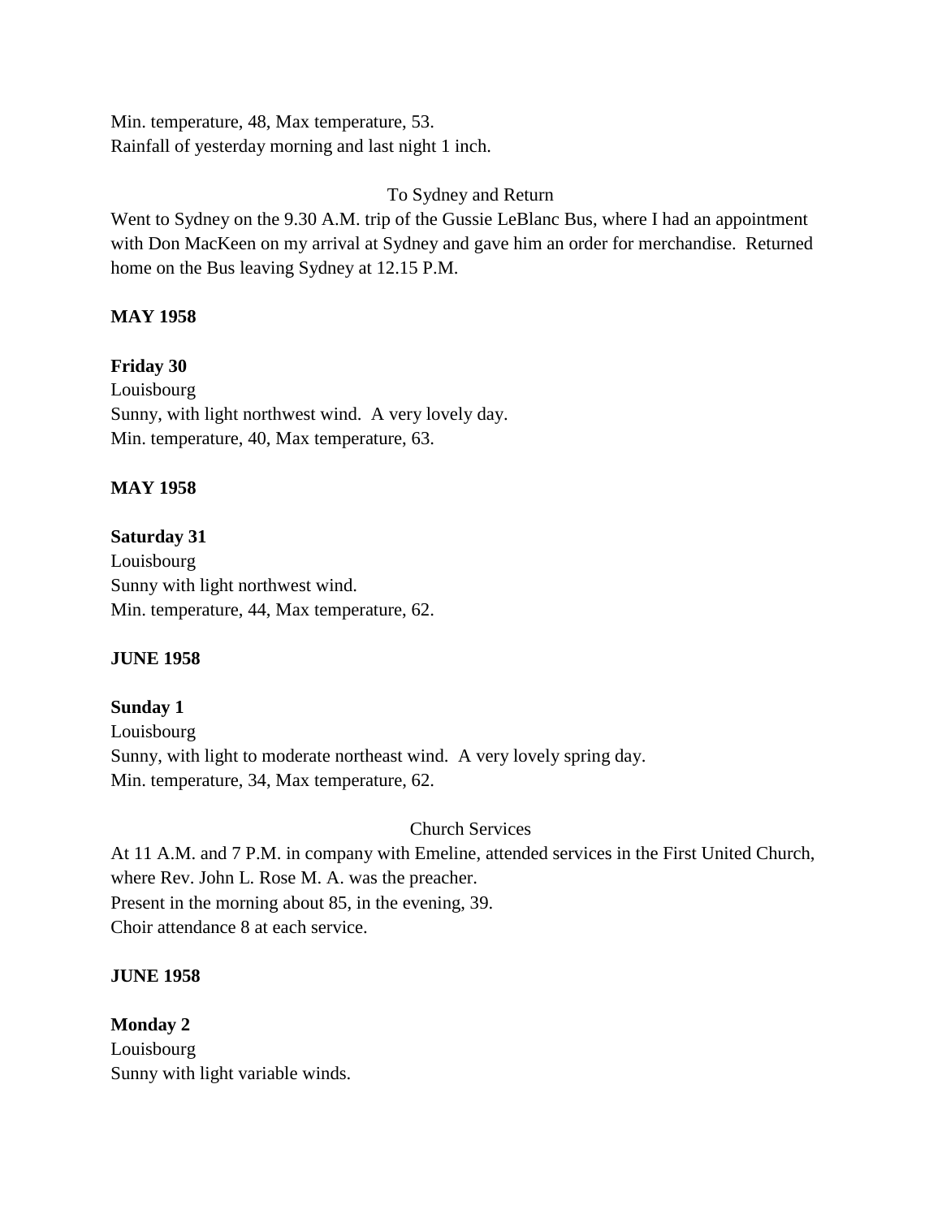Min. temperature, 48, Max temperature, 53.
Rainfall of yesterday morning and last night 1 inch.

To Sydney and Return

Went to Sydney on the 9.30 A.M. trip of the Gussie LeBlanc Bus, where I had an appointment with Don MacKeen on my arrival at Sydney and gave him an order for merchandise. Returned home on the Bus leaving Sydney at 12.15 P.M.

**MAY 1958**

**Friday 30**
Louisbourg
Sunny, with light northwest wind. A very lovely day.
Min. temperature, 40, Max temperature, 63.

**MAY 1958**

**Saturday 31**
Louisbourg
Sunny with light northwest wind.
Min. temperature, 44, Max temperature, 62.

**JUNE 1958**

**Sunday 1**
Louisbourg
Sunny, with light to moderate northeast wind. A very lovely spring day.
Min. temperature, 34, Max temperature, 62.

Church Services

At 11 A.M. and 7 P.M. in company with Emeline, attended services in the First United Church, where Rev. John L. Rose M. A. was the preacher.
Present in the morning about 85, in the evening, 39.
Choir attendance 8 at each service.

**JUNE 1958**

**Monday 2**
Louisbourg
Sunny with light variable winds.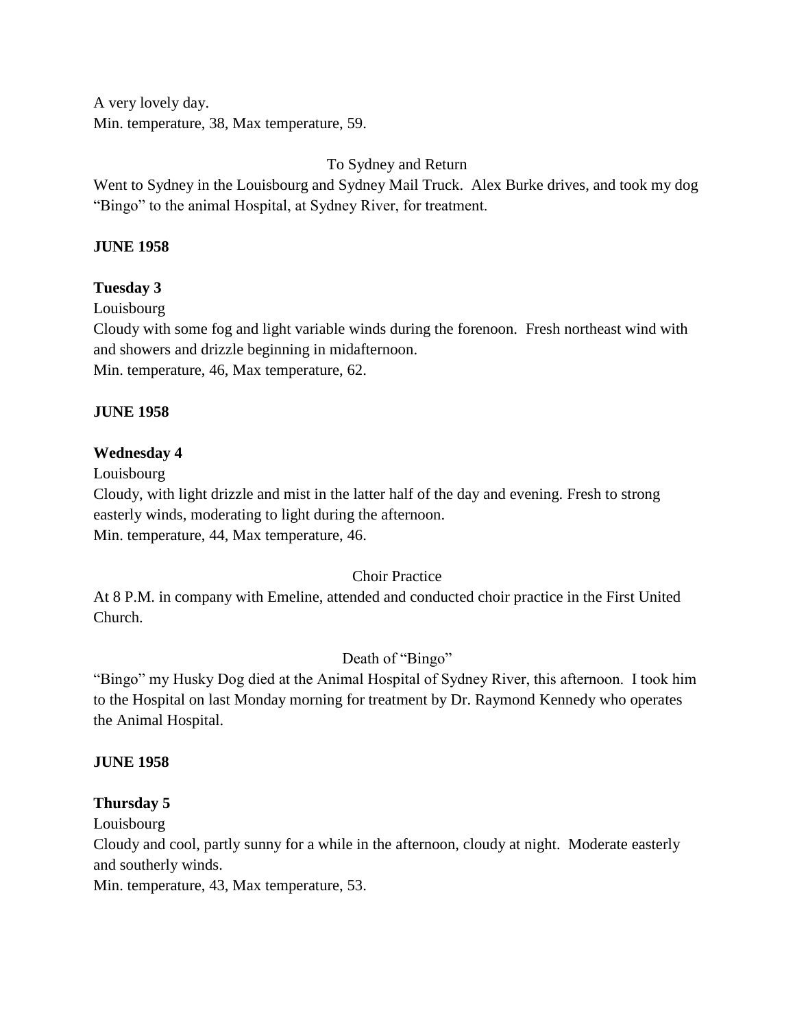A very lovely day.
Min. temperature, 38, Max temperature, 59.

To Sydney and Return

Went to Sydney in the Louisbourg and Sydney Mail Truck. Alex Burke drives, and took my dog "Bingo" to the animal Hospital, at Sydney River, for treatment.

**JUNE 1958**

**Tuesday 3**

Louisbourg
Cloudy with some fog and light variable winds during the forenoon. Fresh northeast wind with and showers and drizzle beginning in midafternoon.
Min. temperature, 46, Max temperature, 62.

**JUNE 1958**

**Wednesday 4**

Louisbourg
Cloudy, with light drizzle and mist in the latter half of the day and evening. Fresh to strong easterly winds, moderating to light during the afternoon.
Min. temperature, 44, Max temperature, 46.

Choir Practice

At 8 P.M. in company with Emeline, attended and conducted choir practice in the First United Church.

Death of "Bingo"

"Bingo" my Husky Dog died at the Animal Hospital of Sydney River, this afternoon. I took him to the Hospital on last Monday morning for treatment by Dr. Raymond Kennedy who operates the Animal Hospital.

**JUNE 1958**

**Thursday 5**

Louisbourg
Cloudy and cool, partly sunny for a while in the afternoon, cloudy at night. Moderate easterly and southerly winds.
Min. temperature, 43, Max temperature, 53.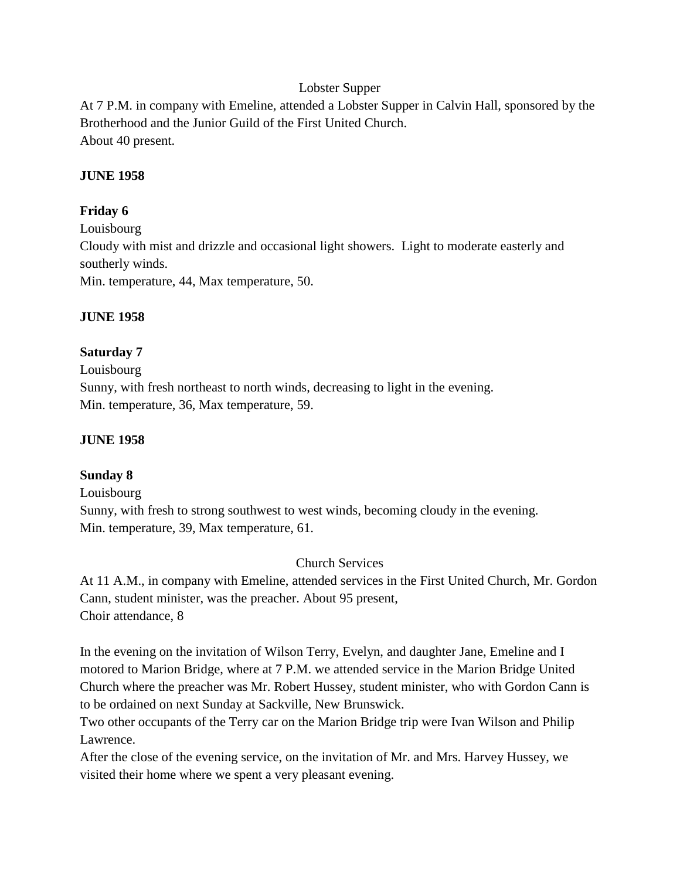Lobster Supper

At 7 P.M. in company with Emeline, attended a Lobster Supper in Calvin Hall, sponsored by the Brotherhood and the Junior Guild of the First United Church.
About 40 present.

**JUNE 1958**

**Friday 6**

Louisbourg
Cloudy with mist and drizzle and occasional light showers. Light to moderate easterly and southerly winds.
Min. temperature, 44, Max temperature, 50.

**JUNE 1958**

**Saturday 7**

Louisbourg
Sunny, with fresh northeast to north winds, decreasing to light in the evening.
Min. temperature, 36, Max temperature, 59.

**JUNE 1958**

**Sunday 8**

Louisbourg
Sunny, with fresh to strong southwest to west winds, becoming cloudy in the evening.
Min. temperature, 39, Max temperature, 61.

Church Services

At 11 A.M., in company with Emeline, attended services in the First United Church, Mr. Gordon Cann, student minister, was the preacher. About 95 present,
Choir attendance, 8

In the evening on the invitation of Wilson Terry, Evelyn, and daughter Jane, Emeline and I motored to Marion Bridge, where at 7 P.M. we attended service in the Marion Bridge United Church where the preacher was Mr. Robert Hussey, student minister, who with Gordon Cann is to be ordained on next Sunday at Sackville, New Brunswick.
Two other occupants of the Terry car on the Marion Bridge trip were Ivan Wilson and Philip Lawrence.
After the close of the evening service, on the invitation of Mr. and Mrs. Harvey Hussey, we visited their home where we spent a very pleasant evening.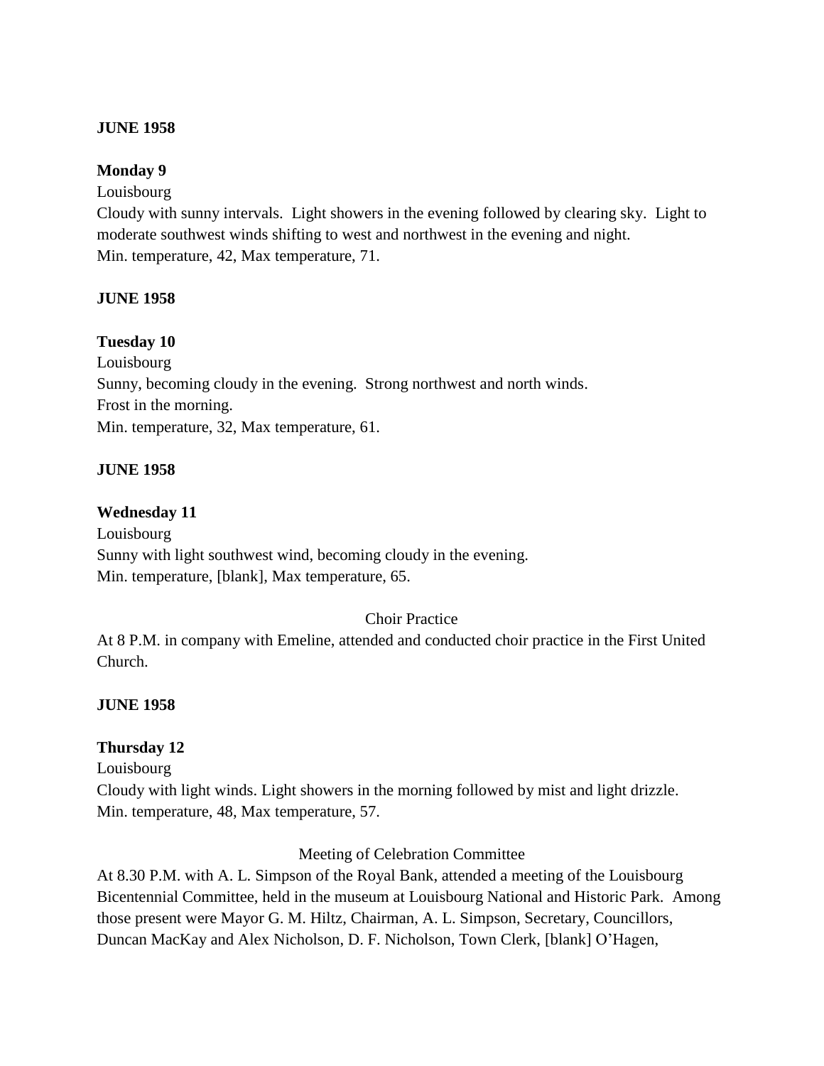**JUNE 1958**

**Monday 9**

Louisbourg

Cloudy with sunny intervals. Light showers in the evening followed by clearing sky. Light to moderate southwest winds shifting to west and northwest in the evening and night.

Min. temperature, 42, Max temperature, 71.

**JUNE 1958**

**Tuesday 10**

Louisbourg

Sunny, becoming cloudy in the evening. Strong northwest and north winds.

Frost in the morning.

Min. temperature, 32, Max temperature, 61.

**JUNE 1958**

**Wednesday 11**

Louisbourg

Sunny with light southwest wind, becoming cloudy in the evening.

Min. temperature, [blank], Max temperature, 65.

Choir Practice

At 8 P.M. in company with Emeline, attended and conducted choir practice in the First United Church.

**JUNE 1958**

**Thursday 12**

Louisbourg

Cloudy with light winds. Light showers in the morning followed by mist and light drizzle.

Min. temperature, 48, Max temperature, 57.

Meeting of Celebration Committee

At 8.30 P.M. with A. L. Simpson of the Royal Bank, attended a meeting of the Louisbourg Bicentennial Committee, held in the museum at Louisbourg National and Historic Park. Among those present were Mayor G. M. Hiltz, Chairman, A. L. Simpson, Secretary, Councillors, Duncan MacKay and Alex Nicholson, D. F. Nicholson, Town Clerk, [blank] O'Hagen,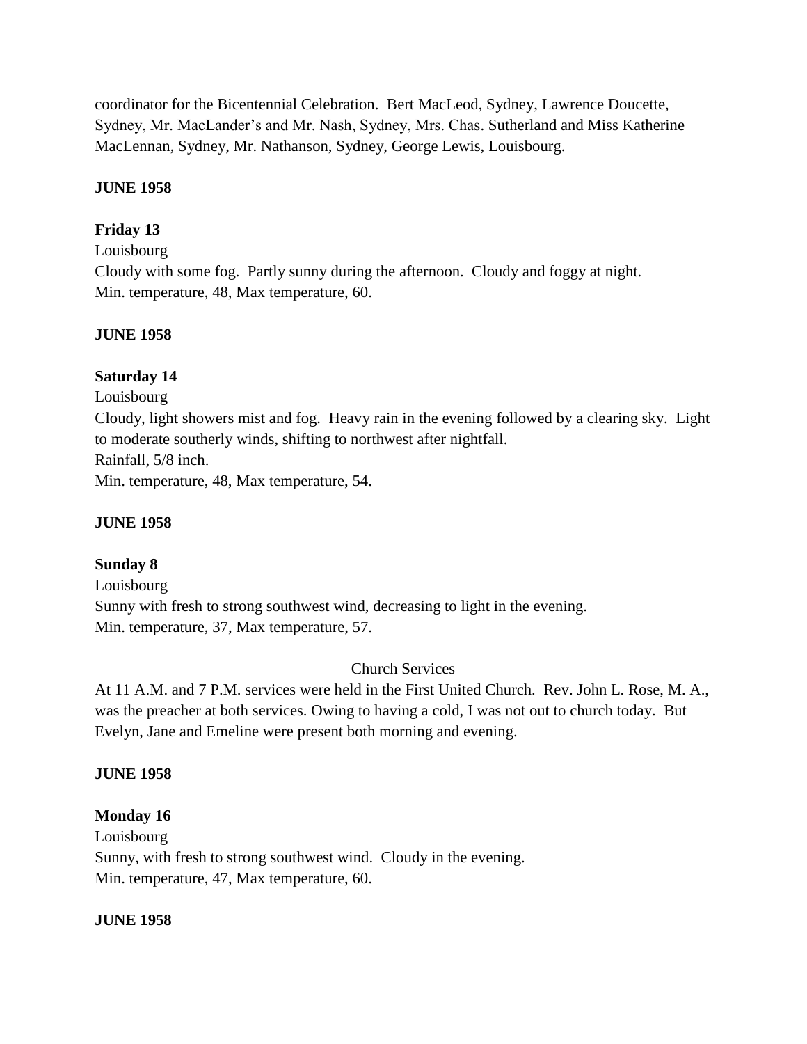coordinator for the Bicentennial Celebration. Bert MacLeod, Sydney, Lawrence Doucette, Sydney, Mr. MacLander's and Mr. Nash, Sydney, Mrs. Chas. Sutherland and Miss Katherine MacLennan, Sydney, Mr. Nathanson, Sydney, George Lewis, Louisbourg.

**JUNE 1958**

**Friday 13**

Louisbourg

Cloudy with some fog. Partly sunny during the afternoon. Cloudy and foggy at night.

Min. temperature, 48, Max temperature, 60.

**JUNE 1958**

**Saturday 14**

Louisbourg

Cloudy, light showers mist and fog. Heavy rain in the evening followed by a clearing sky. Light to moderate southerly winds, shifting to northwest after nightfall.

Rainfall, 5/8 inch.

Min. temperature, 48, Max temperature, 54.

**JUNE 1958**

**Sunday 8**

Louisbourg

Sunny with fresh to strong southwest wind, decreasing to light in the evening.

Min. temperature, 37, Max temperature, 57.

Church Services

At 11 A.M. and 7 P.M. services were held in the First United Church. Rev. John L. Rose, M. A., was the preacher at both services. Owing to having a cold, I was not out to church today. But Evelyn, Jane and Emeline were present both morning and evening.

**JUNE 1958**

**Monday 16**

Louisbourg

Sunny, with fresh to strong southwest wind. Cloudy in the evening.

Min. temperature, 47, Max temperature, 60.

**JUNE 1958**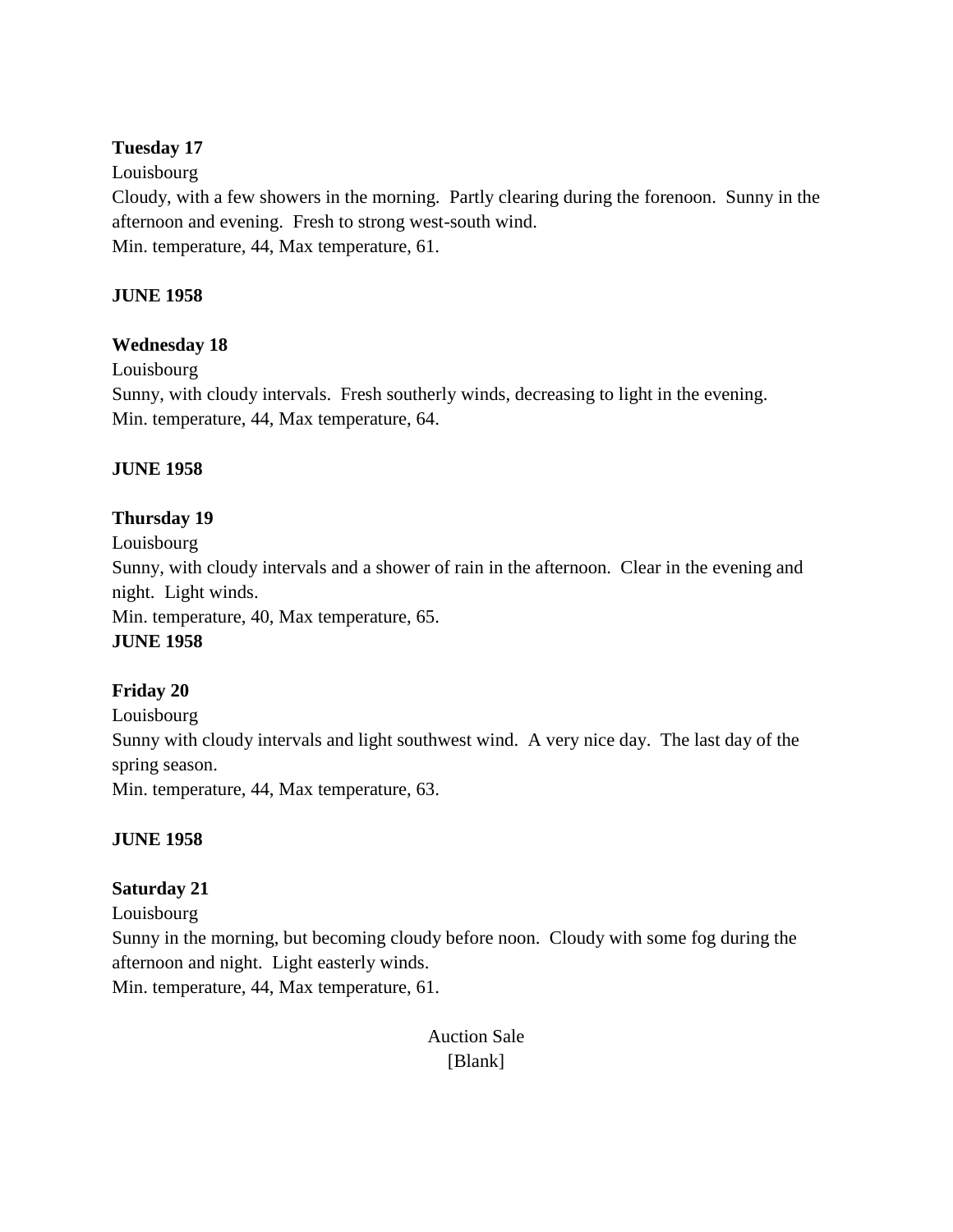**Tuesday 17**

Louisbourg

Cloudy, with a few showers in the morning. Partly clearing during the forenoon. Sunny in the afternoon and evening. Fresh to strong west-south wind.

Min. temperature, 44, Max temperature, 61.

**JUNE 1958**

**Wednesday 18**

Louisbourg

Sunny, with cloudy intervals. Fresh southerly winds, decreasing to light in the evening.

Min. temperature, 44, Max temperature, 64.

**JUNE 1958**

**Thursday 19**

Louisbourg

Sunny, with cloudy intervals and a shower of rain in the afternoon. Clear in the evening and night. Light winds.

Min. temperature, 40, Max temperature, 65.

**JUNE 1958**

**Friday 20**

Louisbourg

Sunny with cloudy intervals and light southwest wind. A very nice day. The last day of the spring season.

Min. temperature, 44, Max temperature, 63.

**JUNE 1958**

**Saturday 21**

Louisbourg

Sunny in the morning, but becoming cloudy before noon. Cloudy with some fog during the afternoon and night. Light easterly winds.

Min. temperature, 44, Max temperature, 61.

Auction Sale

[Blank]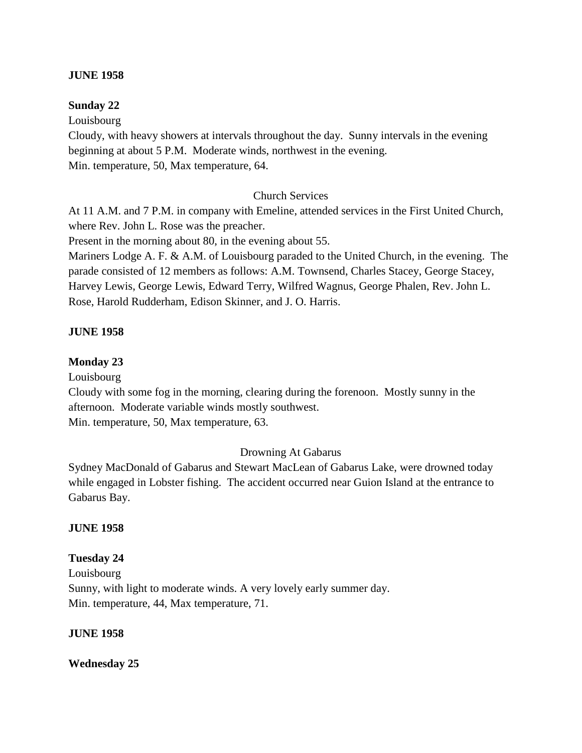**JUNE 1958**

**Sunday 22**

Louisbourg

Cloudy, with heavy showers at intervals throughout the day. Sunny intervals in the evening beginning at about 5 P.M. Moderate winds, northwest in the evening.

Min. temperature, 50, Max temperature, 64.

Church Services

At 11 A.M. and 7 P.M. in company with Emeline, attended services in the First United Church, where Rev. John L. Rose was the preacher.

Present in the morning about 80, in the evening about 55.

Mariners Lodge A. F. & A.M. of Louisbourg paraded to the United Church, in the evening. The parade consisted of 12 members as follows: A.M. Townsend, Charles Stacey, George Stacey, Harvey Lewis, George Lewis, Edward Terry, Wilfred Wagnus, George Phalen, Rev. John L. Rose, Harold Rudderham, Edison Skinner, and J. O. Harris.

**JUNE 1958**

**Monday 23**

Louisbourg

Cloudy with some fog in the morning, clearing during the forenoon. Mostly sunny in the afternoon. Moderate variable winds mostly southwest.

Min. temperature, 50, Max temperature, 63.

Drowning At Gabarus

Sydney MacDonald of Gabarus and Stewart MacLean of Gabarus Lake, were drowned today while engaged in Lobster fishing. The accident occurred near Guion Island at the entrance to Gabarus Bay.

**JUNE 1958**

**Tuesday 24**

Louisbourg

Sunny, with light to moderate winds. A very lovely early summer day.

Min. temperature, 44, Max temperature, 71.

**JUNE 1958**

**Wednesday 25**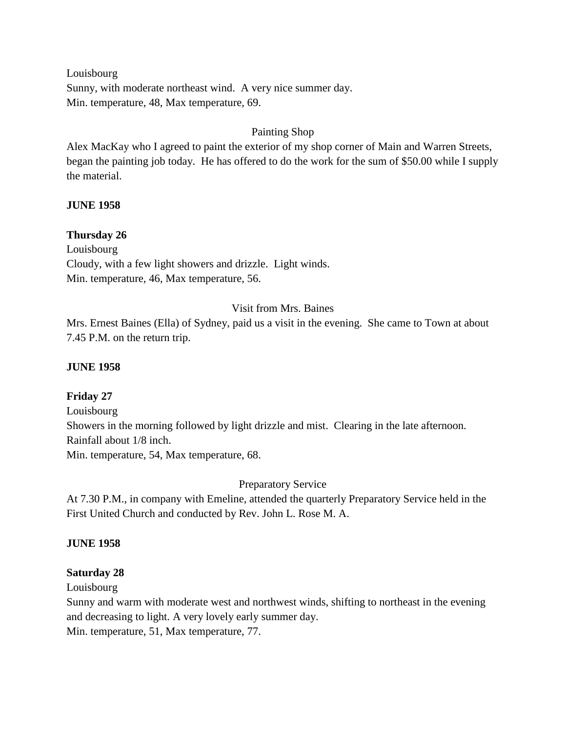Louisbourg
Sunny, with moderate northeast wind.  A very nice summer day.
Min. temperature, 48, Max temperature, 69.

Painting Shop

Alex MacKay who I agreed to paint the exterior of my shop corner of Main and Warren Streets, began the painting job today.  He has offered to do the work for the sum of $50.00 while I supply the material.

**JUNE 1958**

**Thursday 26**
Louisbourg
Cloudy, with a few light showers and drizzle.  Light winds.
Min. temperature, 46, Max temperature, 56.

Visit from Mrs. Baines

Mrs. Ernest Baines (Ella) of Sydney, paid us a visit in the evening.  She came to Town at about 7.45 P.M. on the return trip.

**JUNE 1958**

**Friday 27**
Louisbourg
Showers in the morning followed by light drizzle and mist.  Clearing in the late afternoon.
Rainfall about 1/8 inch.
Min. temperature, 54, Max temperature, 68.

Preparatory Service

At 7.30 P.M., in company with Emeline, attended the quarterly Preparatory Service held in the First United Church and conducted by Rev. John L. Rose M. A.

**JUNE 1958**

**Saturday 28**
Louisbourg
Sunny and warm with moderate west and northwest winds, shifting to northeast in the evening and decreasing to light. A very lovely early summer day.
Min. temperature, 51, Max temperature, 77.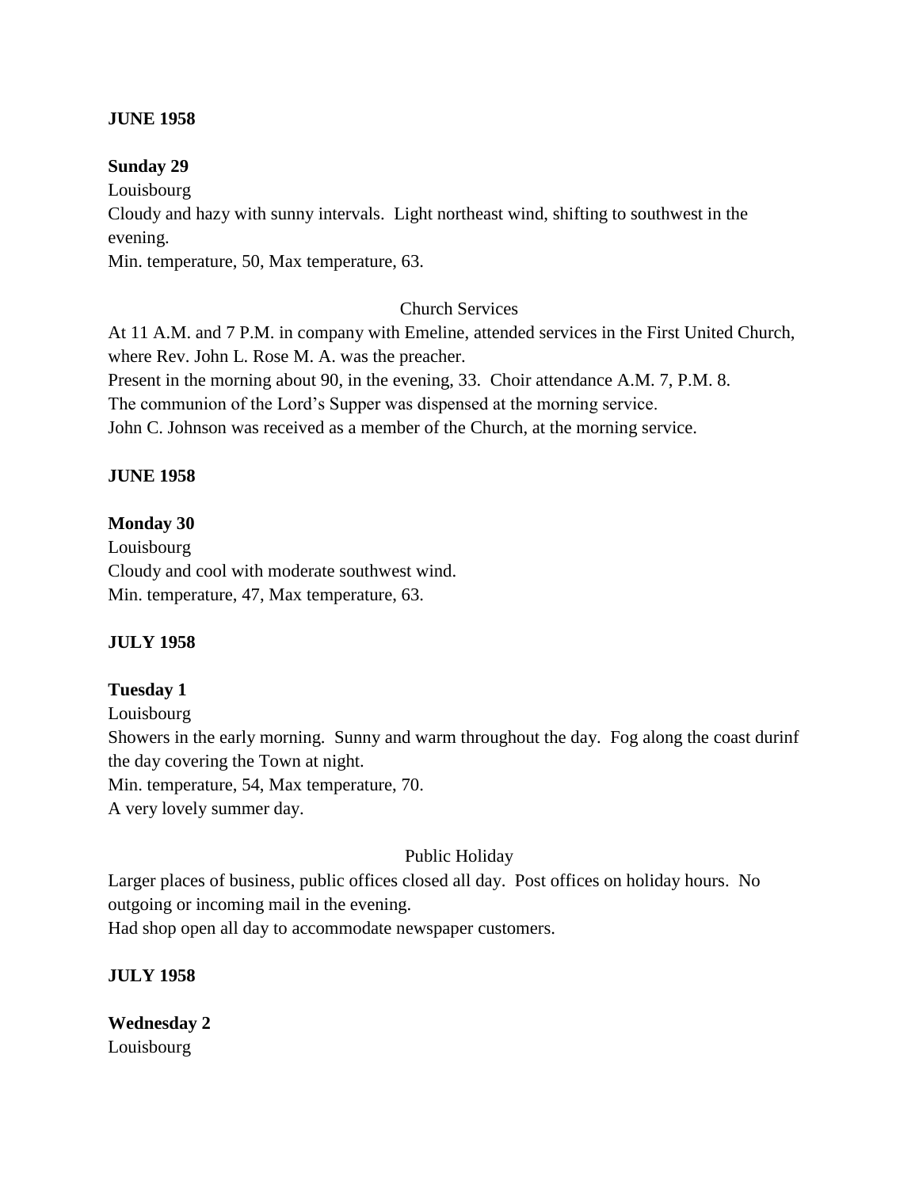**JUNE 1958**

**Sunday 29**
Louisbourg
Cloudy and hazy with sunny intervals. Light northeast wind, shifting to southwest in the evening.
Min. temperature, 50, Max temperature, 63.

Church Services

At 11 A.M. and 7 P.M. in company with Emeline, attended services in the First United Church, where Rev. John L. Rose M. A. was the preacher.
Present in the morning about 90, in the evening, 33. Choir attendance A.M. 7, P.M. 8.
The communion of the Lord's Supper was dispensed at the morning service.
John C. Johnson was received as a member of the Church, at the morning service.

**JUNE 1958**

**Monday 30**
Louisbourg
Cloudy and cool with moderate southwest wind.
Min. temperature, 47, Max temperature, 63.

**JULY 1958**

**Tuesday 1**
Louisbourg
Showers in the early morning. Sunny and warm throughout the day. Fog along the coast durinf the day covering the Town at night.
Min. temperature, 54, Max temperature, 70.
A very lovely summer day.

Public Holiday

Larger places of business, public offices closed all day. Post offices on holiday hours. No outgoing or incoming mail in the evening.
Had shop open all day to accommodate newspaper customers.

**JULY 1958**

**Wednesday 2**
Louisbourg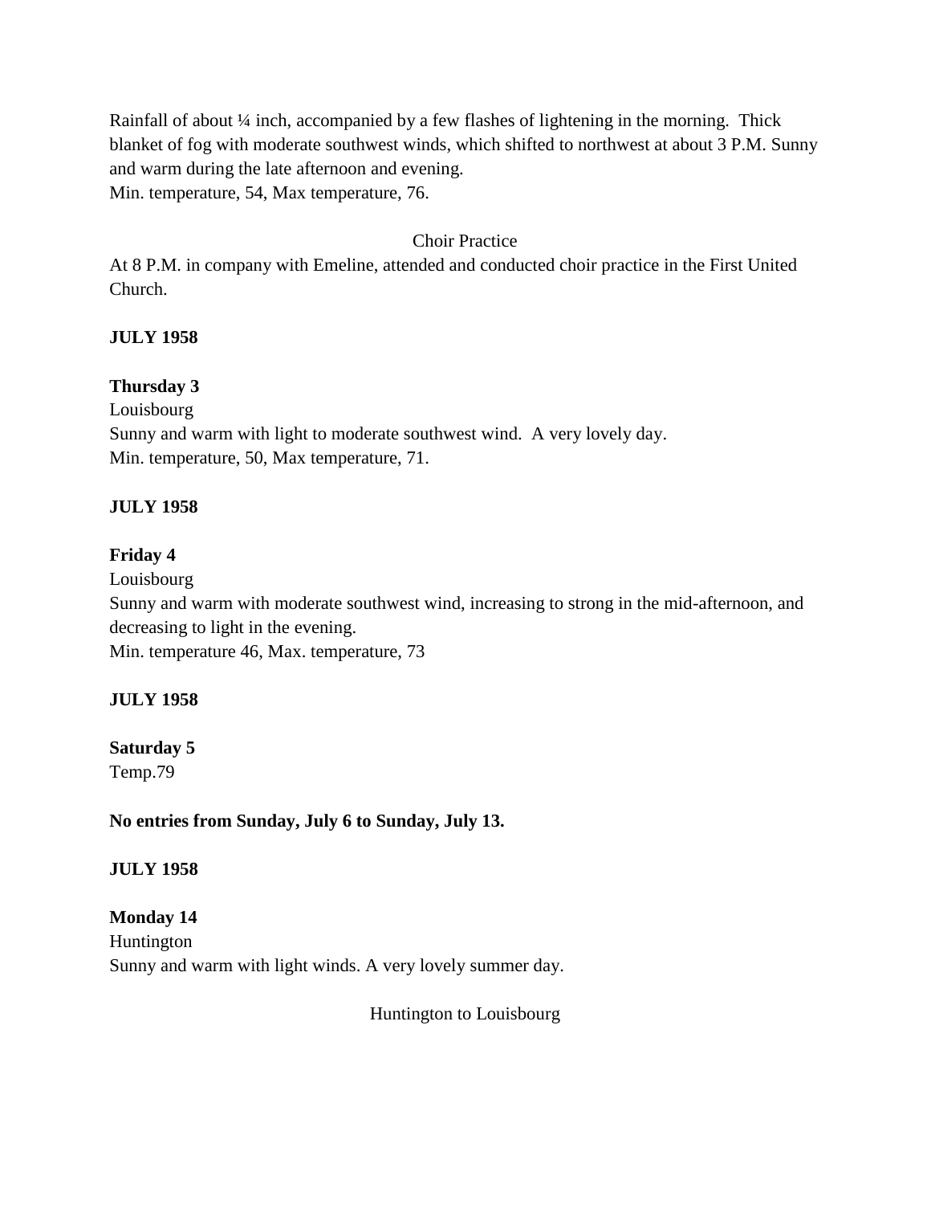Rainfall of about ¼ inch, accompanied by a few flashes of lightening in the morning. Thick blanket of fog with moderate southwest winds, which shifted to northwest at about 3 P.M. Sunny and warm during the late afternoon and evening.
Min. temperature, 54, Max temperature, 76.

Choir Practice

At 8 P.M. in company with Emeline, attended and conducted choir practice in the First United Church.

**JULY 1958**

**Thursday 3**
Louisbourg
Sunny and warm with light to moderate southwest wind. A very lovely day.
Min. temperature, 50, Max temperature, 71.

**JULY 1958**

**Friday 4**
Louisbourg
Sunny and warm with moderate southwest wind, increasing to strong in the mid-afternoon, and decreasing to light in the evening.
Min. temperature 46, Max. temperature, 73

**JULY 1958**

**Saturday 5**
Temp.79

**No entries from Sunday, July 6 to Sunday, July 13.**

**JULY 1958**

**Monday 14**
Huntington
Sunny and warm with light winds. A very lovely summer day.

Huntington to Louisbourg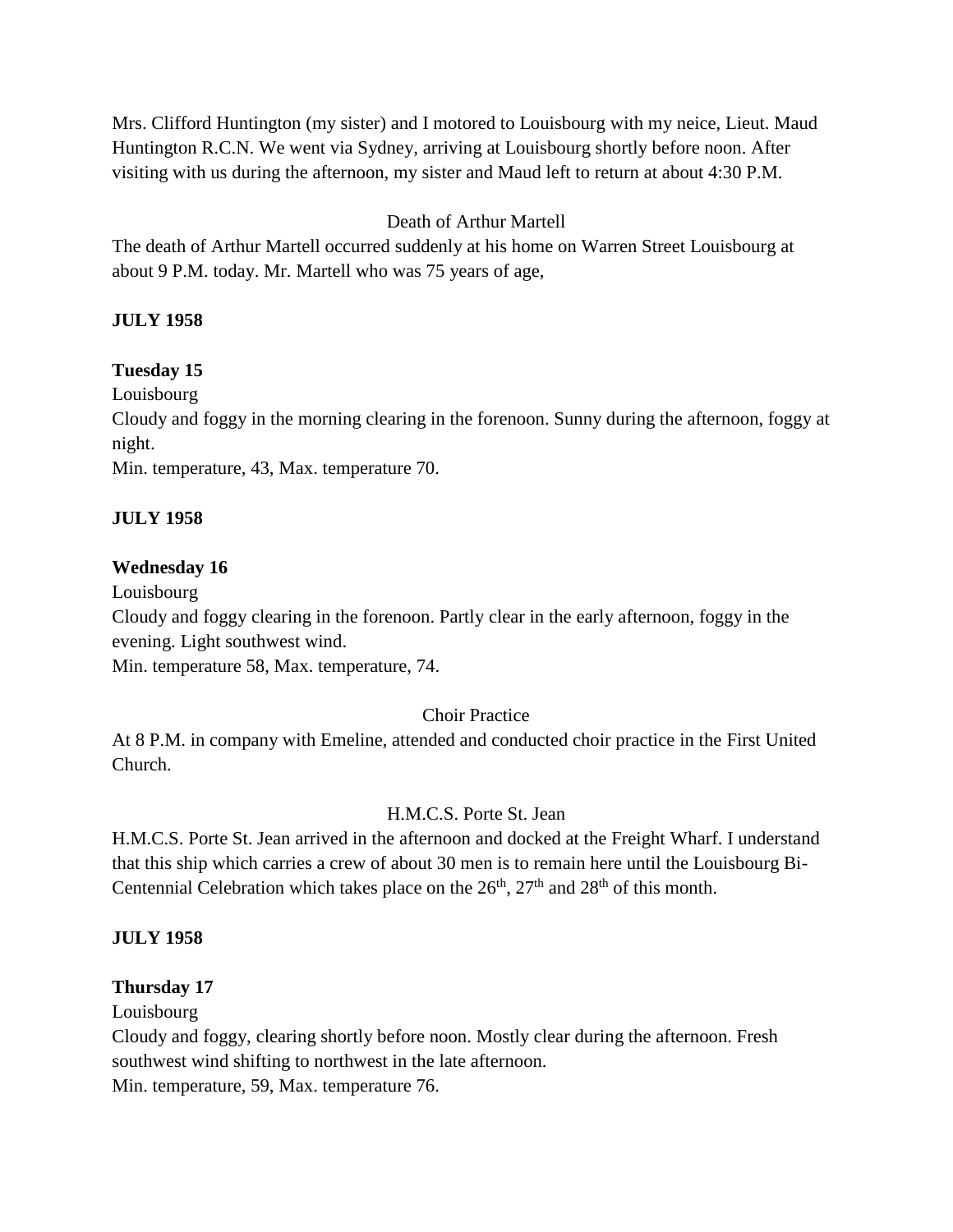Mrs. Clifford Huntington (my sister) and I motored to Louisbourg with my neice, Lieut. Maud Huntington R.C.N. We went via Sydney, arriving at Louisbourg shortly before noon. After visiting with us during the afternoon, my sister and Maud left to return at about 4:30 P.M.

Death of Arthur Martell

The death of Arthur Martell occurred suddenly at his home on Warren Street Louisbourg at about 9 P.M. today. Mr. Martell who was 75 years of age,

**JULY 1958**

**Tuesday 15**

Louisbourg

Cloudy and foggy in the morning clearing in the forenoon. Sunny during the afternoon, foggy at night.

Min. temperature, 43, Max. temperature 70.

**JULY 1958**

**Wednesday 16**

Louisbourg

Cloudy and foggy clearing in the forenoon. Partly clear in the early afternoon, foggy in the evening. Light southwest wind.

Min. temperature 58, Max. temperature, 74.

Choir Practice

At 8 P.M. in company with Emeline, attended and conducted choir practice in the First United Church.

H.M.C.S. Porte St. Jean

H.M.C.S. Porte St. Jean arrived in the afternoon and docked at the Freight Wharf. I understand that this ship which carries a crew of about 30 men is to remain here until the Louisbourg Bi-Centennial Celebration which takes place on the 26th, 27th and 28th of this month.

**JULY 1958**

**Thursday 17**

Louisbourg

Cloudy and foggy, clearing shortly before noon. Mostly clear during the afternoon. Fresh southwest wind shifting to northwest in the late afternoon.

Min. temperature, 59, Max. temperature 76.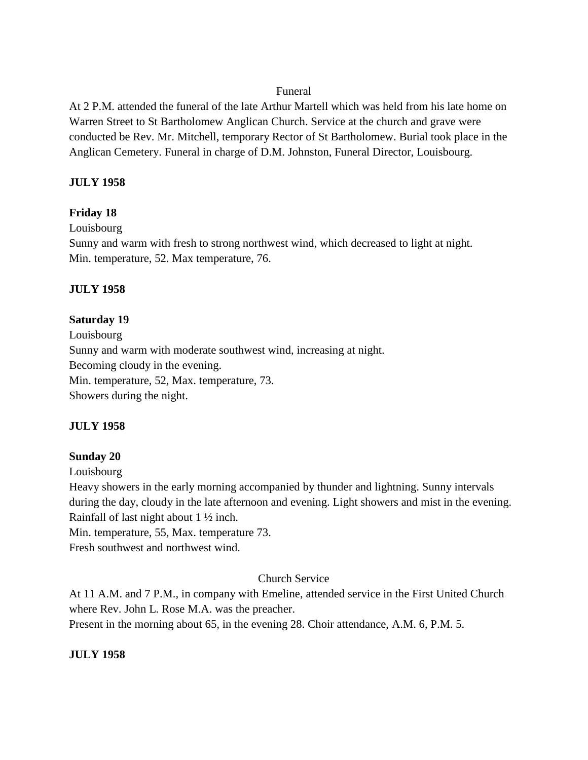Funeral

At 2 P.M. attended the funeral of the late Arthur Martell which was held from his late home on Warren Street to St Bartholomew Anglican Church. Service at the church and grave were conducted be Rev. Mr. Mitchell, temporary Rector of St Bartholomew. Burial took place in the Anglican Cemetery. Funeral in charge of D.M. Johnston, Funeral Director, Louisbourg.

**JULY 1958**

**Friday 18**

Louisbourg

Sunny and warm with fresh to strong northwest wind, which decreased to light at night.

Min. temperature, 52. Max temperature, 76.

**JULY 1958**

**Saturday 19**

Louisbourg

Sunny and warm with moderate southwest wind, increasing at night.

Becoming cloudy in the evening.

Min. temperature, 52, Max. temperature, 73.

Showers during the night.

**JULY 1958**

**Sunday 20**

Louisbourg

Heavy showers in the early morning accompanied by thunder and lightning. Sunny intervals during the day, cloudy in the late afternoon and evening. Light showers and mist in the evening.

Rainfall of last night about 1 ½ inch.

Min. temperature, 55, Max. temperature 73.

Fresh southwest and northwest wind.

Church Service

At 11 A.M. and 7 P.M., in company with Emeline, attended service in the First United Church where Rev. John L. Rose M.A. was the preacher.

Present in the morning about 65, in the evening 28. Choir attendance, A.M. 6, P.M. 5.

**JULY 1958**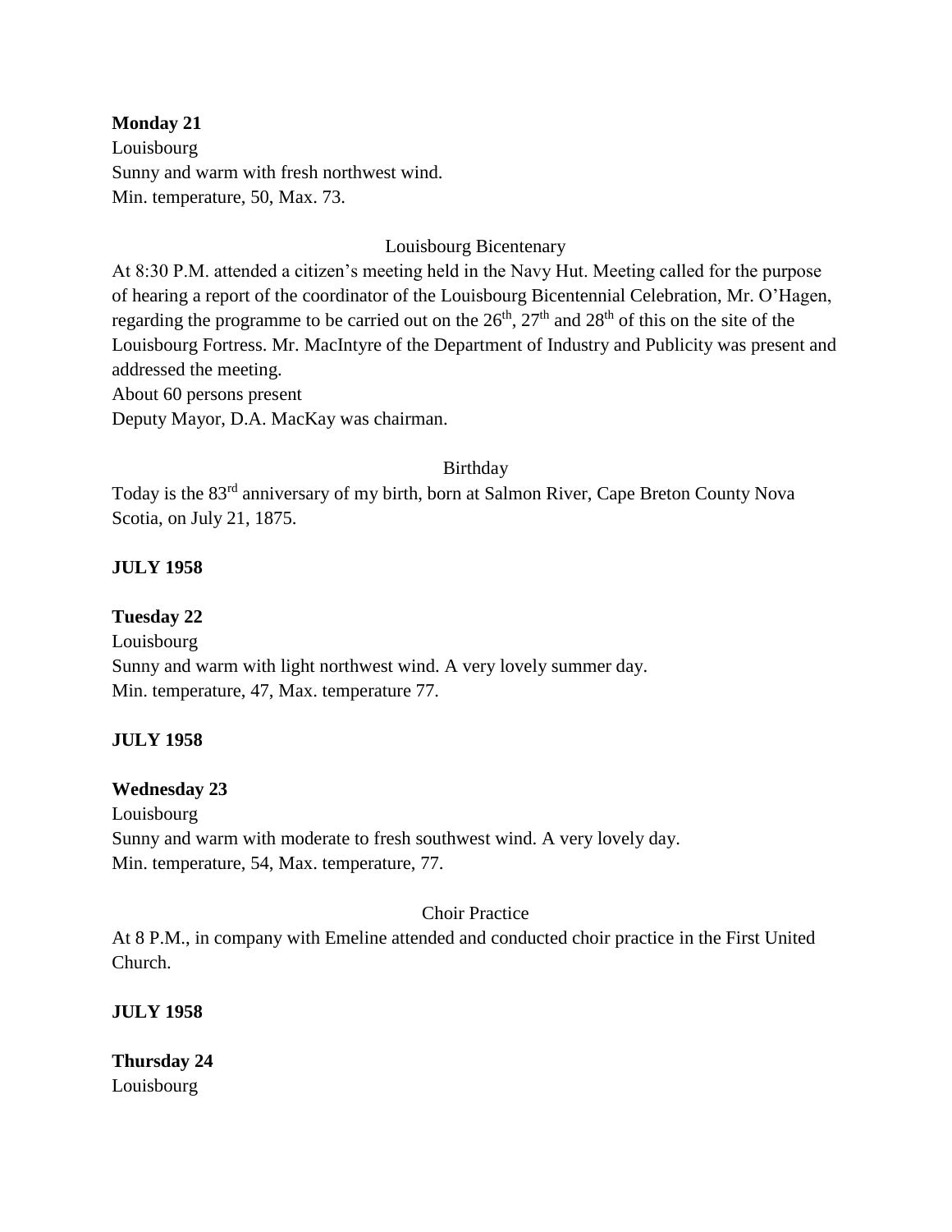**Monday 21**
Louisbourg
Sunny and warm with fresh northwest wind.
Min. temperature, 50, Max. 73.

Louisbourg Bicentenary

At 8:30 P.M. attended a citizen's meeting held in the Navy Hut. Meeting called for the purpose of hearing a report of the coordinator of the Louisbourg Bicentennial Celebration, Mr. O'Hagen, regarding the programme to be carried out on the 26th, 27th and 28th of this on the site of the Louisbourg Fortress. Mr. MacIntyre of the Department of Industry and Publicity was present and addressed the meeting.
About 60 persons present
Deputy Mayor, D.A. MacKay was chairman.

Birthday

Today is the 83rd anniversary of my birth, born at Salmon River, Cape Breton County Nova Scotia, on July 21, 1875.

**JULY 1958**

**Tuesday 22**
Louisbourg
Sunny and warm with light northwest wind. A very lovely summer day.
Min. temperature, 47, Max. temperature 77.

**JULY 1958**

**Wednesday 23**
Louisbourg
Sunny and warm with moderate to fresh southwest wind. A very lovely day.
Min. temperature, 54, Max. temperature, 77.

Choir Practice

At 8 P.M., in company with Emeline attended and conducted choir practice in the First United Church.

**JULY 1958**

**Thursday 24**
Louisbourg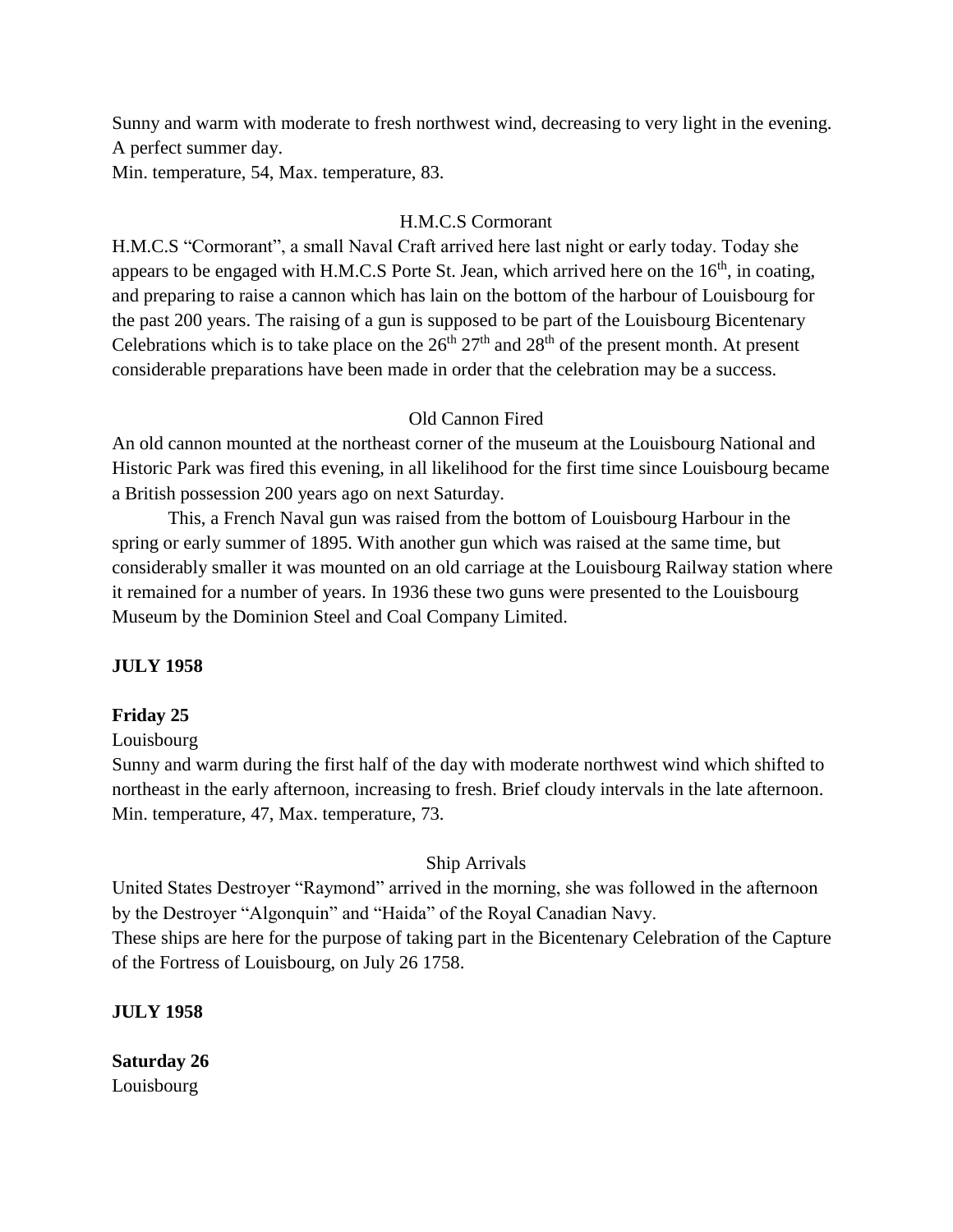Sunny and warm with moderate to fresh northwest wind, decreasing to very light in the evening. A perfect summer day.
Min. temperature, 54, Max. temperature, 83.

H.M.C.S Cormorant

H.M.C.S "Cormorant", a small Naval Craft arrived here last night or early today. Today she appears to be engaged with H.M.C.S Porte St. Jean, which arrived here on the 16th, in coating, and preparing to raise a cannon which has lain on the bottom of the harbour of Louisbourg for the past 200 years. The raising of a gun is supposed to be part of the Louisbourg Bicentenary Celebrations which is to take place on the 26th 27th and 28th of the present month. At present considerable preparations have been made in order that the celebration may be a success.

Old Cannon Fired

An old cannon mounted at the northeast corner of the museum at the Louisbourg National and Historic Park was fired this evening, in all likelihood for the first time since Louisbourg became a British possession 200 years ago on next Saturday.

This, a French Naval gun was raised from the bottom of Louisbourg Harbour in the spring or early summer of 1895. With another gun which was raised at the same time, but considerably smaller it was mounted on an old carriage at the Louisbourg Railway station where it remained for a number of years. In 1936 these two guns were presented to the Louisbourg Museum by the Dominion Steel and Coal Company Limited.

**JULY 1958**

**Friday 25**

Louisbourg

Sunny and warm during the first half of the day with moderate northwest wind which shifted to northeast in the early afternoon, increasing to fresh. Brief cloudy intervals in the late afternoon.
Min. temperature, 47, Max. temperature, 73.

Ship Arrivals

United States Destroyer "Raymond" arrived in the morning, she was followed in the afternoon by the Destroyer "Algonquin" and "Haida" of the Royal Canadian Navy.
These ships are here for the purpose of taking part in the Bicentenary Celebration of the Capture of the Fortress of Louisbourg, on July 26 1758.

**JULY 1958**

**Saturday 26**

Louisbourg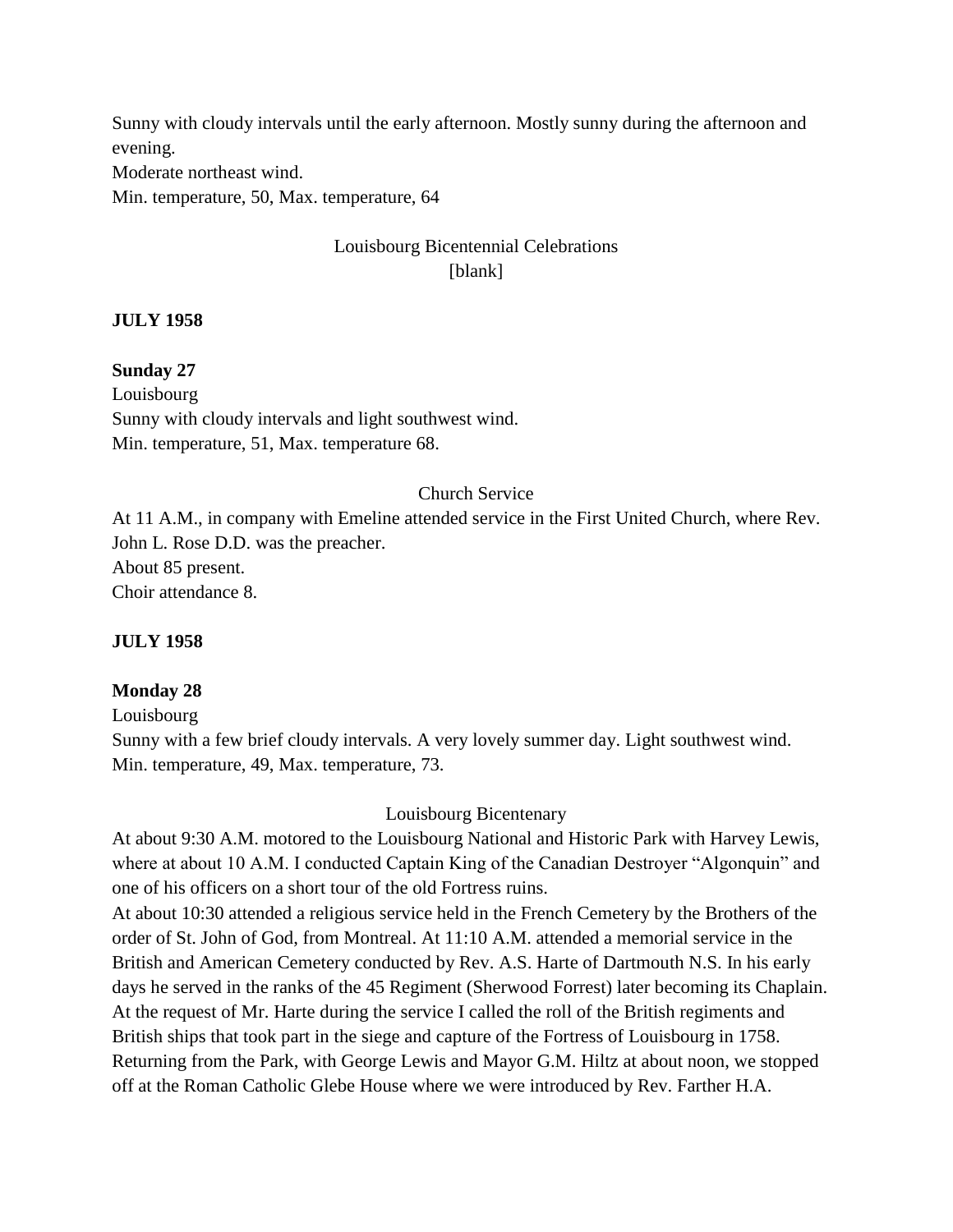Sunny with cloudy intervals until the early afternoon. Mostly sunny during the afternoon and evening.
Moderate northeast wind.
Min. temperature, 50, Max. temperature, 64

Louisbourg Bicentennial Celebrations
[blank]

**JULY 1958**

**Sunday 27**
Louisbourg
Sunny with cloudy intervals and light southwest wind.
Min. temperature, 51, Max. temperature 68.

Church Service
At 11 A.M., in company with Emeline attended service in the First United Church, where Rev. John L. Rose D.D. was the preacher.
About 85 present.
Choir attendance 8.

**JULY 1958**

**Monday 28**
Louisbourg
Sunny with a few brief cloudy intervals. A very lovely summer day. Light southwest wind.
Min. temperature, 49, Max. temperature, 73.

Louisbourg Bicentenary
At about 9:30 A.M. motored to the Louisbourg National and Historic Park with Harvey Lewis, where at about 10 A.M. I conducted Captain King of the Canadian Destroyer "Algonquin" and one of his officers on a short tour of the old Fortress ruins.
At about 10:30 attended a religious service held in the French Cemetery by the Brothers of the order of St. John of God, from Montreal. At 11:10 A.M. attended a memorial service in the British and American Cemetery conducted by Rev. A.S. Harte of Dartmouth N.S. In his early days he served in the ranks of the 45 Regiment (Sherwood Forrest) later becoming its Chaplain. At the request of Mr. Harte during the service I called the roll of the British regiments and British ships that took part in the siege and capture of the Fortress of Louisbourg in 1758.
Returning from the Park, with George Lewis and Mayor G.M. Hiltz at about noon, we stopped off at the Roman Catholic Glebe House where we were introduced by Rev. Farther H.A.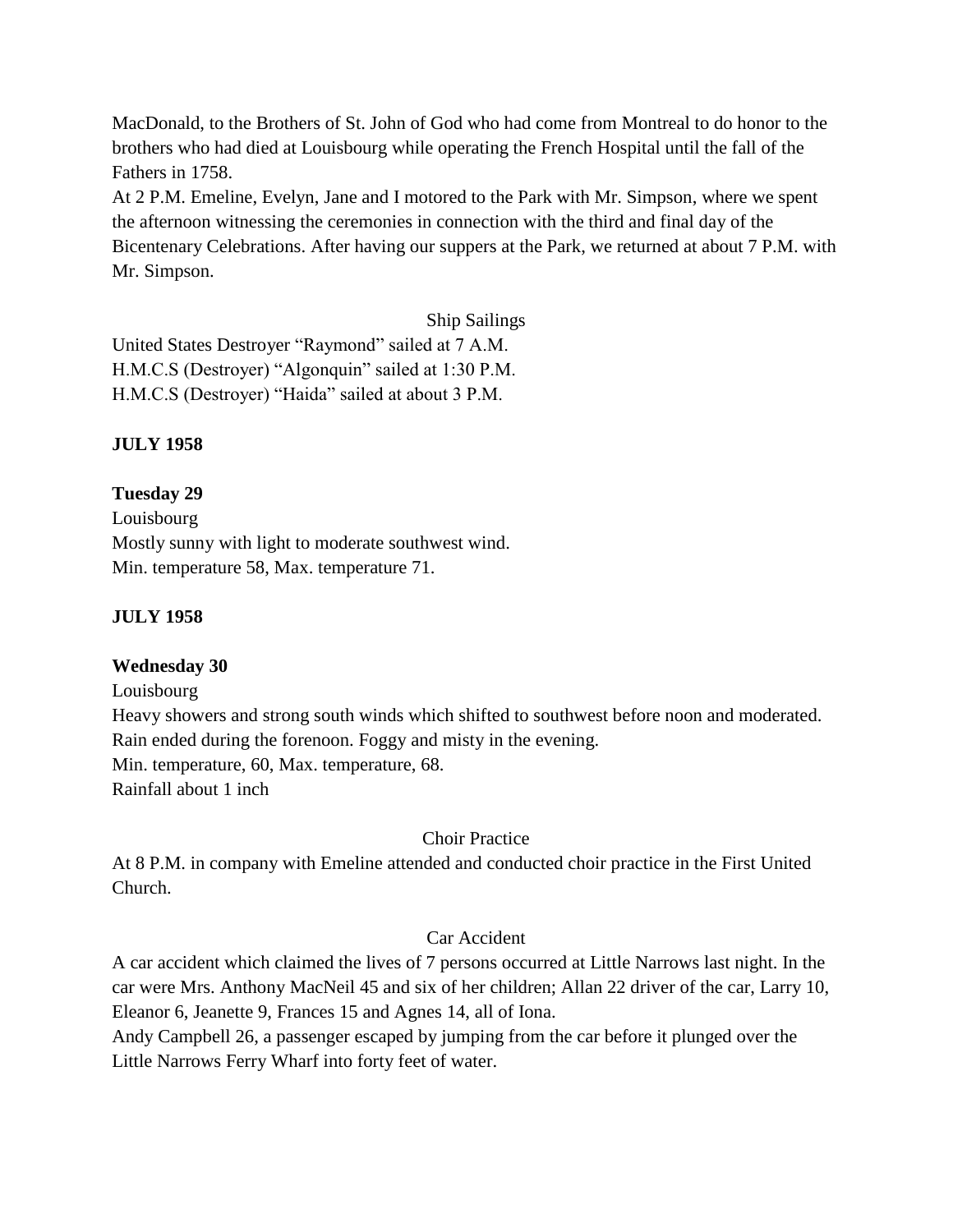MacDonald, to the Brothers of St. John of God who had come from Montreal to do honor to the brothers who had died at Louisbourg while operating the French Hospital until the fall of the Fathers in 1758.

At 2 P.M. Emeline, Evelyn, Jane and I motored to the Park with Mr. Simpson, where we spent the afternoon witnessing the ceremonies in connection with the third and final day of the Bicentenary Celebrations. After having our suppers at the Park, we returned at about 7 P.M. with Mr. Simpson.

Ship Sailings

United States Destroyer "Raymond" sailed at 7 A.M.
H.M.C.S (Destroyer) "Algonquin" sailed at 1:30 P.M.
H.M.C.S (Destroyer) "Haida" sailed at about 3 P.M.

**JULY 1958**

**Tuesday 29**

Louisbourg
Mostly sunny with light to moderate southwest wind.
Min. temperature 58, Max. temperature 71.

**JULY 1958**

**Wednesday 30**

Louisbourg
Heavy showers and strong south winds which shifted to southwest before noon and moderated. Rain ended during the forenoon. Foggy and misty in the evening.
Min. temperature, 60, Max. temperature, 68.
Rainfall about 1 inch

Choir Practice

At 8 P.M. in company with Emeline attended and conducted choir practice in the First United Church.

Car Accident

A car accident which claimed the lives of 7 persons occurred at Little Narrows last night. In the car were Mrs. Anthony MacNeil 45 and six of her children; Allan 22 driver of the car, Larry 10, Eleanor 6, Jeanette 9, Frances 15 and Agnes 14, all of Iona.

Andy Campbell 26, a passenger escaped by jumping from the car before it plunged over the Little Narrows Ferry Wharf into forty feet of water.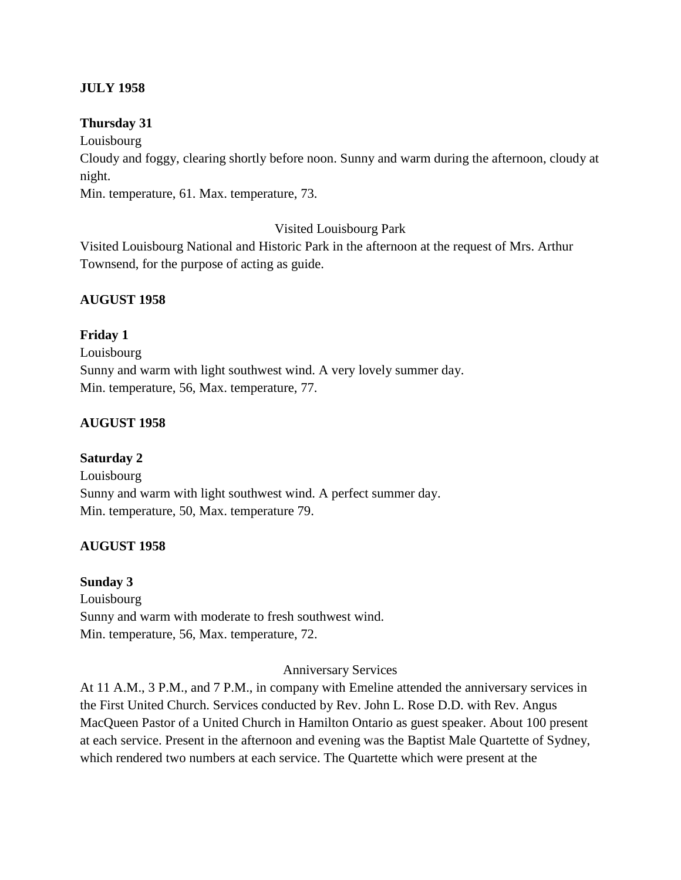**JULY 1958**

**Thursday 31**
Louisbourg
Cloudy and foggy, clearing shortly before noon. Sunny and warm during the afternoon, cloudy at night.
Min. temperature, 61. Max. temperature, 73.

Visited Louisbourg Park

Visited Louisbourg National and Historic Park in the afternoon at the request of Mrs. Arthur Townsend, for the purpose of acting as guide.

**AUGUST 1958**

**Friday 1**
Louisbourg
Sunny and warm with light southwest wind. A very lovely summer day.
Min. temperature, 56, Max. temperature, 77.

**AUGUST 1958**

**Saturday 2**
Louisbourg
Sunny and warm with light southwest wind. A perfect summer day.
Min. temperature, 50, Max. temperature 79.

**AUGUST 1958**

**Sunday 3**
Louisbourg
Sunny and warm with moderate to fresh southwest wind.
Min. temperature, 56, Max. temperature, 72.

Anniversary Services

At 11 A.M., 3 P.M., and 7 P.M., in company with Emeline attended the anniversary services in the First United Church. Services conducted by Rev. John L. Rose D.D. with Rev. Angus MacQueen Pastor of a United Church in Hamilton Ontario as guest speaker. About 100 present at each service. Present in the afternoon and evening was the Baptist Male Quartette of Sydney, which rendered two numbers at each service. The Quartette which were present at the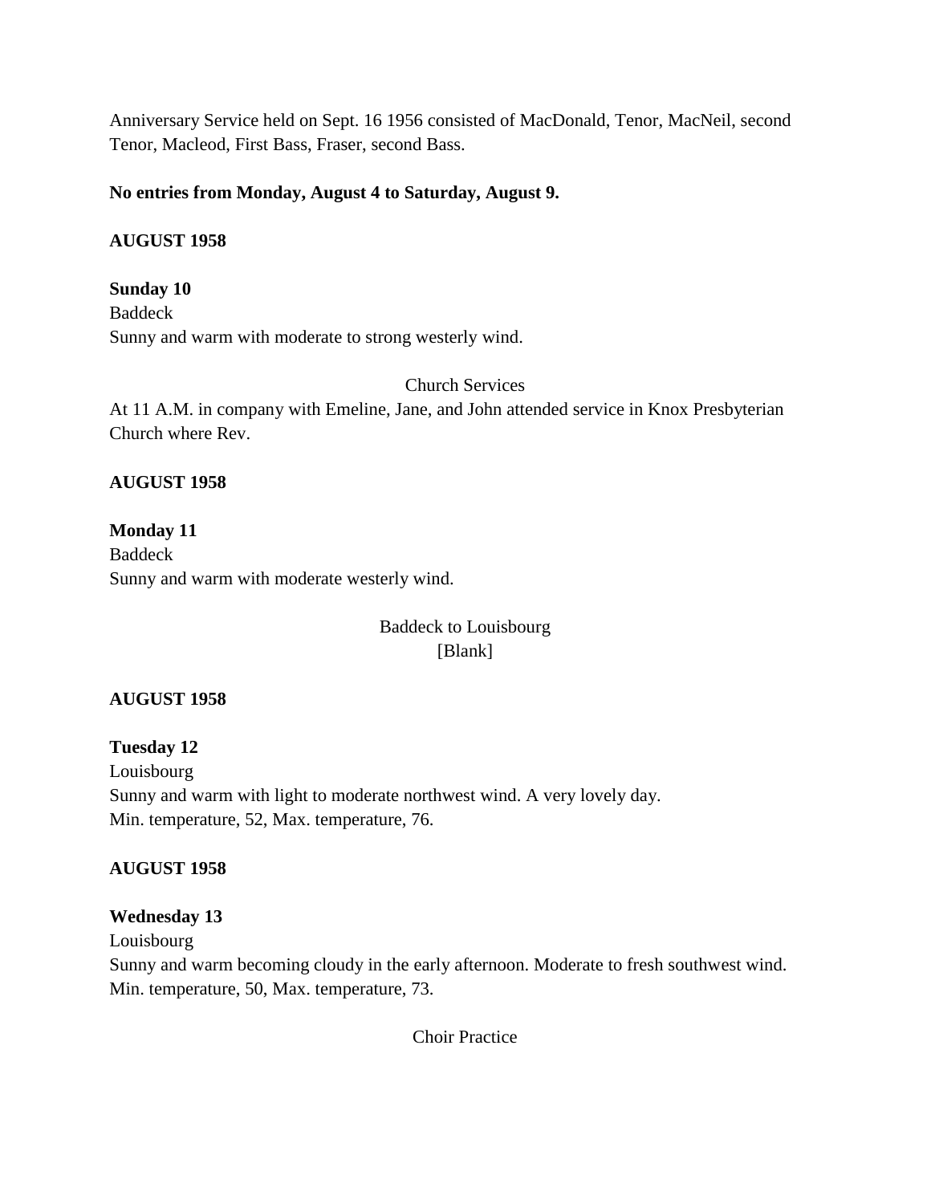Anniversary Service held on Sept. 16 1956 consisted of MacDonald, Tenor, MacNeil, second Tenor, Macleod, First Bass, Fraser, second Bass.

**No entries from Monday, August 4 to Saturday, August 9.**

**AUGUST 1958**

**Sunday 10**
Baddeck
Sunny and warm with moderate to strong westerly wind.

Church Services

At 11 A.M. in company with Emeline, Jane, and John attended service in Knox Presbyterian Church where Rev.

**AUGUST 1958**

**Monday 11**
Baddeck
Sunny and warm with moderate westerly wind.

Baddeck to Louisbourg
[Blank]

**AUGUST 1958**

**Tuesday 12**
Louisbourg
Sunny and warm with light to moderate northwest wind. A very lovely day.
Min. temperature, 52, Max. temperature, 76.

**AUGUST 1958**

**Wednesday 13**
Louisbourg
Sunny and warm becoming cloudy in the early afternoon. Moderate to fresh southwest wind.
Min. temperature, 50, Max. temperature, 73.

Choir Practice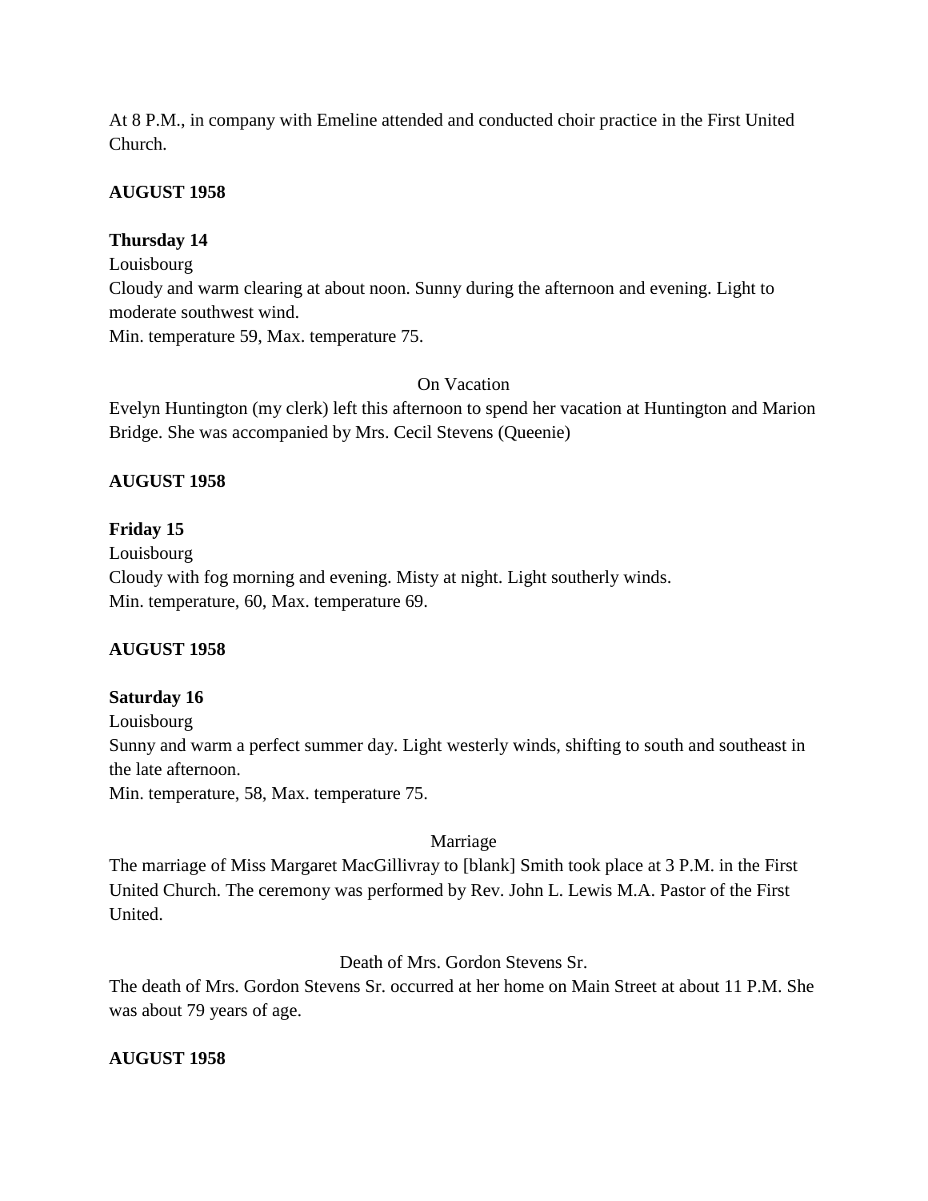At 8 P.M., in company with Emeline attended and conducted choir practice in the First United Church.

**AUGUST 1958**

**Thursday 14**

Louisbourg

Cloudy and warm clearing at about noon. Sunny during the afternoon and evening. Light to moderate southwest wind.

Min. temperature 59, Max. temperature 75.

On Vacation

Evelyn Huntington (my clerk) left this afternoon to spend her vacation at Huntington and Marion Bridge. She was accompanied by Mrs. Cecil Stevens (Queenie)

**AUGUST 1958**

**Friday 15**

Louisbourg

Cloudy with fog morning and evening. Misty at night. Light southerly winds.

Min. temperature, 60, Max. temperature 69.

**AUGUST 1958**

**Saturday 16**

Louisbourg

Sunny and warm a perfect summer day. Light westerly winds, shifting to south and southeast in the late afternoon.

Min. temperature, 58, Max. temperature 75.

Marriage

The marriage of Miss Margaret MacGillivray to [blank] Smith took place at 3 P.M. in the First United Church. The ceremony was performed by Rev. John L. Lewis M.A. Pastor of the First United.

Death of Mrs. Gordon Stevens Sr.

The death of Mrs. Gordon Stevens Sr. occurred at her home on Main Street at about 11 P.M. She was about 79 years of age.

**AUGUST 1958**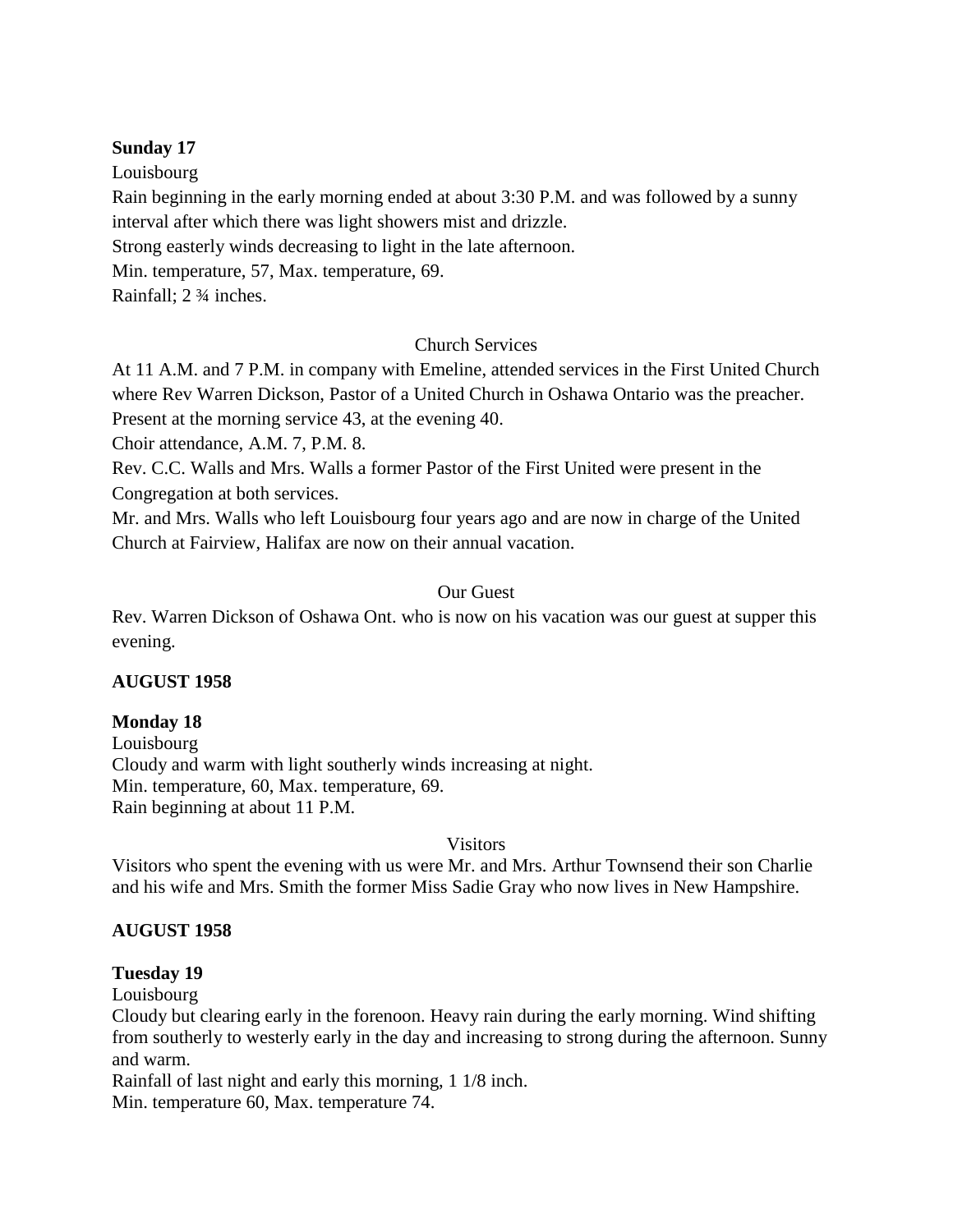**Sunday 17**

Louisbourg

Rain beginning in the early morning ended at about 3:30 P.M. and was followed by a sunny interval after which there was light showers mist and drizzle.

Strong easterly winds decreasing to light in the late afternoon.

Min. temperature, 57, Max. temperature, 69.

Rainfall; 2 ¾ inches.

Church Services

At 11 A.M. and 7 P.M. in company with Emeline, attended services in the First United Church where Rev Warren Dickson, Pastor of a United Church in Oshawa Ontario was the preacher.

Present at the morning service 43, at the evening 40.

Choir attendance, A.M. 7, P.M. 8.

Rev. C.C. Walls and Mrs. Walls a former Pastor of the First United were present in the Congregation at both services.

Mr. and Mrs. Walls who left Louisbourg four years ago and are now in charge of the United Church at Fairview, Halifax are now on their annual vacation.

Our Guest

Rev. Warren Dickson of Oshawa Ont. who is now on his vacation was our guest at supper this evening.

**AUGUST 1958**

**Monday 18**

Louisbourg

Cloudy and warm with light southerly winds increasing at night.

Min. temperature, 60, Max. temperature, 69.

Rain beginning at about 11 P.M.

Visitors

Visitors who spent the evening with us were Mr. and Mrs. Arthur Townsend their son Charlie and his wife and Mrs. Smith the former Miss Sadie Gray who now lives in New Hampshire.

**AUGUST 1958**

**Tuesday 19**

Louisbourg

Cloudy but clearing early in the forenoon. Heavy rain during the early morning. Wind shifting from southerly to westerly early in the day and increasing to strong during the afternoon. Sunny and warm.

Rainfall of last night and early this morning, 1 1/8 inch.

Min. temperature 60, Max. temperature 74.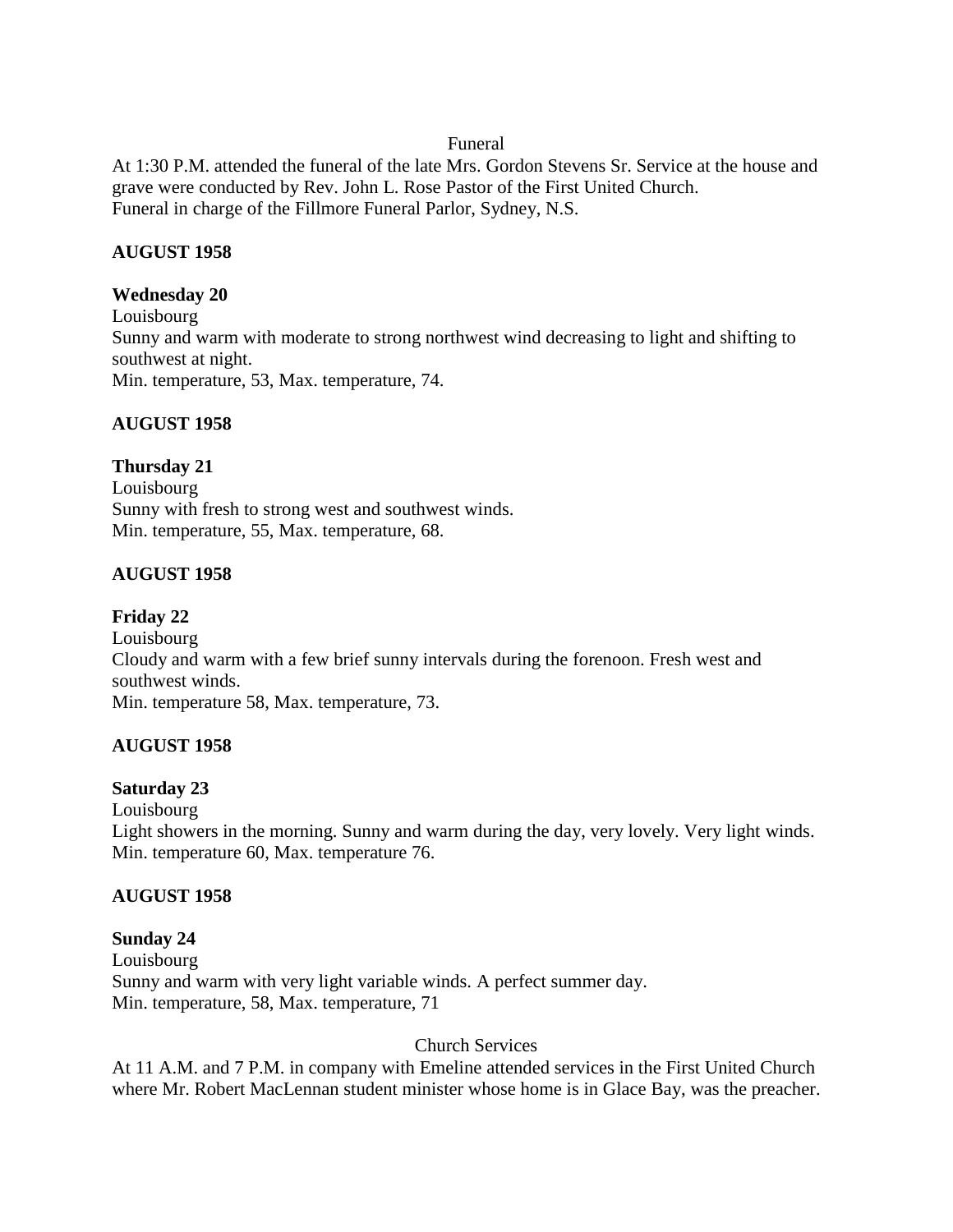Funeral

At 1:30 P.M. attended the funeral of the late Mrs. Gordon Stevens Sr. Service at the house and grave were conducted by Rev. John L. Rose Pastor of the First United Church.
Funeral in charge of the Fillmore Funeral Parlor, Sydney, N.S.

**AUGUST 1958**

**Wednesday 20**
Louisbourg
Sunny and warm with moderate to strong northwest wind decreasing to light and shifting to southwest at night.
Min. temperature, 53, Max. temperature, 74.

**AUGUST 1958**

**Thursday 21**
Louisbourg
Sunny with fresh to strong west and southwest winds.
Min. temperature, 55, Max. temperature, 68.

**AUGUST 1958**

**Friday 22**
Louisbourg
Cloudy and warm with a few brief sunny intervals during the forenoon. Fresh west and southwest winds.
Min. temperature 58, Max. temperature, 73.

**AUGUST 1958**

**Saturday 23**
Louisbourg
Light showers in the morning. Sunny and warm during the day, very lovely. Very light winds.
Min. temperature 60, Max. temperature 76.

**AUGUST 1958**

**Sunday 24**
Louisbourg
Sunny and warm with very light variable winds. A perfect summer day.
Min. temperature, 58, Max. temperature, 71

Church Services

At 11 A.M. and 7 P.M. in company with Emeline attended services in the First United Church where Mr. Robert MacLennan student minister whose home is in Glace Bay, was the preacher.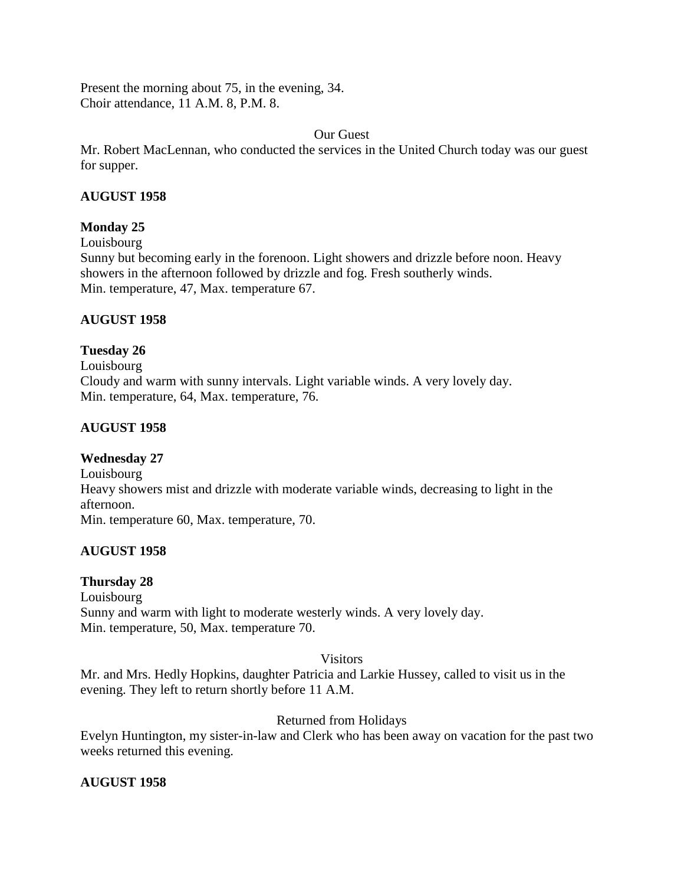Present the morning about 75, in the evening, 34.
Choir attendance, 11 A.M. 8, P.M. 8.

Our Guest

Mr. Robert MacLennan, who conducted the services in the United Church today was our guest for supper.

**AUGUST 1958**

**Monday 25**

Louisbourg

Sunny but becoming early in the forenoon. Light showers and drizzle before noon. Heavy showers in the afternoon followed by drizzle and fog. Fresh southerly winds.
Min. temperature, 47, Max. temperature 67.

**AUGUST 1958**

**Tuesday 26**

Louisbourg

Cloudy and warm with sunny intervals. Light variable winds. A very lovely day.
Min. temperature, 64, Max. temperature, 76.

**AUGUST 1958**

**Wednesday 27**

Louisbourg

Heavy showers mist and drizzle with moderate variable winds, decreasing to light in the afternoon.
Min. temperature 60, Max. temperature, 70.

**AUGUST 1958**

**Thursday 28**

Louisbourg

Sunny and warm with light to moderate westerly winds. A very lovely day.
Min. temperature, 50, Max. temperature 70.

Visitors

Mr. and Mrs. Hedly Hopkins, daughter Patricia and Larkie Hussey, called to visit us in the evening. They left to return shortly before 11 A.M.

Returned from Holidays

Evelyn Huntington, my sister-in-law and Clerk who has been away on vacation for the past two weeks returned this evening.

**AUGUST 1958**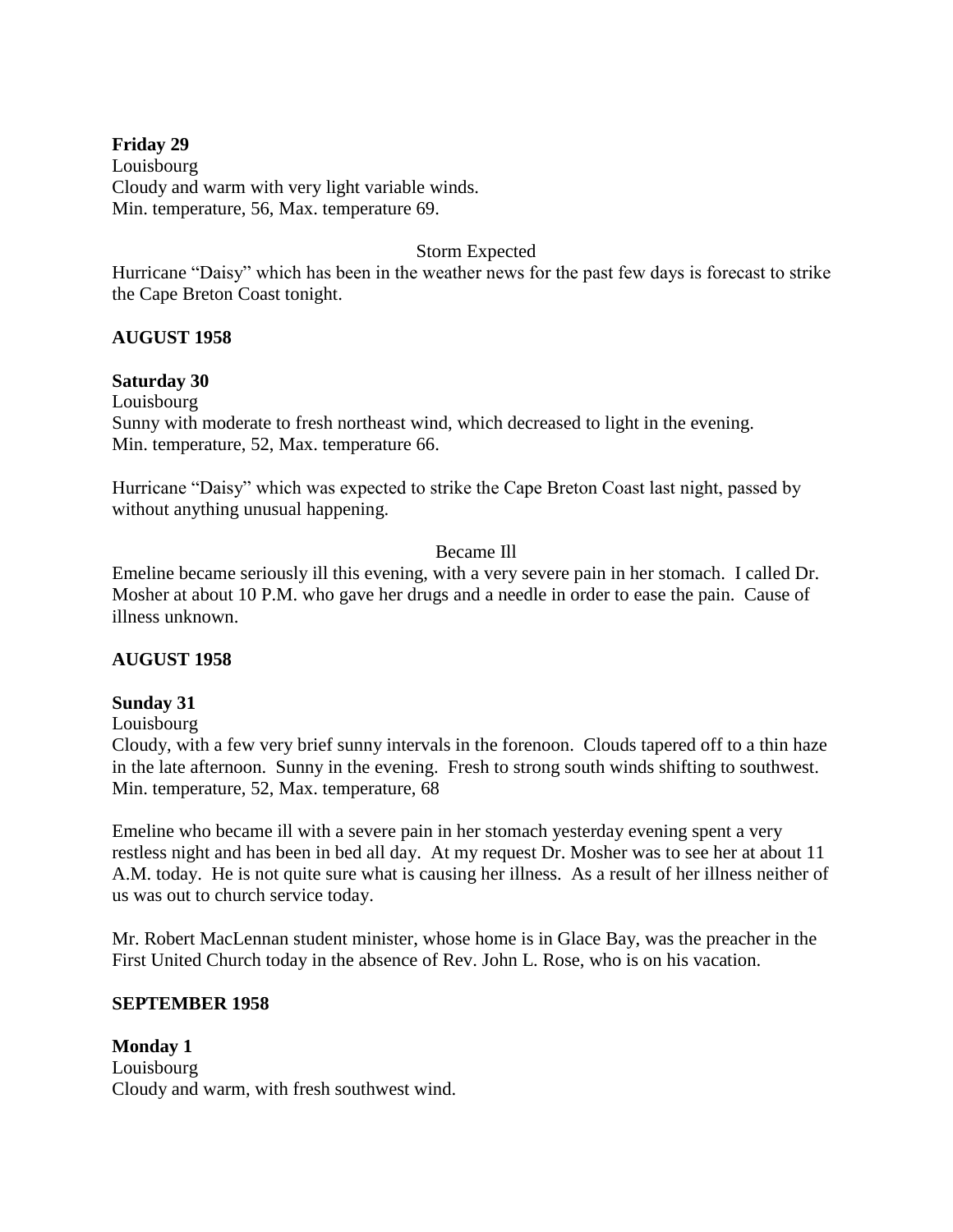**Friday 29**
Louisbourg
Cloudy and warm with very light variable winds.
Min. temperature, 56, Max. temperature 69.

Storm Expected

Hurricane "Daisy" which has been in the weather news for the past few days is forecast to strike the Cape Breton Coast tonight.

**AUGUST 1958**

**Saturday 30**
Louisbourg
Sunny with moderate to fresh northeast wind, which decreased to light in the evening.
Min. temperature, 52, Max. temperature 66.

Hurricane "Daisy" which was expected to strike the Cape Breton Coast last night, passed by without anything unusual happening.

Became Ill

Emeline became seriously ill this evening, with a very severe pain in her stomach. I called Dr. Mosher at about 10 P.M. who gave her drugs and a needle in order to ease the pain. Cause of illness unknown.

**AUGUST 1958**

**Sunday 31**
Louisbourg
Cloudy, with a few very brief sunny intervals in the forenoon. Clouds tapered off to a thin haze in the late afternoon. Sunny in the evening. Fresh to strong south winds shifting to southwest.
Min. temperature, 52, Max. temperature, 68

Emeline who became ill with a severe pain in her stomach yesterday evening spent a very restless night and has been in bed all day. At my request Dr. Mosher was to see her at about 11 A.M. today. He is not quite sure what is causing her illness. As a result of her illness neither of us was out to church service today.

Mr. Robert MacLennan student minister, whose home is in Glace Bay, was the preacher in the First United Church today in the absence of Rev. John L. Rose, who is on his vacation.

**SEPTEMBER 1958**

**Monday 1**
Louisbourg
Cloudy and warm, with fresh southwest wind.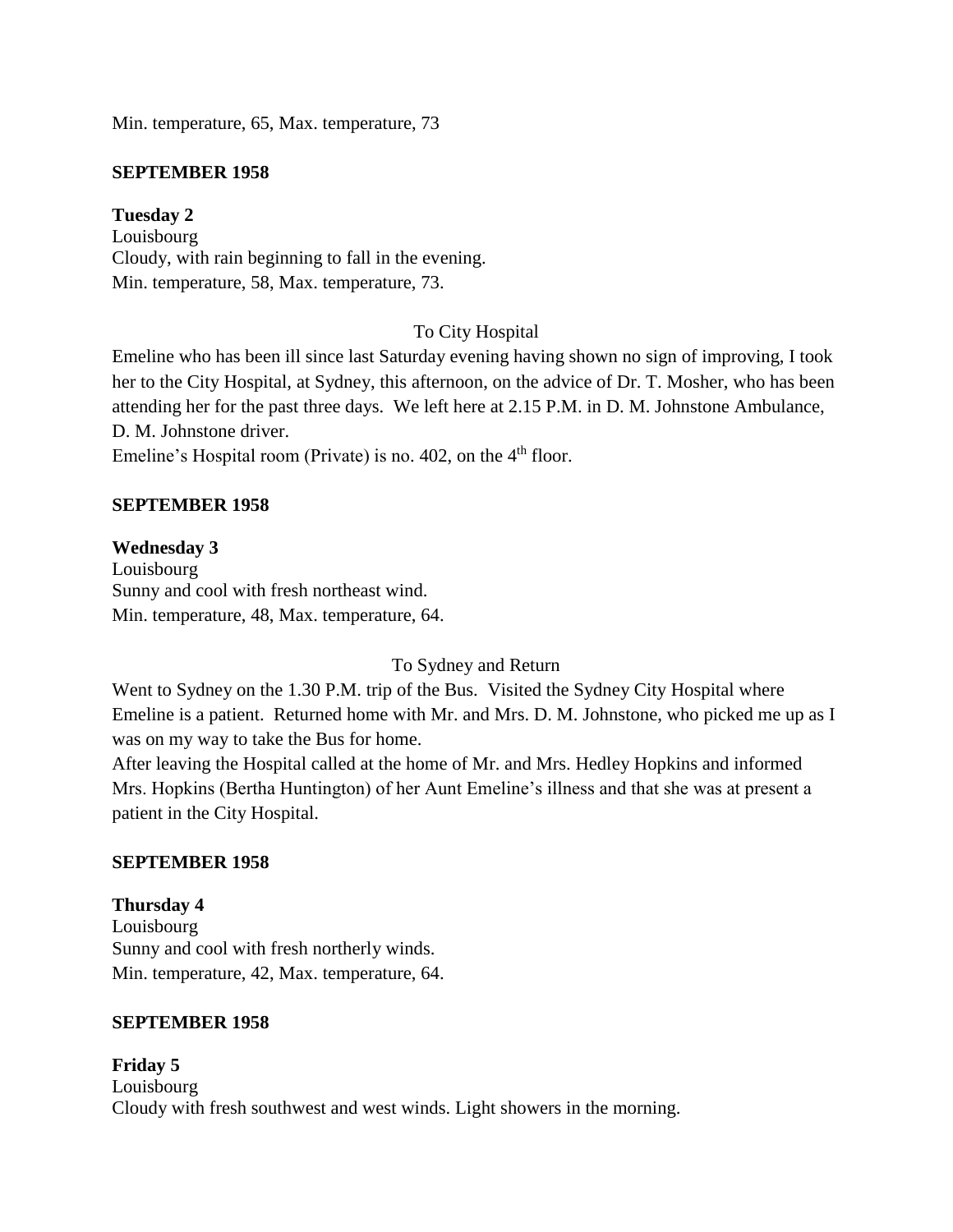Min. temperature, 65, Max. temperature, 73

**SEPTEMBER 1958**

**Tuesday 2**
Louisbourg
Cloudy, with rain beginning to fall in the evening.
Min. temperature, 58, Max. temperature, 73.

To City Hospital

Emeline who has been ill since last Saturday evening having shown no sign of improving, I took her to the City Hospital, at Sydney, this afternoon, on the advice of Dr. T. Mosher, who has been attending her for the past three days. We left here at 2.15 P.M. in D. M. Johnstone Ambulance, D. M. Johnstone driver.
Emeline's Hospital room (Private) is no. 402, on the 4th floor.

**SEPTEMBER 1958**

**Wednesday 3**
Louisbourg
Sunny and cool with fresh northeast wind.
Min. temperature, 48, Max. temperature, 64.

To Sydney and Return

Went to Sydney on the 1.30 P.M. trip of the Bus. Visited the Sydney City Hospital where Emeline is a patient. Returned home with Mr. and Mrs. D. M. Johnstone, who picked me up as I was on my way to take the Bus for home.
After leaving the Hospital called at the home of Mr. and Mrs. Hedley Hopkins and informed Mrs. Hopkins (Bertha Huntington) of her Aunt Emeline's illness and that she was at present a patient in the City Hospital.

**SEPTEMBER 1958**

**Thursday 4**
Louisbourg
Sunny and cool with fresh northerly winds.
Min. temperature, 42, Max. temperature, 64.

**SEPTEMBER 1958**

**Friday 5**
Louisbourg
Cloudy with fresh southwest and west winds. Light showers in the morning.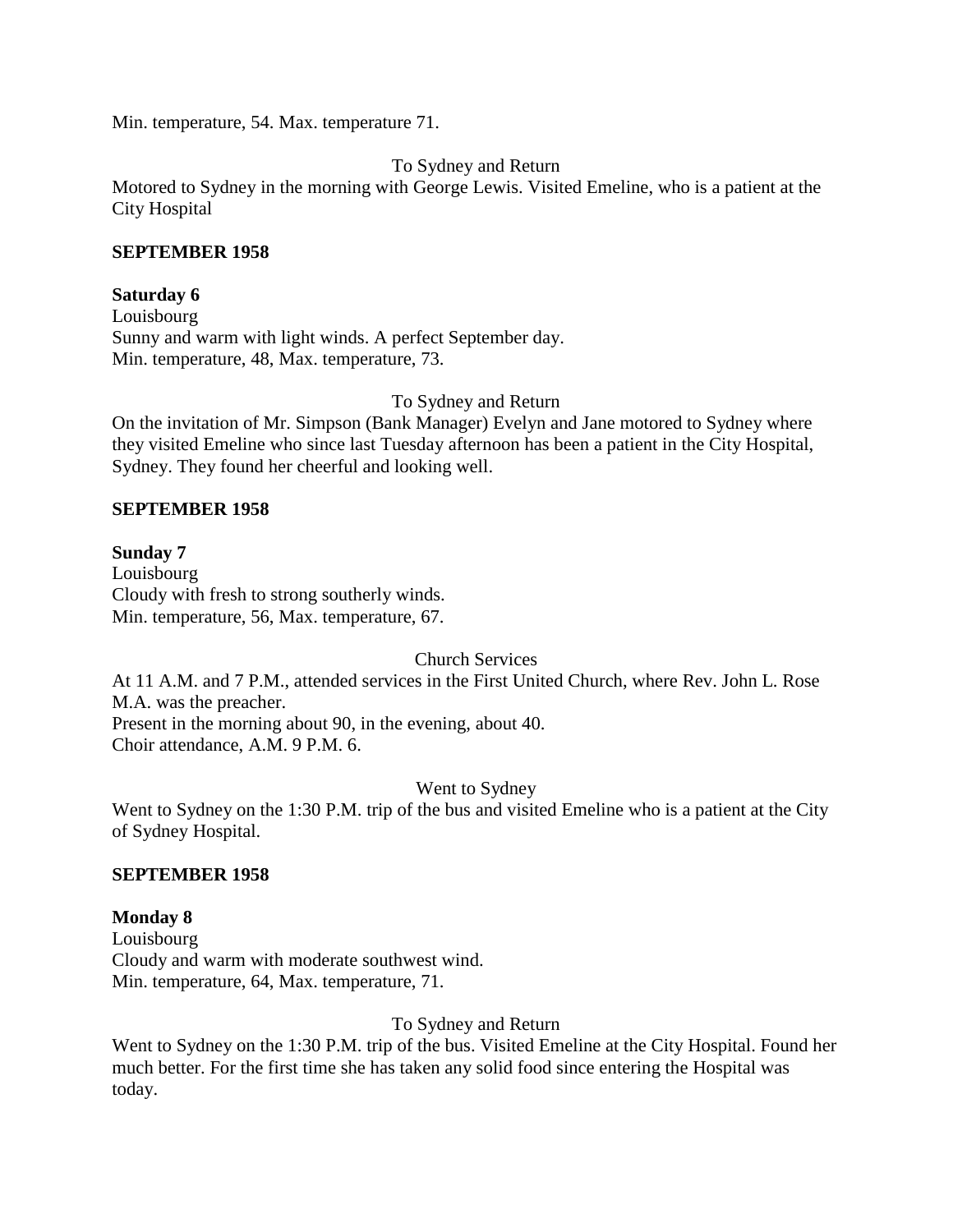Min. temperature, 54. Max. temperature 71.

To Sydney and Return

Motored to Sydney in the morning with George Lewis. Visited Emeline, who is a patient at the City Hospital

**SEPTEMBER 1958**

**Saturday 6**

Louisbourg

Sunny and warm with light winds. A perfect September day.

Min. temperature, 48, Max. temperature, 73.

To Sydney and Return

On the invitation of Mr. Simpson (Bank Manager) Evelyn and Jane motored to Sydney where they visited Emeline who since last Tuesday afternoon has been a patient in the City Hospital, Sydney. They found her cheerful and looking well.

**SEPTEMBER 1958**

**Sunday 7**

Louisbourg

Cloudy with fresh to strong southerly winds.

Min. temperature, 56, Max. temperature, 67.

Church Services

At 11 A.M. and 7 P.M., attended services in the First United Church, where Rev. John L. Rose M.A. was the preacher.

Present in the morning about 90, in the evening, about 40.

Choir attendance, A.M. 9 P.M. 6.

Went to Sydney

Went to Sydney on the 1:30 P.M. trip of the bus and visited Emeline who is a patient at the City of Sydney Hospital.

**SEPTEMBER 1958**

**Monday 8**

Louisbourg

Cloudy and warm with moderate southwest wind.

Min. temperature, 64, Max. temperature, 71.

To Sydney and Return

Went to Sydney on the 1:30 P.M. trip of the bus. Visited Emeline at the City Hospital. Found her much better. For the first time she has taken any solid food since entering the Hospital was today.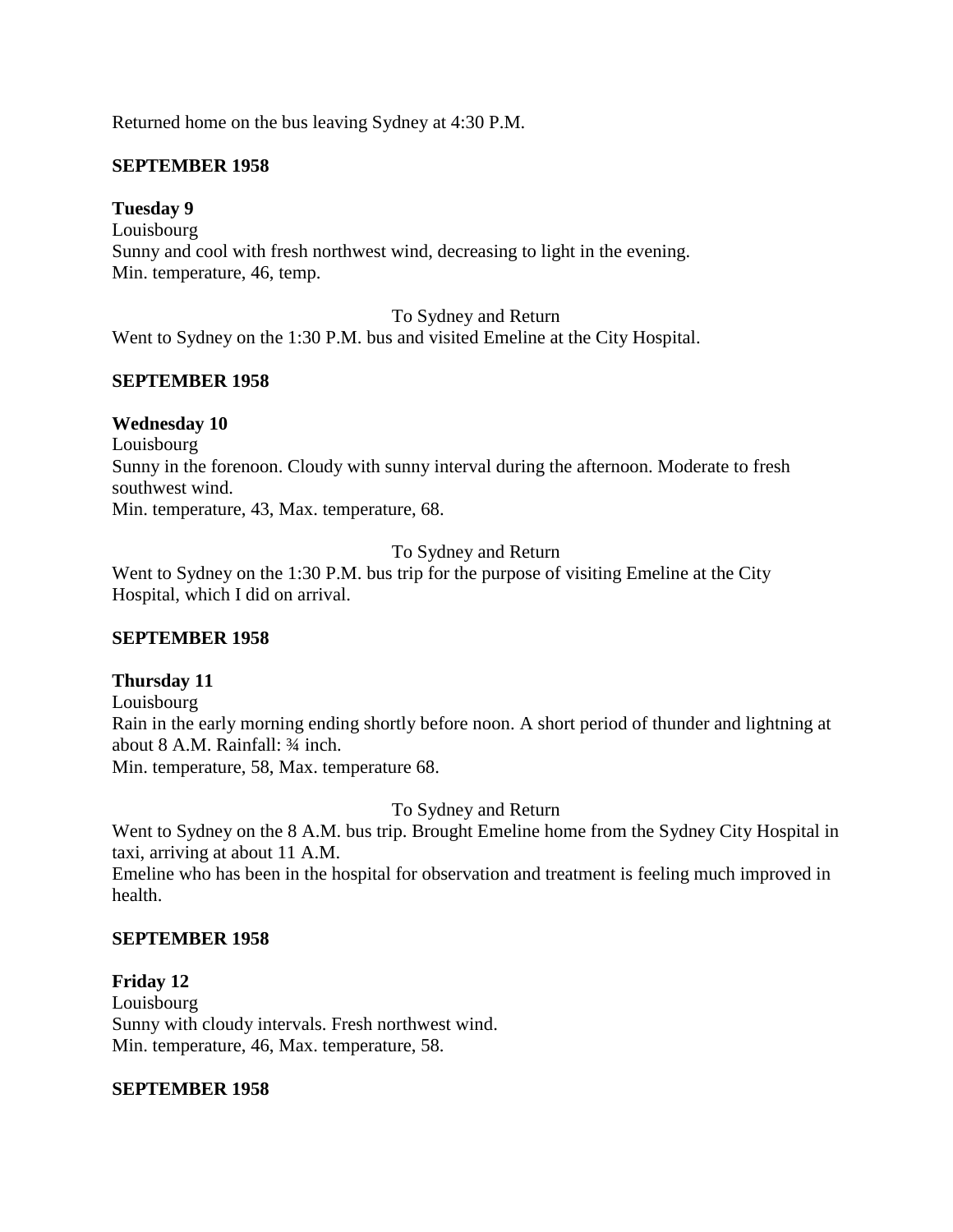Returned home on the bus leaving Sydney at 4:30 P.M.

**SEPTEMBER 1958**

**Tuesday 9**
Louisbourg
Sunny and cool with fresh northwest wind, decreasing to light in the evening.
Min. temperature, 46, temp.

To Sydney and Return

Went to Sydney on the 1:30 P.M. bus and visited Emeline at the City Hospital.

**SEPTEMBER 1958**

**Wednesday 10**
Louisbourg
Sunny in the forenoon. Cloudy with sunny interval during the afternoon. Moderate to fresh southwest wind.
Min. temperature, 43, Max. temperature, 68.

To Sydney and Return

Went to Sydney on the 1:30 P.M. bus trip for the purpose of visiting Emeline at the City Hospital, which I did on arrival.

**SEPTEMBER 1958**

**Thursday 11**
Louisbourg
Rain in the early morning ending shortly before noon. A short period of thunder and lightning at about 8 A.M. Rainfall: ¾ inch.
Min. temperature, 58, Max. temperature 68.

To Sydney and Return

Went to Sydney on the 8 A.M. bus trip. Brought Emeline home from the Sydney City Hospital in taxi, arriving at about 11 A.M.
Emeline who has been in the hospital for observation and treatment is feeling much improved in health.

**SEPTEMBER 1958**

**Friday 12**
Louisbourg
Sunny with cloudy intervals. Fresh northwest wind.
Min. temperature, 46, Max. temperature, 58.

**SEPTEMBER 1958**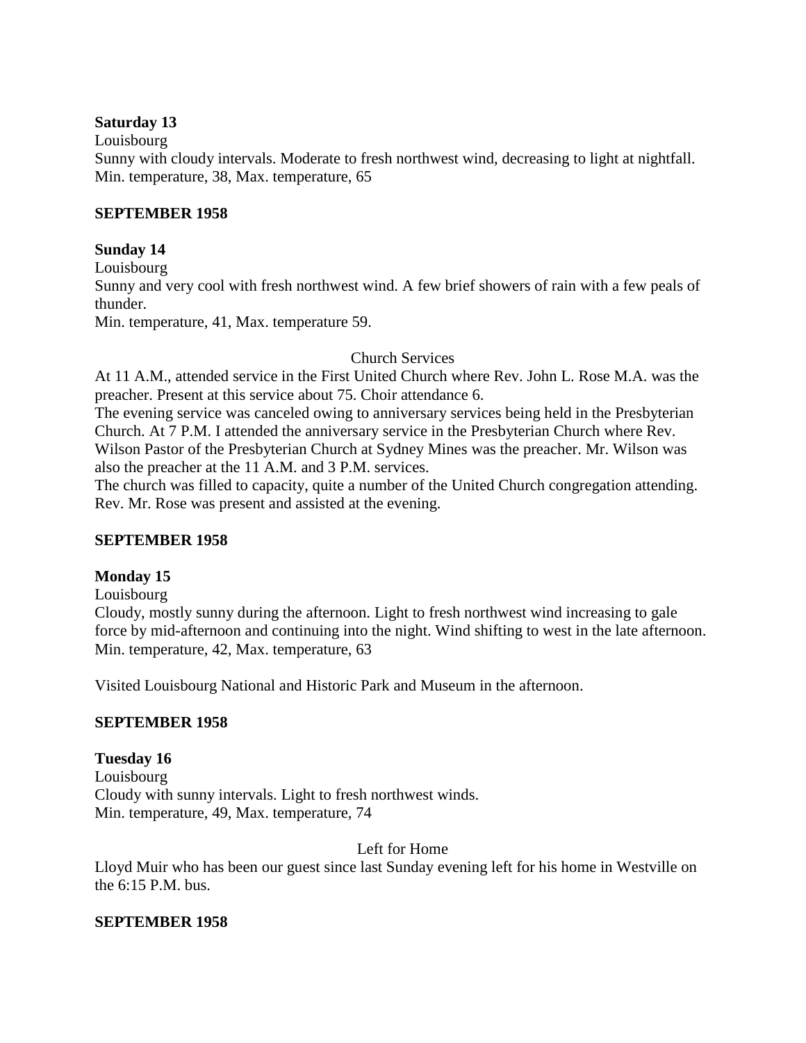**Saturday 13**

Louisbourg

Sunny with cloudy intervals. Moderate to fresh northwest wind, decreasing to light at nightfall.

Min. temperature, 38, Max. temperature, 65

**SEPTEMBER 1958**

**Sunday 14**

Louisbourg

Sunny and very cool with fresh northwest wind. A few brief showers of rain with a few peals of thunder.

Min. temperature, 41, Max. temperature 59.

Church Services

At 11 A.M., attended service in the First United Church where Rev. John L. Rose M.A. was the preacher. Present at this service about 75. Choir attendance 6.

The evening service was canceled owing to anniversary services being held in the Presbyterian Church. At 7 P.M. I attended the anniversary service in the Presbyterian Church where Rev. Wilson Pastor of the Presbyterian Church at Sydney Mines was the preacher. Mr. Wilson was also the preacher at the 11 A.M. and 3 P.M. services.

The church was filled to capacity, quite a number of the United Church congregation attending. Rev. Mr. Rose was present and assisted at the evening.

**SEPTEMBER 1958**

**Monday 15**

Louisbourg

Cloudy, mostly sunny during the afternoon. Light to fresh northwest wind increasing to gale force by mid-afternoon and continuing into the night. Wind shifting to west in the late afternoon.

Min. temperature, 42, Max. temperature, 63

Visited Louisbourg National and Historic Park and Museum in the afternoon.

**SEPTEMBER 1958**

**Tuesday 16**

Louisbourg

Cloudy with sunny intervals. Light to fresh northwest winds.

Min. temperature, 49, Max. temperature, 74

Left for Home

Lloyd Muir who has been our guest since last Sunday evening left for his home in Westville on the 6:15 P.M. bus.

**SEPTEMBER 1958**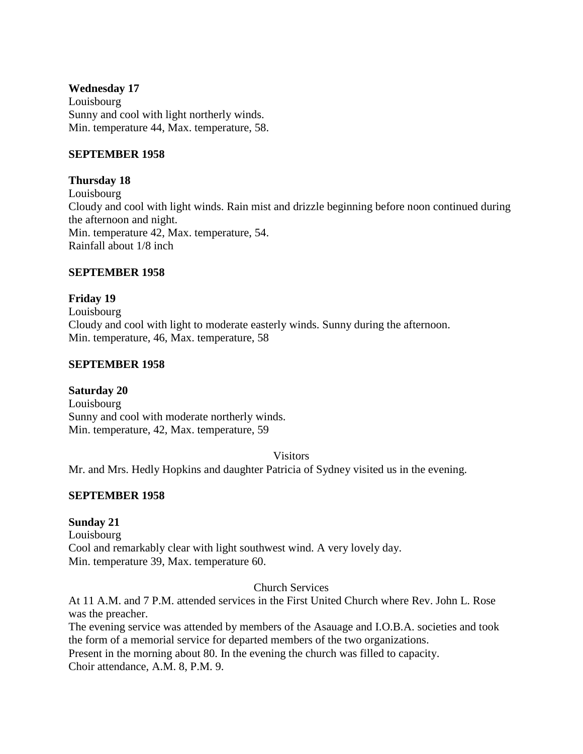**Wednesday 17**
Louisbourg
Sunny and cool with light northerly winds.
Min. temperature 44, Max. temperature, 58.

**SEPTEMBER 1958**

**Thursday 18**
Louisbourg
Cloudy and cool with light winds. Rain mist and drizzle beginning before noon continued during the afternoon and night.
Min. temperature 42, Max. temperature, 54.
Rainfall about 1/8 inch

**SEPTEMBER 1958**

**Friday 19**
Louisbourg
Cloudy and cool with light to moderate easterly winds. Sunny during the afternoon.
Min. temperature, 46, Max. temperature, 58

**SEPTEMBER 1958**

**Saturday 20**
Louisbourg
Sunny and cool with moderate northerly winds.
Min. temperature, 42, Max. temperature, 59

Visitors

Mr. and Mrs. Hedly Hopkins and daughter Patricia of Sydney visited us in the evening.

**SEPTEMBER 1958**

**Sunday 21**
Louisbourg
Cool and remarkably clear with light southwest wind. A very lovely day.
Min. temperature 39, Max. temperature 60.

Church Services

At 11 A.M. and 7 P.M. attended services in the First United Church where Rev. John L. Rose was the preacher.
The evening service was attended by members of the Asauage and I.O.B.A. societies and took the form of a memorial service for departed members of the two organizations.
Present in the morning about 80. In the evening the church was filled to capacity.
Choir attendance, A.M. 8, P.M. 9.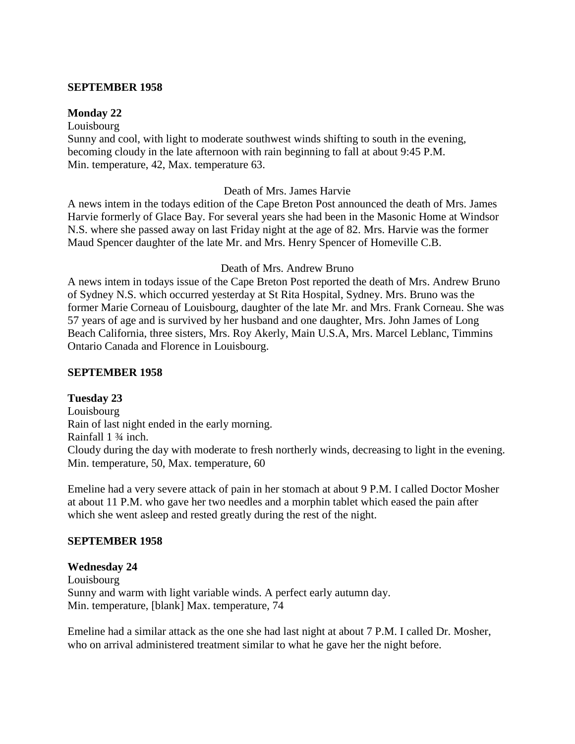**SEPTEMBER 1958**

**Monday 22**

Louisbourg

Sunny and cool, with light to moderate southwest winds shifting to south in the evening, becoming cloudy in the late afternoon with rain beginning to fall at about 9:45 P.M.
Min. temperature, 42, Max. temperature 63.

Death of Mrs. James Harvie

A news intem in the todays edition of the Cape Breton Post announced the death of Mrs. James Harvie formerly of Glace Bay. For several years she had been in the Masonic Home at Windsor N.S. where she passed away on last Friday night at the age of 82. Mrs. Harvie was the former Maud Spencer daughter of the late Mr. and Mrs. Henry Spencer of Homeville C.B.

Death of Mrs. Andrew Bruno

A news intem in todays issue of the Cape Breton Post reported the death of Mrs. Andrew Bruno of Sydney N.S. which occurred yesterday at St Rita Hospital, Sydney. Mrs. Bruno was the former Marie Corneau of Louisbourg, daughter of the late Mr. and Mrs. Frank Corneau. She was 57 years of age and is survived by her husband and one daughter, Mrs. John James of Long Beach California, three sisters, Mrs. Roy Akerly, Main U.S.A, Mrs. Marcel Leblanc, Timmins Ontario Canada and Florence in Louisbourg.

**SEPTEMBER 1958**

**Tuesday 23**

Louisbourg

Rain of last night ended in the early morning.
Rainfall 1 ¾ inch.
Cloudy during the day with moderate to fresh northerly winds, decreasing to light in the evening.
Min. temperature, 50, Max. temperature, 60

Emeline had a very severe attack of pain in her stomach at about 9 P.M. I called Doctor Mosher at about 11 P.M. who gave her two needles and a morphin tablet which eased the pain after which she went asleep and rested greatly during the rest of the night.

**SEPTEMBER 1958**

**Wednesday 24**

Louisbourg

Sunny and warm with light variable winds. A perfect early autumn day.
Min. temperature, [blank] Max. temperature, 74

Emeline had a similar attack as the one she had last night at about 7 P.M. I called Dr. Mosher, who on arrival administered treatment similar to what he gave her the night before.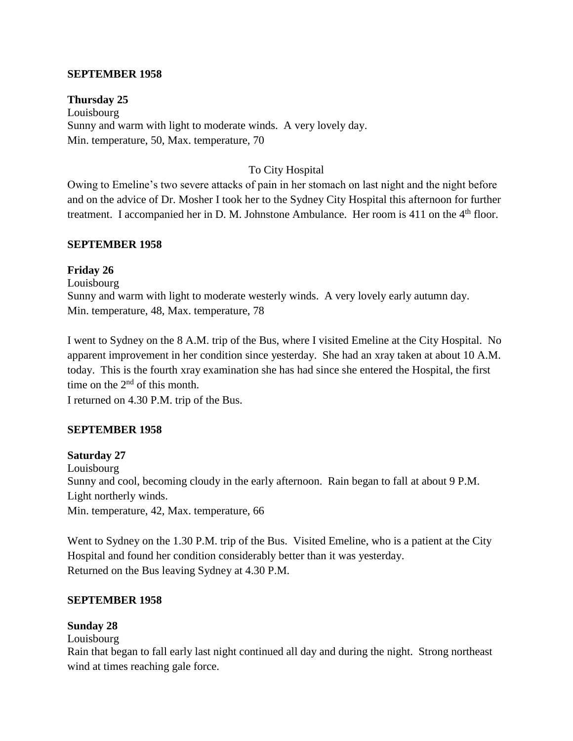**SEPTEMBER 1958**

**Thursday 25**
Louisbourg
Sunny and warm with light to moderate winds. A very lovely day.
Min. temperature, 50, Max. temperature, 70

To City Hospital

Owing to Emeline's two severe attacks of pain in her stomach on last night and the night before and on the advice of Dr. Mosher I took her to the Sydney City Hospital this afternoon for further treatment. I accompanied her in D. M. Johnstone Ambulance. Her room is 411 on the 4th floor.

**SEPTEMBER 1958**

**Friday 26**
Louisbourg
Sunny and warm with light to moderate westerly winds. A very lovely early autumn day.
Min. temperature, 48, Max. temperature, 78

I went to Sydney on the 8 A.M. trip of the Bus, where I visited Emeline at the City Hospital. No apparent improvement in her condition since yesterday. She had an xray taken at about 10 A.M. today. This is the fourth xray examination she has had since she entered the Hospital, the first time on the 2nd of this month.
I returned on 4.30 P.M. trip of the Bus.

**SEPTEMBER 1958**

**Saturday 27**
Louisbourg
Sunny and cool, becoming cloudy in the early afternoon. Rain began to fall at about 9 P.M. Light northerly winds.
Min. temperature, 42, Max. temperature, 66

Went to Sydney on the 1.30 P.M. trip of the Bus. Visited Emeline, who is a patient at the City Hospital and found her condition considerably better than it was yesterday.
Returned on the Bus leaving Sydney at 4.30 P.M.

**SEPTEMBER 1958**

**Sunday 28**
Louisbourg
Rain that began to fall early last night continued all day and during the night. Strong northeast wind at times reaching gale force.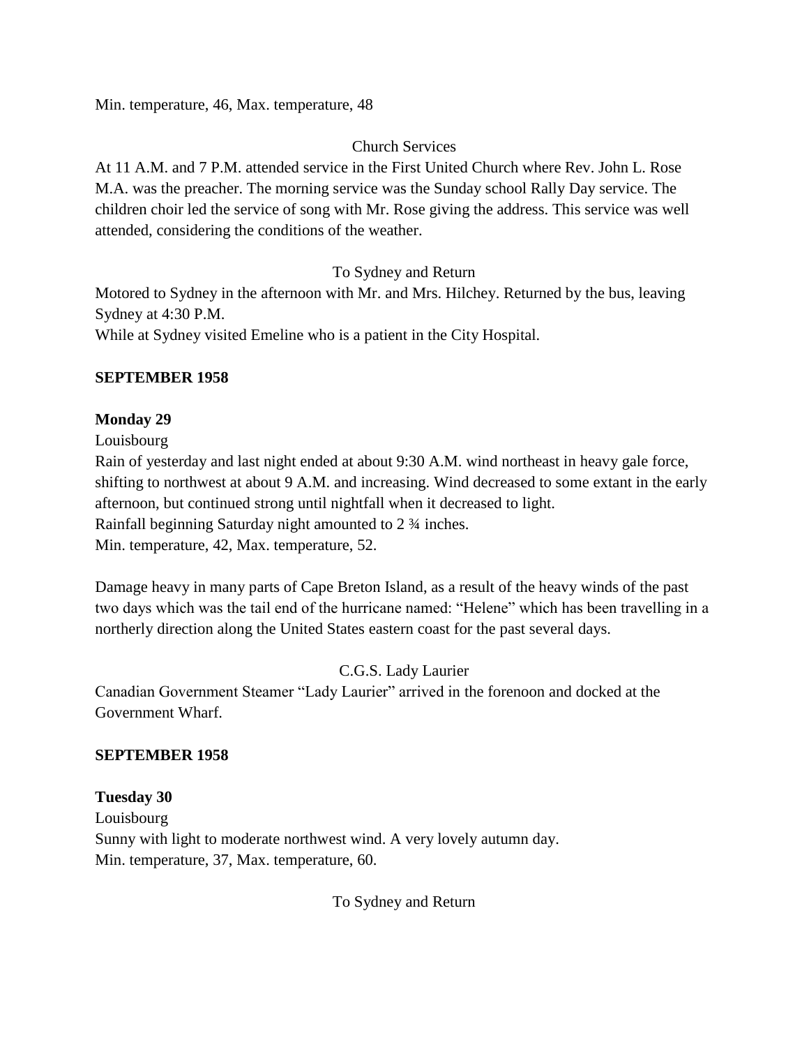Min. temperature, 46, Max. temperature, 48

Church Services

At 11 A.M. and 7 P.M. attended service in the First United Church where Rev. John L. Rose M.A. was the preacher. The morning service was the Sunday school Rally Day service. The children choir led the service of song with Mr. Rose giving the address. This service was well attended, considering the conditions of the weather.

To Sydney and Return

Motored to Sydney in the afternoon with Mr. and Mrs. Hilchey. Returned by the bus, leaving Sydney at 4:30 P.M.
While at Sydney visited Emeline who is a patient in the City Hospital.

**SEPTEMBER 1958**

**Monday 29**

Louisbourg

Rain of yesterday and last night ended at about 9:30 A.M. wind northeast in heavy gale force, shifting to northwest at about 9 A.M. and increasing. Wind decreased to some extant in the early afternoon, but continued strong until nightfall when it decreased to light.
Rainfall beginning Saturday night amounted to 2 ¾ inches.
Min. temperature, 42, Max. temperature, 52.

Damage heavy in many parts of Cape Breton Island, as a result of the heavy winds of the past two days which was the tail end of the hurricane named: "Helene" which has been travelling in a northerly direction along the United States eastern coast for the past several days.

C.G.S. Lady Laurier

Canadian Government Steamer "Lady Laurier" arrived in the forenoon and docked at the Government Wharf.

**SEPTEMBER 1958**

**Tuesday 30**

Louisbourg

Sunny with light to moderate northwest wind. A very lovely autumn day.
Min. temperature, 37, Max. temperature, 60.

To Sydney and Return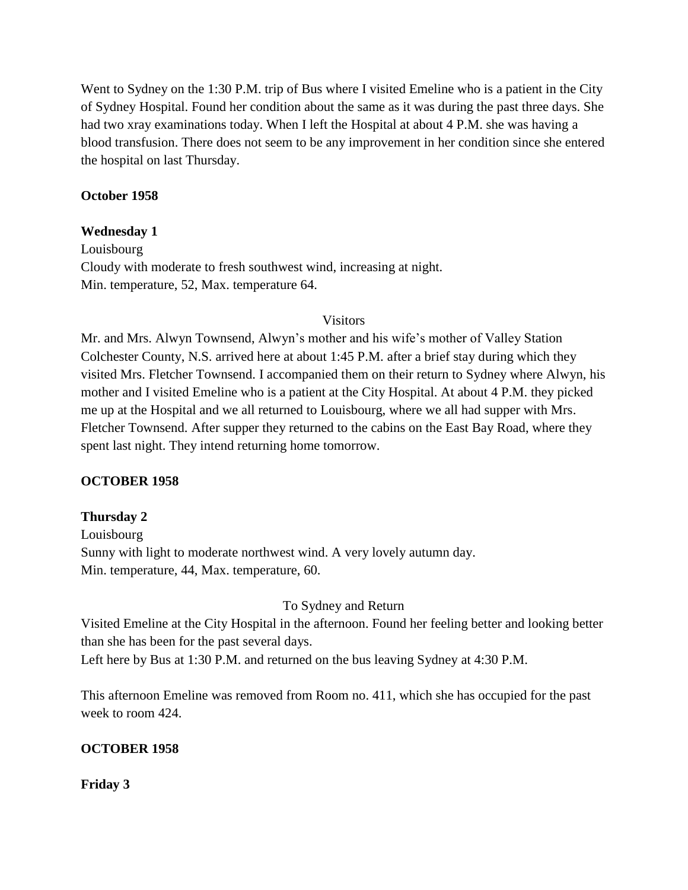Went to Sydney on the 1:30 P.M. trip of Bus where I visited Emeline who is a patient in the City of Sydney Hospital. Found her condition about the same as it was during the past three days. She had two xray examinations today. When I left the Hospital at about 4 P.M. she was having a blood transfusion. There does not seem to be any improvement in her condition since she entered the hospital on last Thursday.

**October 1958**

**Wednesday 1**

Louisbourg

Cloudy with moderate to fresh southwest wind, increasing at night.

Min. temperature, 52, Max. temperature 64.

Visitors

Mr. and Mrs. Alwyn Townsend, Alwyn's mother and his wife's mother of Valley Station Colchester County, N.S. arrived here at about 1:45 P.M. after a brief stay during which they visited Mrs. Fletcher Townsend. I accompanied them on their return to Sydney where Alwyn, his mother and I visited Emeline who is a patient at the City Hospital. At about 4 P.M. they picked me up at the Hospital and we all returned to Louisbourg, where we all had supper with Mrs. Fletcher Townsend. After supper they returned to the cabins on the East Bay Road, where they spent last night. They intend returning home tomorrow.

**OCTOBER 1958**

**Thursday 2**

Louisbourg

Sunny with light to moderate northwest wind. A very lovely autumn day.

Min. temperature, 44, Max. temperature, 60.

To Sydney and Return

Visited Emeline at the City Hospital in the afternoon. Found her feeling better and looking better than she has been for the past several days.

Left here by Bus at 1:30 P.M. and returned on the bus leaving Sydney at 4:30 P.M.

This afternoon Emeline was removed from Room no. 411, which she has occupied for the past week to room 424.

**OCTOBER 1958**

**Friday 3**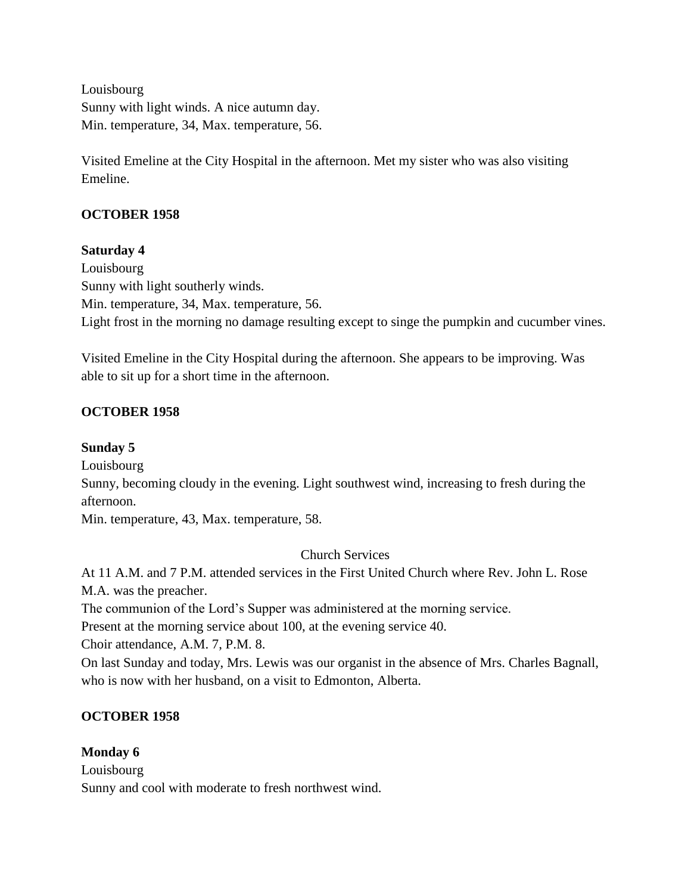Louisbourg
Sunny with light winds. A nice autumn day.
Min. temperature, 34, Max. temperature, 56.

Visited Emeline at the City Hospital in the afternoon. Met my sister who was also visiting Emeline.

**OCTOBER 1958**

**Saturday 4**
Louisbourg
Sunny with light southerly winds.
Min. temperature, 34, Max. temperature, 56.
Light frost in the morning no damage resulting except to singe the pumpkin and cucumber vines.

Visited Emeline in the City Hospital during the afternoon. She appears to be improving. Was able to sit up for a short time in the afternoon.

**OCTOBER 1958**

**Sunday 5**
Louisbourg
Sunny, becoming cloudy in the evening. Light southwest wind, increasing to fresh during the afternoon.
Min. temperature, 43, Max. temperature, 58.

Church Services

At 11 A.M. and 7 P.M. attended services in the First United Church where Rev. John L. Rose M.A. was the preacher.
The communion of the Lord's Supper was administered at the morning service.
Present at the morning service about 100, at the evening service 40.
Choir attendance, A.M. 7, P.M. 8.
On last Sunday and today, Mrs. Lewis was our organist in the absence of Mrs. Charles Bagnall, who is now with her husband, on a visit to Edmonton, Alberta.

**OCTOBER 1958**

**Monday 6**
Louisbourg
Sunny and cool with moderate to fresh northwest wind.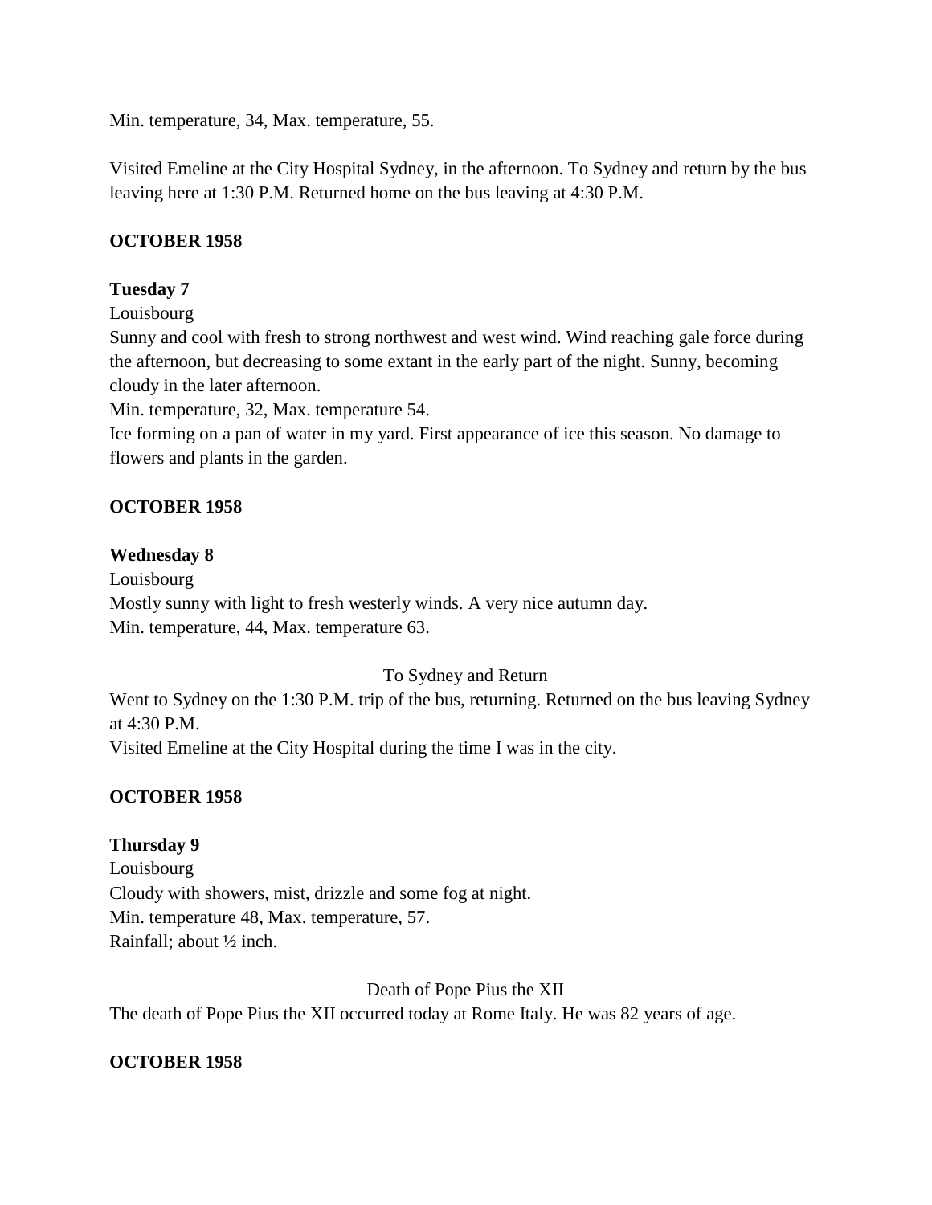Min. temperature, 34, Max. temperature, 55.

Visited Emeline at the City Hospital Sydney, in the afternoon. To Sydney and return by the bus leaving here at 1:30 P.M. Returned home on the bus leaving at 4:30 P.M.

**OCTOBER 1958**

**Tuesday 7**

Louisbourg

Sunny and cool with fresh to strong northwest and west wind. Wind reaching gale force during the afternoon, but decreasing to some extant in the early part of the night. Sunny, becoming cloudy in the later afternoon.

Min. temperature, 32, Max. temperature 54.

Ice forming on a pan of water in my yard. First appearance of ice this season. No damage to flowers and plants in the garden.

**OCTOBER 1958**

**Wednesday 8**

Louisbourg

Mostly sunny with light to fresh westerly winds. A very nice autumn day.

Min. temperature, 44, Max. temperature 63.

To Sydney and Return

Went to Sydney on the 1:30 P.M. trip of the bus, returning. Returned on the bus leaving Sydney at 4:30 P.M.

Visited Emeline at the City Hospital during the time I was in the city.

**OCTOBER 1958**

**Thursday 9**

Louisbourg

Cloudy with showers, mist, drizzle and some fog at night.

Min. temperature 48, Max. temperature, 57.

Rainfall; about ½ inch.

Death of Pope Pius the XII

The death of Pope Pius the XII occurred today at Rome Italy. He was 82 years of age.

**OCTOBER 1958**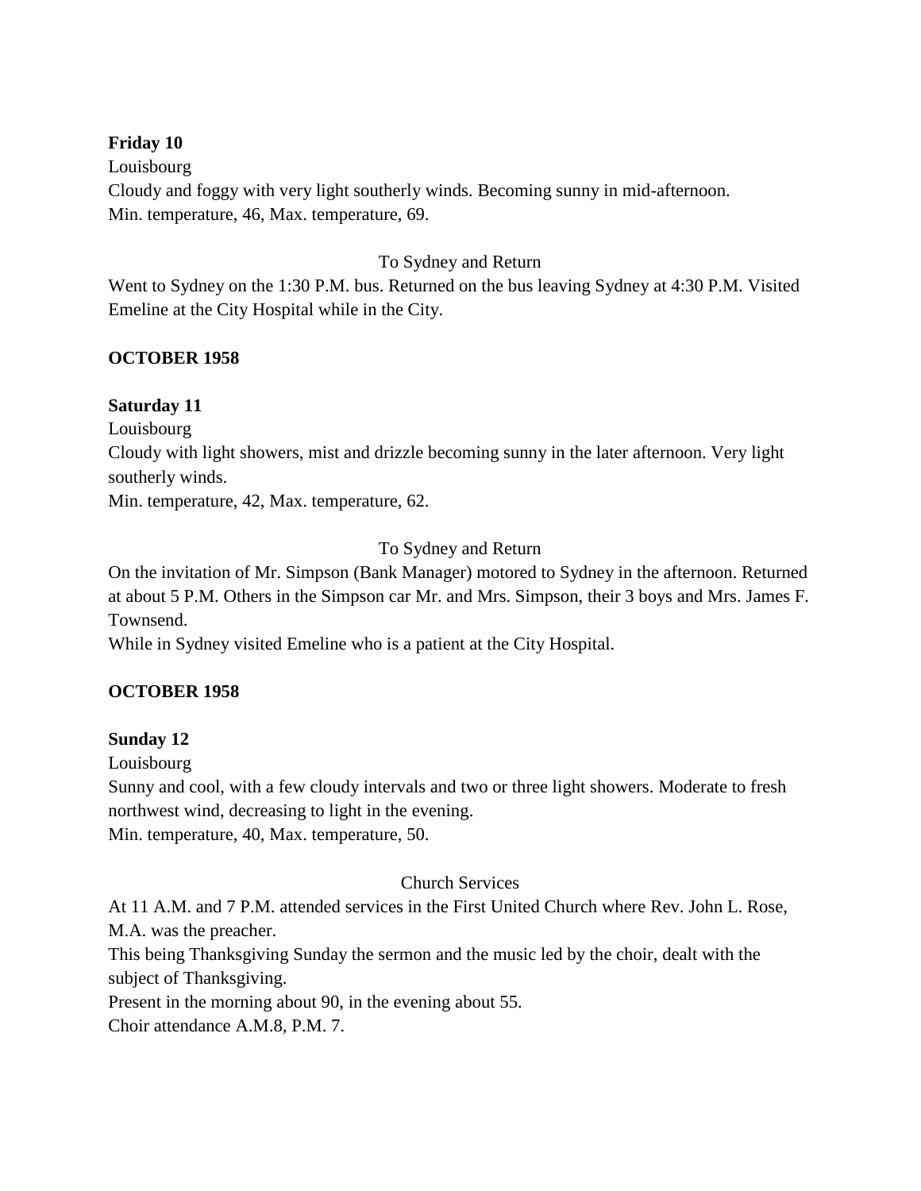**Friday 10**

Louisbourg

Cloudy and foggy with very light southerly winds. Becoming sunny in mid-afternoon.

Min. temperature, 46, Max. temperature, 69.

To Sydney and Return

Went to Sydney on the 1:30 P.M. bus. Returned on the bus leaving Sydney at 4:30 P.M. Visited Emeline at the City Hospital while in the City.

**OCTOBER 1958**

**Saturday 11**

Louisbourg

Cloudy with light showers, mist and drizzle becoming sunny in the later afternoon. Very light southerly winds.

Min. temperature, 42, Max. temperature, 62.

To Sydney and Return

On the invitation of Mr. Simpson (Bank Manager) motored to Sydney in the afternoon. Returned at about 5 P.M. Others in the Simpson car Mr. and Mrs. Simpson, their 3 boys and Mrs. James F. Townsend.

While in Sydney visited Emeline who is a patient at the City Hospital.

**OCTOBER 1958**

**Sunday 12**

Louisbourg

Sunny and cool, with a few cloudy intervals and two or three light showers. Moderate to fresh northwest wind, decreasing to light in the evening.

Min. temperature, 40, Max. temperature, 50.

Church Services

At 11 A.M. and 7 P.M. attended services in the First United Church where Rev. John L. Rose, M.A. was the preacher.

This being Thanksgiving Sunday the sermon and the music led by the choir, dealt with the subject of Thanksgiving.

Present in the morning about 90, in the evening about 55.

Choir attendance A.M.8, P.M. 7.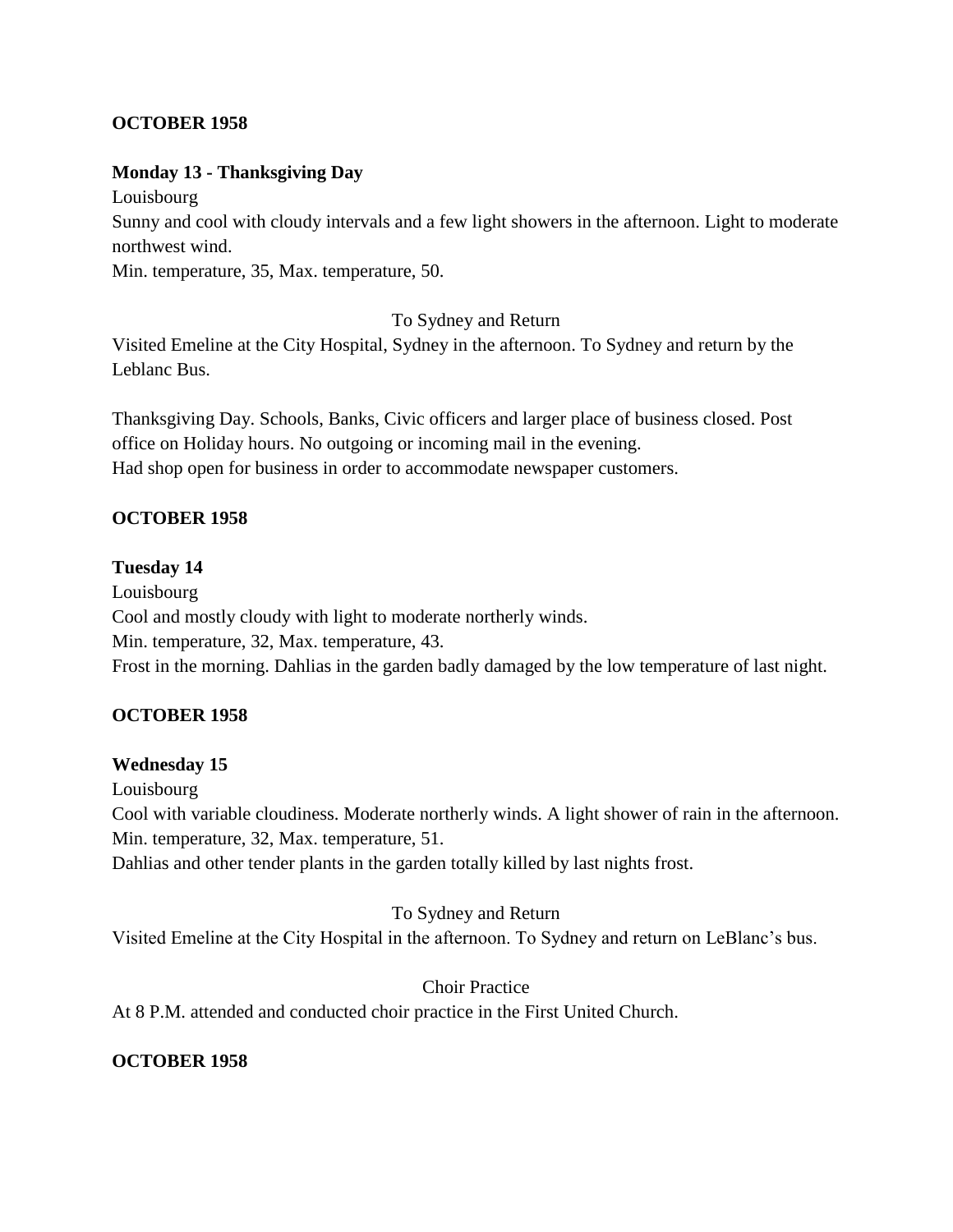**OCTOBER 1958**

**Monday 13 - Thanksgiving Day**

Louisbourg

Sunny and cool with cloudy intervals and a few light showers in the afternoon. Light to moderate northwest wind.

Min. temperature, 35, Max. temperature, 50.

To Sydney and Return

Visited Emeline at the City Hospital, Sydney in the afternoon. To Sydney and return by the Leblanc Bus.

Thanksgiving Day. Schools, Banks, Civic officers and larger place of business closed. Post office on Holiday hours. No outgoing or incoming mail in the evening.

Had shop open for business in order to accommodate newspaper customers.

**OCTOBER 1958**

**Tuesday 14**

Louisbourg

Cool and mostly cloudy with light to moderate northerly winds.

Min. temperature, 32, Max. temperature, 43.

Frost in the morning. Dahlias in the garden badly damaged by the low temperature of last night.

**OCTOBER 1958**

**Wednesday 15**

Louisbourg

Cool with variable cloudiness. Moderate northerly winds. A light shower of rain in the afternoon.

Min. temperature, 32, Max. temperature, 51.

Dahlias and other tender plants in the garden totally killed by last nights frost.

To Sydney and Return

Visited Emeline at the City Hospital in the afternoon. To Sydney and return on LeBlanc's bus.

Choir Practice

At 8 P.M. attended and conducted choir practice in the First United Church.

**OCTOBER 1958**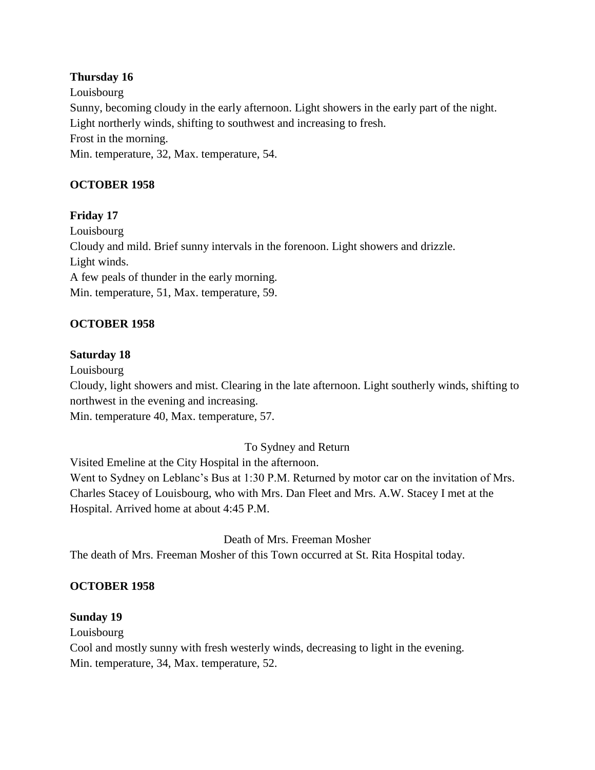**Thursday 16**

Louisbourg

Sunny, becoming cloudy in the early afternoon. Light showers in the early part of the night.

Light northerly winds, shifting to southwest and increasing to fresh.

Frost in the morning.

Min. temperature, 32, Max. temperature, 54.

**OCTOBER 1958**

**Friday 17**

Louisbourg

Cloudy and mild. Brief sunny intervals in the forenoon. Light showers and drizzle.

Light winds.

A few peals of thunder in the early morning.

Min. temperature, 51, Max. temperature, 59.

**OCTOBER 1958**

**Saturday 18**

Louisbourg

Cloudy, light showers and mist. Clearing in the late afternoon. Light southerly winds, shifting to northwest in the evening and increasing.

Min. temperature 40, Max. temperature, 57.

To Sydney and Return

Visited Emeline at the City Hospital in the afternoon.

Went to Sydney on Leblanc's Bus at 1:30 P.M. Returned by motor car on the invitation of Mrs. Charles Stacey of Louisbourg, who with Mrs. Dan Fleet and Mrs. A.W. Stacey I met at the Hospital. Arrived home at about 4:45 P.M.

Death of Mrs. Freeman Mosher

The death of Mrs. Freeman Mosher of this Town occurred at St. Rita Hospital today.

**OCTOBER 1958**

**Sunday 19**

Louisbourg

Cool and mostly sunny with fresh westerly winds, decreasing to light in the evening.

Min. temperature, 34, Max. temperature, 52.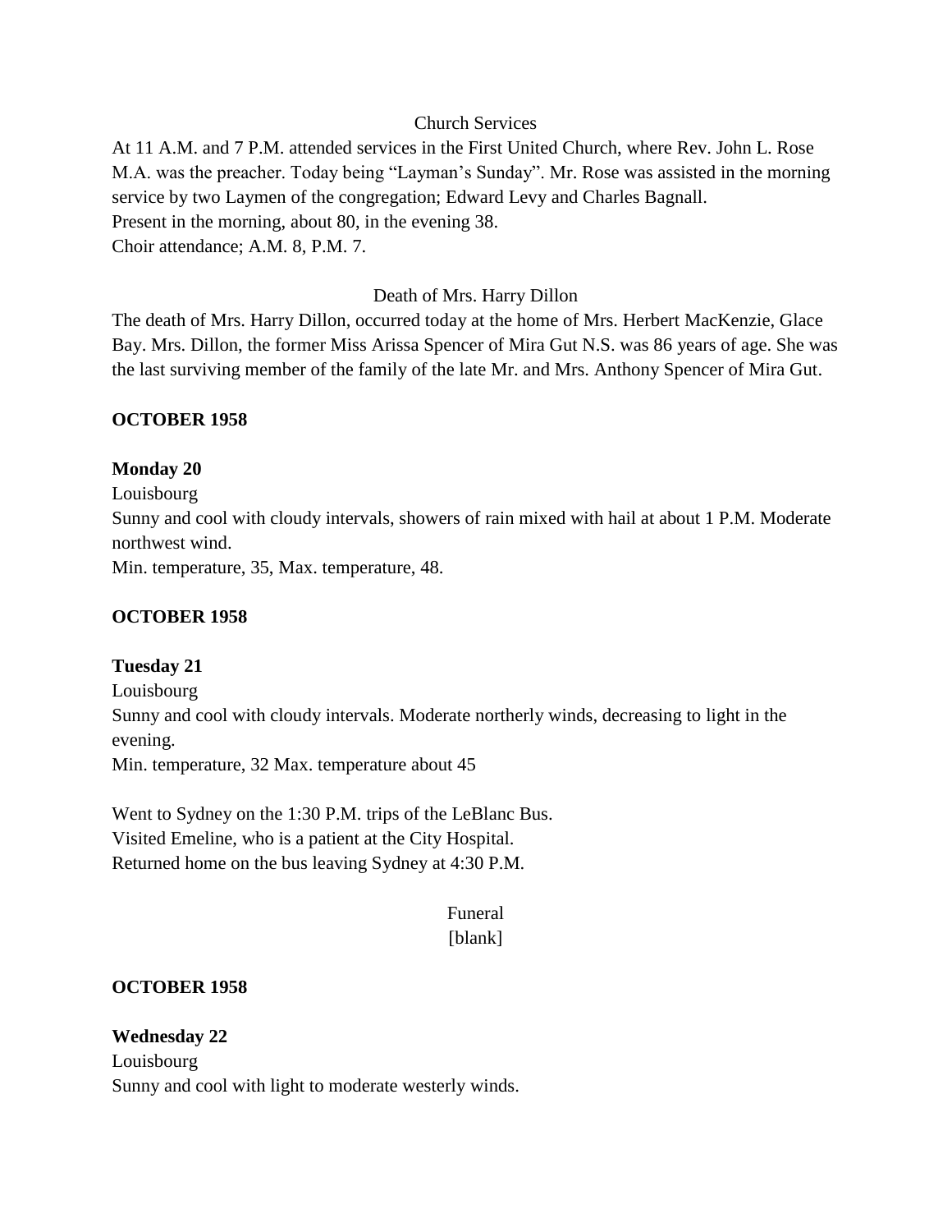Church Services

At 11 A.M. and 7 P.M. attended services in the First United Church, where Rev. John L. Rose M.A. was the preacher. Today being "Layman's Sunday". Mr. Rose was assisted in the morning service by two Laymen of the congregation; Edward Levy and Charles Bagnall.
Present in the morning, about 80, in the evening 38.
Choir attendance; A.M. 8, P.M. 7.

Death of Mrs. Harry Dillon

The death of Mrs. Harry Dillon, occurred today at the home of Mrs. Herbert MacKenzie, Glace Bay. Mrs. Dillon, the former Miss Arissa Spencer of Mira Gut N.S. was 86 years of age. She was the last surviving member of the family of the late Mr. and Mrs. Anthony Spencer of Mira Gut.

**OCTOBER 1958**

**Monday 20**

Louisbourg
Sunny and cool with cloudy intervals, showers of rain mixed with hail at about 1 P.M. Moderate northwest wind.
Min. temperature, 35, Max. temperature, 48.

**OCTOBER 1958**

**Tuesday 21**

Louisbourg
Sunny and cool with cloudy intervals. Moderate northerly winds, decreasing to light in the evening.
Min. temperature, 32 Max. temperature about 45

Went to Sydney on the 1:30 P.M. trips of the LeBlanc Bus.
Visited Emeline, who is a patient at the City Hospital.
Returned home on the bus leaving Sydney at 4:30 P.M.

Funeral
[blank]

**OCTOBER 1958**

**Wednesday 22**

Louisbourg
Sunny and cool with light to moderate westerly winds.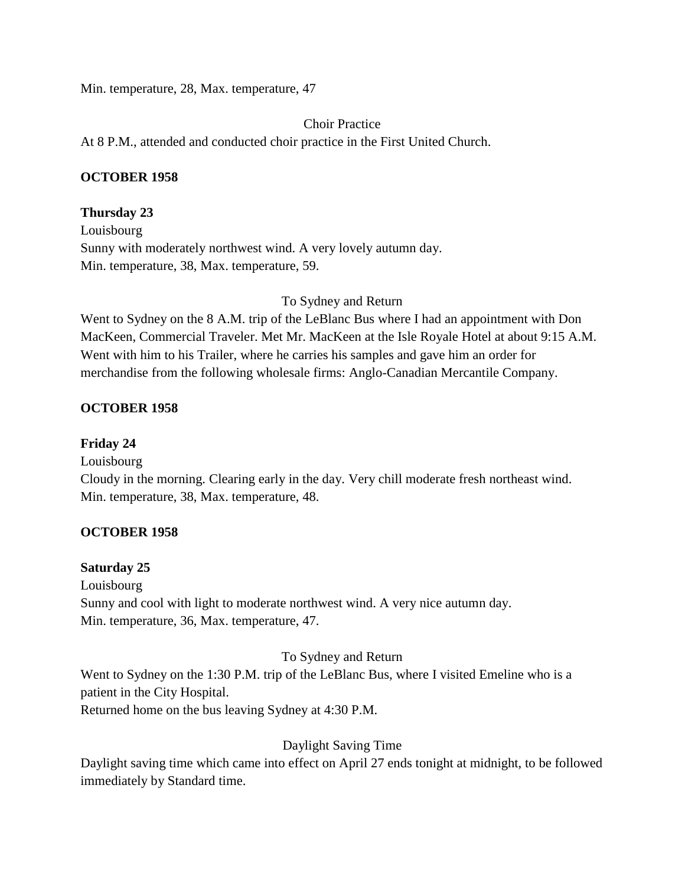Min. temperature, 28, Max. temperature, 47

Choir Practice

At 8 P.M., attended and conducted choir practice in the First United Church.

**OCTOBER 1958**

**Thursday 23**

Louisbourg

Sunny with moderately northwest wind. A very lovely autumn day.

Min. temperature, 38, Max. temperature, 59.

To Sydney and Return

Went to Sydney on the 8 A.M. trip of the LeBlanc Bus where I had an appointment with Don MacKeen, Commercial Traveler. Met Mr. MacKeen at the Isle Royale Hotel at about 9:15 A.M. Went with him to his Trailer, where he carries his samples and gave him an order for merchandise from the following wholesale firms: Anglo-Canadian Mercantile Company.

**OCTOBER 1958**

**Friday 24**

Louisbourg

Cloudy in the morning. Clearing early in the day. Very chill moderate fresh northeast wind.

Min. temperature, 38, Max. temperature, 48.

**OCTOBER 1958**

**Saturday 25**

Louisbourg

Sunny and cool with light to moderate northwest wind. A very nice autumn day.

Min. temperature, 36, Max. temperature, 47.

To Sydney and Return

Went to Sydney on the 1:30 P.M. trip of the LeBlanc Bus, where I visited Emeline who is a patient in the City Hospital.

Returned home on the bus leaving Sydney at 4:30 P.M.

Daylight Saving Time

Daylight saving time which came into effect on April 27 ends tonight at midnight, to be followed immediately by Standard time.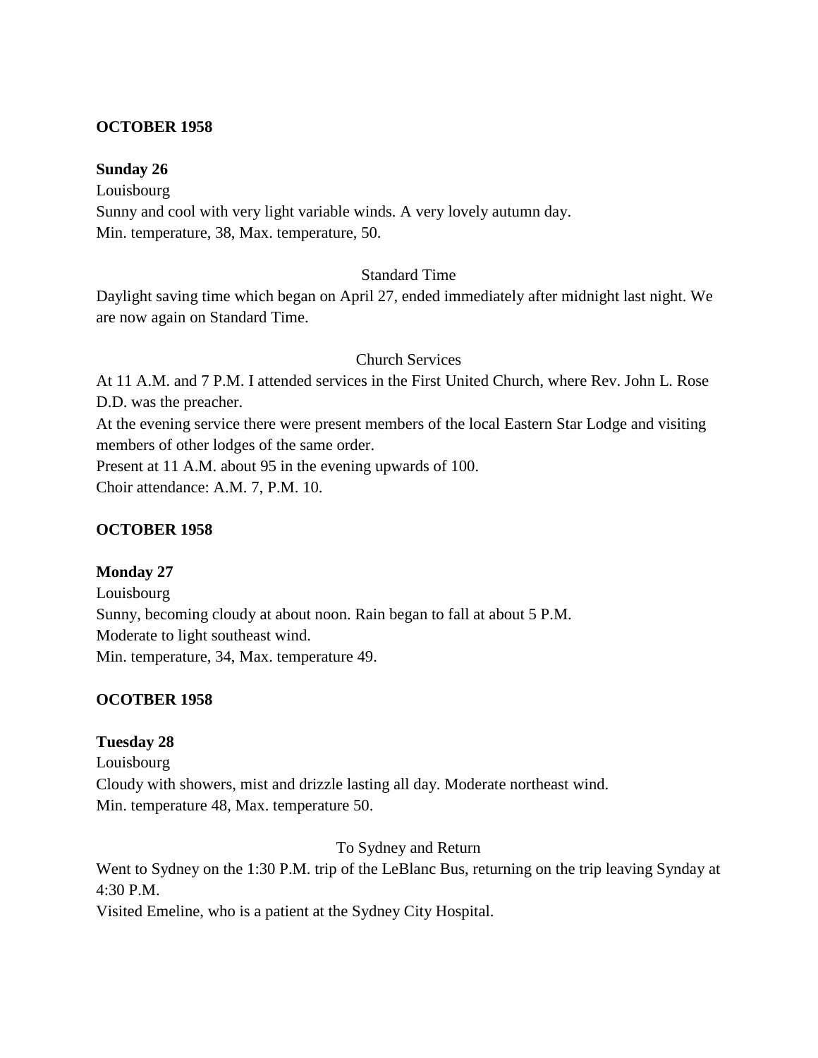**OCTOBER 1958**

**Sunday 26**

Louisbourg

Sunny and cool with very light variable winds. A very lovely autumn day.

Min. temperature, 38, Max. temperature, 50.

Standard Time

Daylight saving time which began on April 27, ended immediately after midnight last night. We are now again on Standard Time.

Church Services

At 11 A.M. and 7 P.M. I attended services in the First United Church, where Rev. John L. Rose D.D. was the preacher.

At the evening service there were present members of the local Eastern Star Lodge and visiting members of other lodges of the same order.

Present at 11 A.M. about 95 in the evening upwards of 100.

Choir attendance: A.M. 7, P.M. 10.

**OCTOBER 1958**

**Monday 27**

Louisbourg

Sunny, becoming cloudy at about noon. Rain began to fall at about 5 P.M.

Moderate to light southeast wind.

Min. temperature, 34, Max. temperature 49.

**OCOTBER 1958**

**Tuesday 28**

Louisbourg

Cloudy with showers, mist and drizzle lasting all day. Moderate northeast wind.

Min. temperature 48, Max. temperature 50.

To Sydney and Return

Went to Sydney on the 1:30 P.M. trip of the LeBlanc Bus, returning on the trip leaving Synday at 4:30 P.M.

Visited Emeline, who is a patient at the Sydney City Hospital.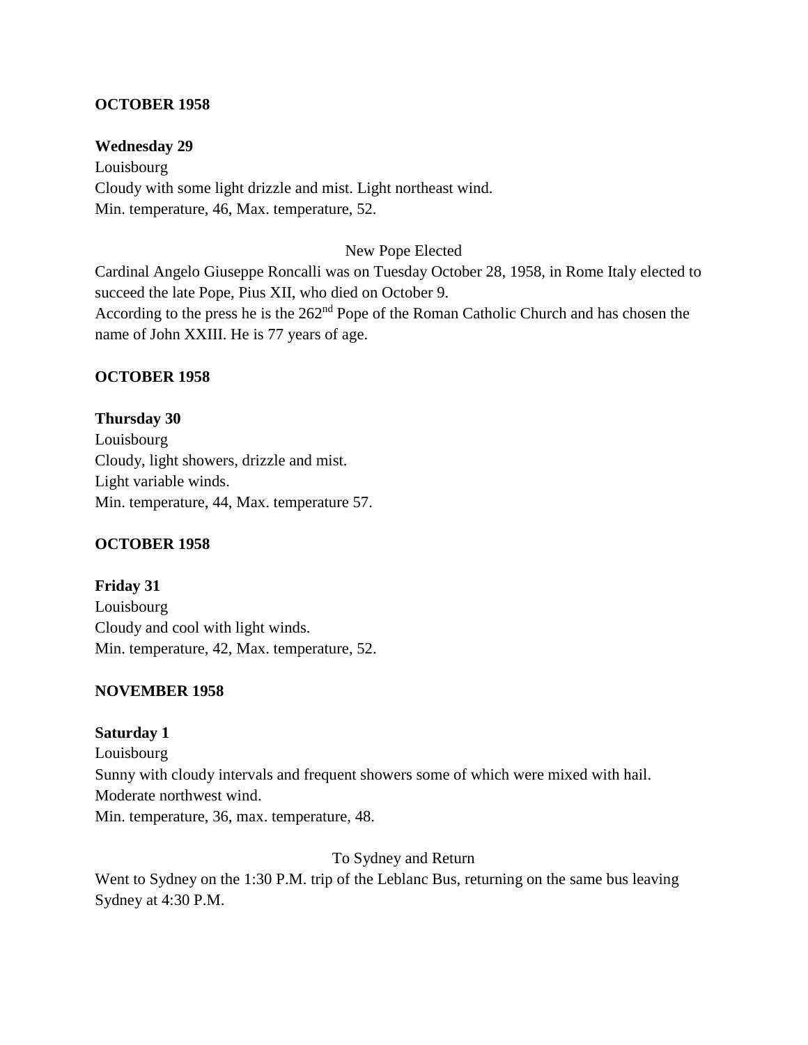**OCTOBER 1958**

**Wednesday 29**

Louisbourg
Cloudy with some light drizzle and mist. Light northeast wind.
Min. temperature, 46, Max. temperature, 52.

New Pope Elected

Cardinal Angelo Giuseppe Roncalli was on Tuesday October 28, 1958, in Rome Italy elected to succeed the late Pope, Pius XII, who died on October 9.
According to the press he is the 262nd Pope of the Roman Catholic Church and has chosen the name of John XXIII. He is 77 years of age.

**OCTOBER 1958**

**Thursday 30**

Louisbourg
Cloudy, light showers, drizzle and mist.
Light variable winds.
Min. temperature, 44, Max. temperature 57.

**OCTOBER 1958**

**Friday 31**

Louisbourg
Cloudy and cool with light winds.
Min. temperature, 42, Max. temperature, 52.

**NOVEMBER 1958**

**Saturday 1**

Louisbourg
Sunny with cloudy intervals and frequent showers some of which were mixed with hail.
Moderate northwest wind.
Min. temperature, 36, max. temperature, 48.

To Sydney and Return

Went to Sydney on the 1:30 P.M. trip of the Leblanc Bus, returning on the same bus leaving Sydney at 4:30 P.M.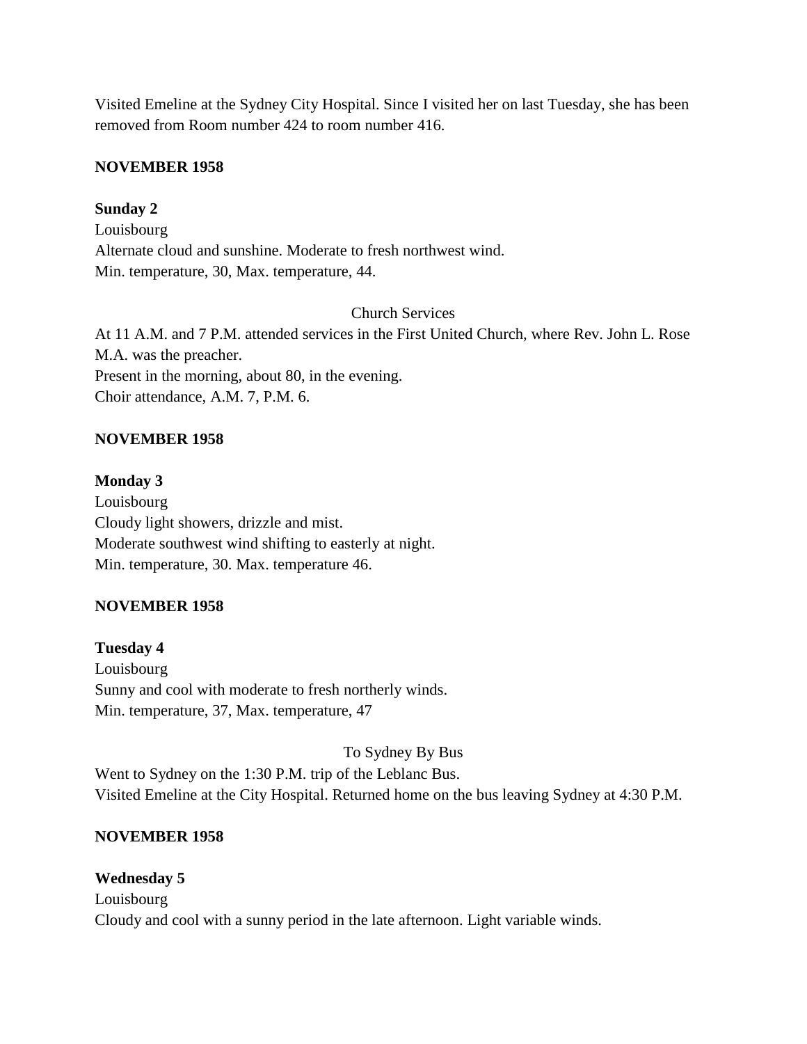Visited Emeline at the Sydney City Hospital. Since I visited her on last Tuesday, she has been removed from Room number 424 to room number 416.

**NOVEMBER 1958**

**Sunday 2**
Louisbourg
Alternate cloud and sunshine. Moderate to fresh northwest wind.
Min. temperature, 30, Max. temperature, 44.

Church Services

At 11 A.M. and 7 P.M. attended services in the First United Church, where Rev. John L. Rose M.A. was the preacher.
Present in the morning, about 80, in the evening.
Choir attendance, A.M. 7, P.M. 6.

**NOVEMBER 1958**

**Monday 3**
Louisbourg
Cloudy light showers, drizzle and mist.
Moderate southwest wind shifting to easterly at night.
Min. temperature, 30. Max. temperature 46.

**NOVEMBER 1958**

**Tuesday 4**
Louisbourg
Sunny and cool with moderate to fresh northerly winds.
Min. temperature, 37, Max. temperature, 47

To Sydney By Bus

Went to Sydney on the 1:30 P.M. trip of the Leblanc Bus.
Visited Emeline at the City Hospital. Returned home on the bus leaving Sydney at 4:30 P.M.

**NOVEMBER 1958**

**Wednesday 5**
Louisbourg
Cloudy and cool with a sunny period in the late afternoon. Light variable winds.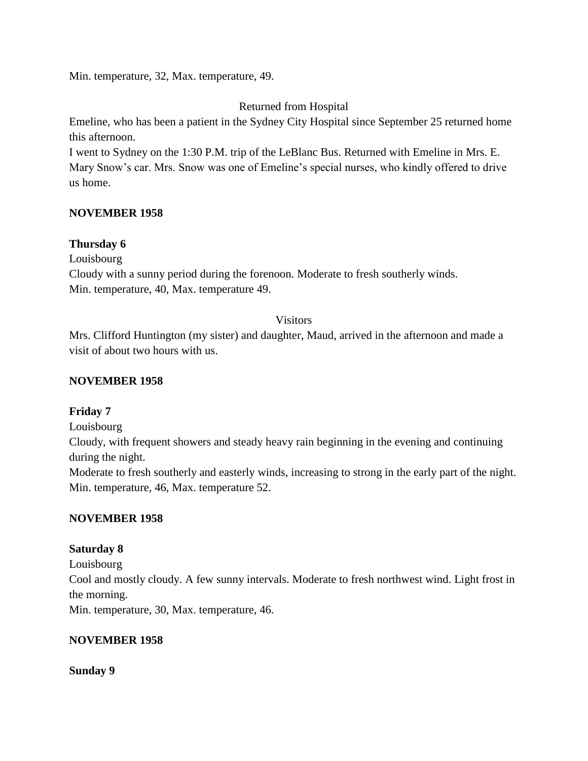Min. temperature, 32, Max. temperature, 49.

Returned from Hospital

Emeline, who has been a patient in the Sydney City Hospital since September 25 returned home this afternoon.

I went to Sydney on the 1:30 P.M. trip of the LeBlanc Bus. Returned with Emeline in Mrs. E. Mary Snow's car. Mrs. Snow was one of Emeline's special nurses, who kindly offered to drive us home.

**NOVEMBER 1958**

**Thursday 6**

Louisbourg

Cloudy with a sunny period during the forenoon. Moderate to fresh southerly winds.

Min. temperature, 40, Max. temperature 49.

Visitors

Mrs. Clifford Huntington (my sister) and daughter, Maud, arrived in the afternoon and made a visit of about two hours with us.

**NOVEMBER 1958**

**Friday 7**

Louisbourg

Cloudy, with frequent showers and steady heavy rain beginning in the evening and continuing during the night.

Moderate to fresh southerly and easterly winds, increasing to strong in the early part of the night.

Min. temperature, 46, Max. temperature 52.

**NOVEMBER 1958**

**Saturday 8**

Louisbourg

Cool and mostly cloudy. A few sunny intervals. Moderate to fresh northwest wind. Light frost in the morning.

Min. temperature, 30, Max. temperature, 46.

**NOVEMBER 1958**

**Sunday 9**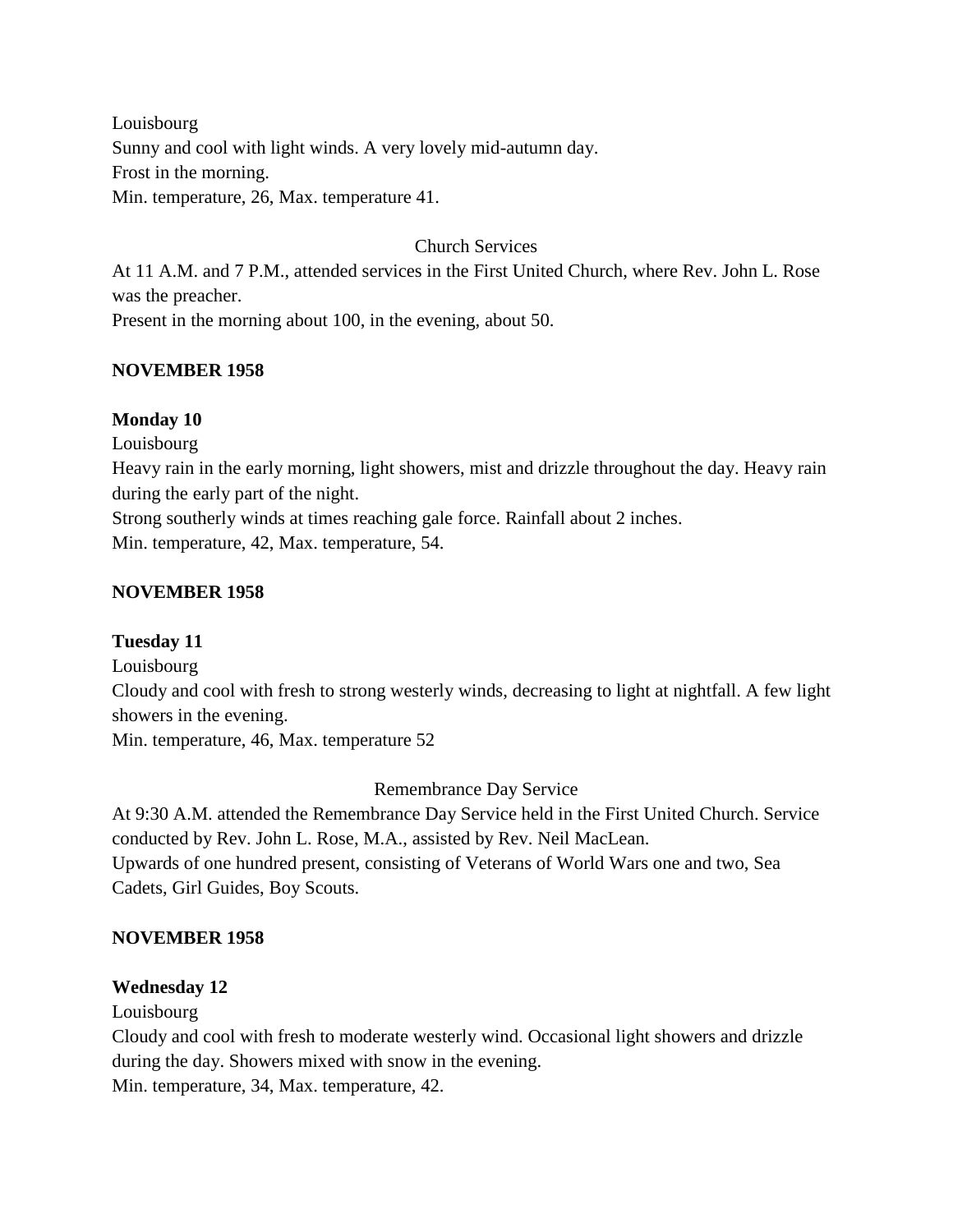Louisbourg

Sunny and cool with light winds. A very lovely mid-autumn day.

Frost in the morning.

Min. temperature, 26, Max. temperature 41.

Church Services

At 11 A.M. and 7 P.M., attended services in the First United Church, where Rev. John L. Rose was the preacher.

Present in the morning about 100, in the evening, about 50.

**NOVEMBER 1958**

**Monday 10**

Louisbourg

Heavy rain in the early morning, light showers, mist and drizzle throughout the day. Heavy rain during the early part of the night.

Strong southerly winds at times reaching gale force. Rainfall about 2 inches.

Min. temperature, 42, Max. temperature, 54.

**NOVEMBER 1958**

**Tuesday 11**

Louisbourg

Cloudy and cool with fresh to strong westerly winds, decreasing to light at nightfall. A few light showers in the evening.

Min. temperature, 46, Max. temperature 52

Remembrance Day Service

At 9:30 A.M. attended the Remembrance Day Service held in the First United Church. Service conducted by Rev. John L. Rose, M.A., assisted by Rev. Neil MacLean.

Upwards of one hundred present, consisting of Veterans of World Wars one and two, Sea Cadets, Girl Guides, Boy Scouts.

**NOVEMBER 1958**

**Wednesday 12**

Louisbourg

Cloudy and cool with fresh to moderate westerly wind. Occasional light showers and drizzle during the day. Showers mixed with snow in the evening.

Min. temperature, 34, Max. temperature, 42.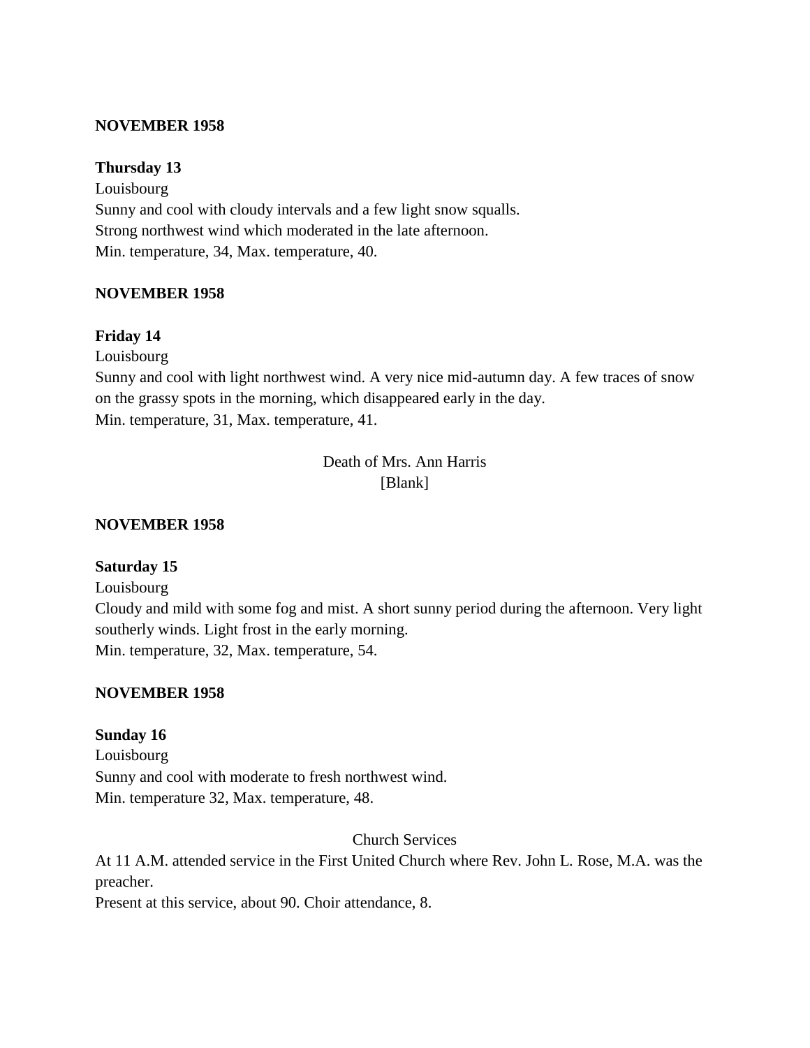**NOVEMBER 1958**

**Thursday 13**

Louisbourg

Sunny and cool with cloudy intervals and a few light snow squalls.
Strong northwest wind which moderated in the late afternoon.
Min. temperature, 34, Max. temperature, 40.

**NOVEMBER 1958**

**Friday 14**

Louisbourg

Sunny and cool with light northwest wind. A very nice mid-autumn day. A few traces of snow on the grassy spots in the morning, which disappeared early in the day.
Min. temperature, 31, Max. temperature, 41.

Death of Mrs. Ann Harris

[Blank]

**NOVEMBER 1958**

**Saturday 15**

Louisbourg

Cloudy and mild with some fog and mist. A short sunny period during the afternoon. Very light southerly winds. Light frost in the early morning.
Min. temperature, 32, Max. temperature, 54.

**NOVEMBER 1958**

**Sunday 16**

Louisbourg

Sunny and cool with moderate to fresh northwest wind.
Min. temperature 32, Max. temperature, 48.

Church Services

At 11 A.M. attended service in the First United Church where Rev. John L. Rose, M.A. was the preacher.
Present at this service, about 90. Choir attendance, 8.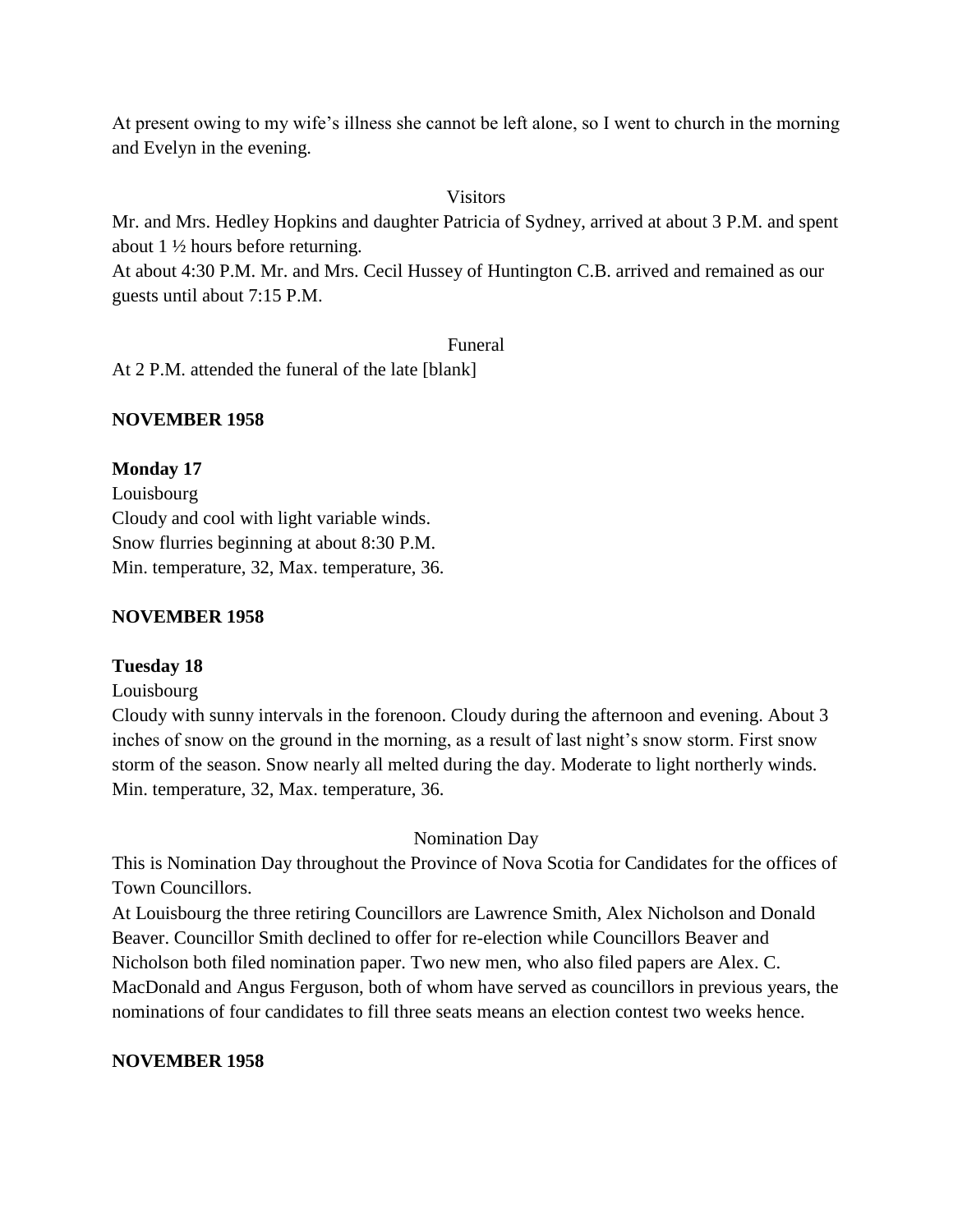At present owing to my wife's illness she cannot be left alone, so I went to church in the morning and Evelyn in the evening.

Visitors

Mr. and Mrs. Hedley Hopkins and daughter Patricia of Sydney, arrived at about 3 P.M. and spent about 1 ½ hours before returning.

At about 4:30 P.M. Mr. and Mrs. Cecil Hussey of Huntington C.B. arrived and remained as our guests until about 7:15 P.M.

Funeral

At 2 P.M. attended the funeral of the late [blank]

**NOVEMBER 1958**

**Monday 17**

Louisbourg

Cloudy and cool with light variable winds.

Snow flurries beginning at about 8:30 P.M.

Min. temperature, 32, Max. temperature, 36.

**NOVEMBER 1958**

**Tuesday 18**

Louisbourg

Cloudy with sunny intervals in the forenoon. Cloudy during the afternoon and evening. About 3 inches of snow on the ground in the morning, as a result of last night's snow storm. First snow storm of the season. Snow nearly all melted during the day. Moderate to light northerly winds.

Min. temperature, 32, Max. temperature, 36.

Nomination Day

This is Nomination Day throughout the Province of Nova Scotia for Candidates for the offices of Town Councillors.

At Louisbourg the three retiring Councillors are Lawrence Smith, Alex Nicholson and Donald Beaver. Councillor Smith declined to offer for re-election while Councillors Beaver and Nicholson both filed nomination paper. Two new men, who also filed papers are Alex. C. MacDonald and Angus Ferguson, both of whom have served as councillors in previous years, the nominations of four candidates to fill three seats means an election contest two weeks hence.

**NOVEMBER 1958**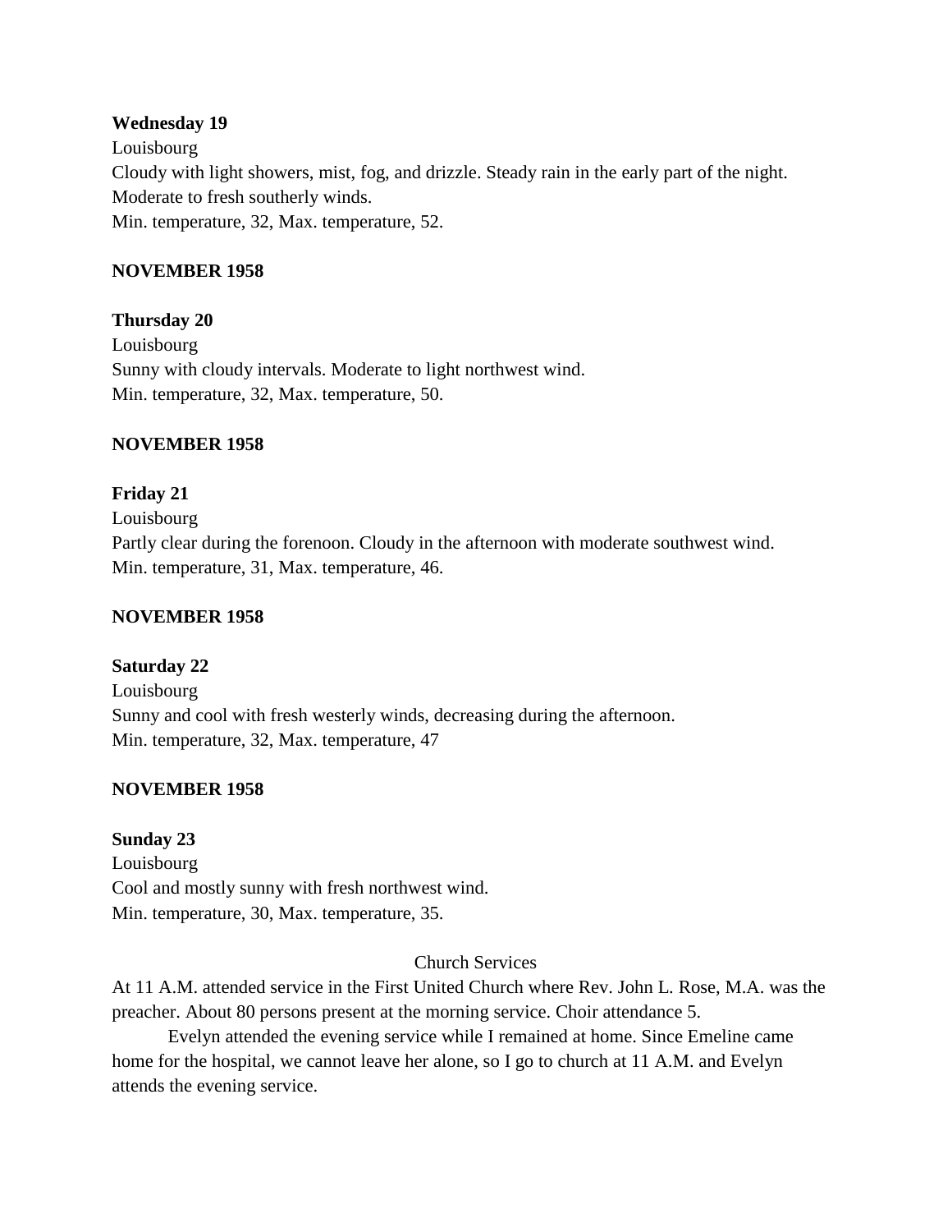**Wednesday 19**
Louisbourg
Cloudy with light showers, mist, fog, and drizzle. Steady rain in the early part of the night. Moderate to fresh southerly winds.
Min. temperature, 32, Max. temperature, 52.

**NOVEMBER 1958**

**Thursday 20**
Louisbourg
Sunny with cloudy intervals. Moderate to light northwest wind.
Min. temperature, 32, Max. temperature, 50.

**NOVEMBER 1958**

**Friday 21**
Louisbourg
Partly clear during the forenoon. Cloudy in the afternoon with moderate southwest wind.
Min. temperature, 31, Max. temperature, 46.

**NOVEMBER 1958**

**Saturday 22**
Louisbourg
Sunny and cool with fresh westerly winds, decreasing during the afternoon.
Min. temperature, 32, Max. temperature, 47

**NOVEMBER 1958**

**Sunday 23**
Louisbourg
Cool and mostly sunny with fresh northwest wind.
Min. temperature, 30, Max. temperature, 35.

Church Services

At 11 A.M. attended service in the First United Church where Rev. John L. Rose, M.A. was the preacher. About 80 persons present at the morning service. Choir attendance 5.

Evelyn attended the evening service while I remained at home. Since Emeline came home for the hospital, we cannot leave her alone, so I go to church at 11 A.M. and Evelyn attends the evening service.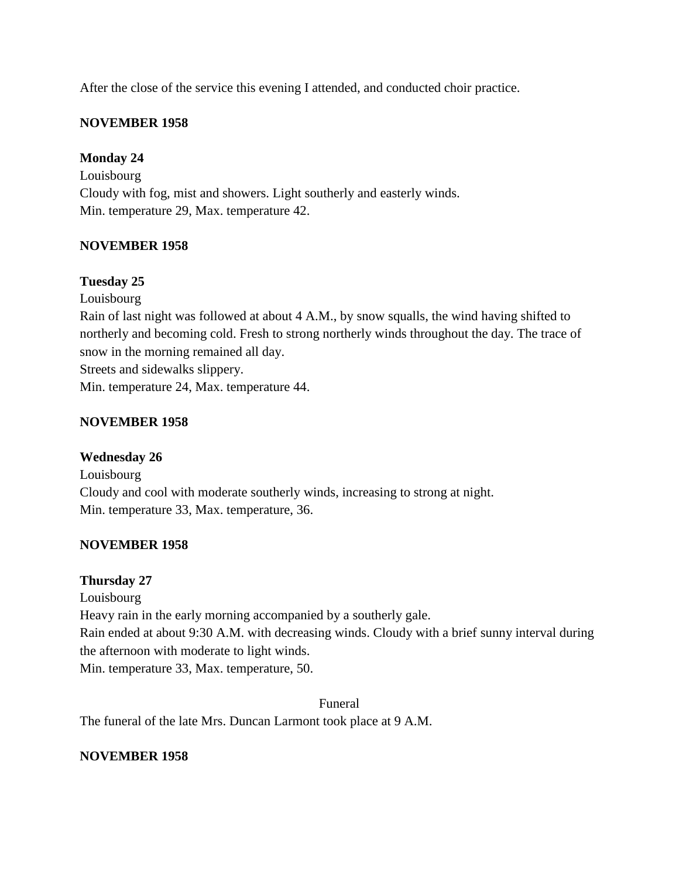After the close of the service this evening I attended, and conducted choir practice.

**NOVEMBER 1958**

**Monday 24**
Louisbourg
Cloudy with fog, mist and showers. Light southerly and easterly winds.
Min. temperature 29, Max. temperature 42.

**NOVEMBER 1958**

**Tuesday 25**
Louisbourg
Rain of last night was followed at about 4 A.M., by snow squalls, the wind having shifted to northerly and becoming cold. Fresh to strong northerly winds throughout the day. The trace of snow in the morning remained all day.
Streets and sidewalks slippery.
Min. temperature 24, Max. temperature 44.

**NOVEMBER 1958**

**Wednesday 26**
Louisbourg
Cloudy and cool with moderate southerly winds, increasing to strong at night.
Min. temperature 33, Max. temperature, 36.

**NOVEMBER 1958**

**Thursday 27**
Louisbourg
Heavy rain in the early morning accompanied by a southerly gale.
Rain ended at about 9:30 A.M. with decreasing winds. Cloudy with a brief sunny interval during the afternoon with moderate to light winds.
Min. temperature 33, Max. temperature, 50.

Funeral

The funeral of the late Mrs. Duncan Larmont took place at 9 A.M.

**NOVEMBER 1958**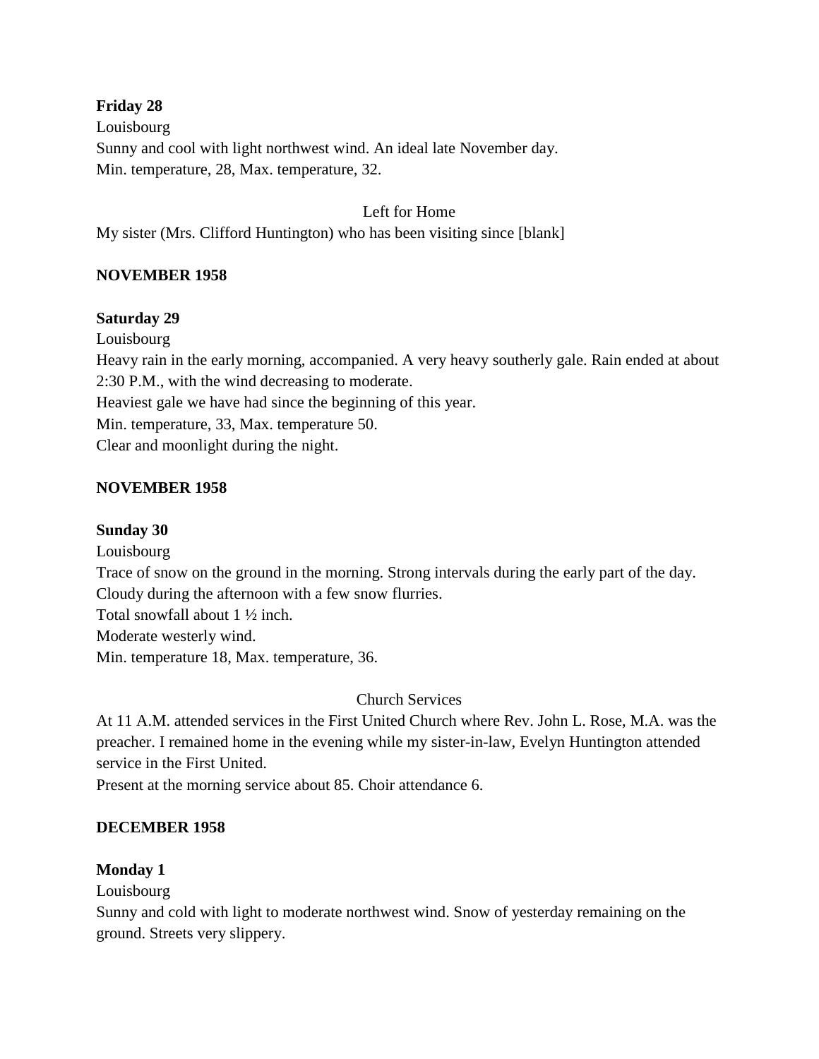**Friday 28**

Louisbourg

Sunny and cool with light northwest wind. An ideal late November day.

Min. temperature, 28, Max. temperature, 32.

Left for Home

My sister (Mrs. Clifford Huntington) who has been visiting since [blank]

**NOVEMBER 1958**

**Saturday 29**

Louisbourg

Heavy rain in the early morning, accompanied. A very heavy southerly gale. Rain ended at about 2:30 P.M., with the wind decreasing to moderate.

Heaviest gale we have had since the beginning of this year.

Min. temperature, 33, Max. temperature 50.

Clear and moonlight during the night.

**NOVEMBER 1958**

**Sunday 30**

Louisbourg

Trace of snow on the ground in the morning. Strong intervals during the early part of the day.

Cloudy during the afternoon with a few snow flurries.

Total snowfall about 1 ½ inch.

Moderate westerly wind.

Min. temperature 18, Max. temperature, 36.

Church Services

At 11 A.M. attended services in the First United Church where Rev. John L. Rose, M.A. was the preacher. I remained home in the evening while my sister-in-law, Evelyn Huntington attended service in the First United.

Present at the morning service about 85. Choir attendance 6.

**DECEMBER 1958**

**Monday 1**

Louisbourg

Sunny and cold with light to moderate northwest wind. Snow of yesterday remaining on the ground. Streets very slippery.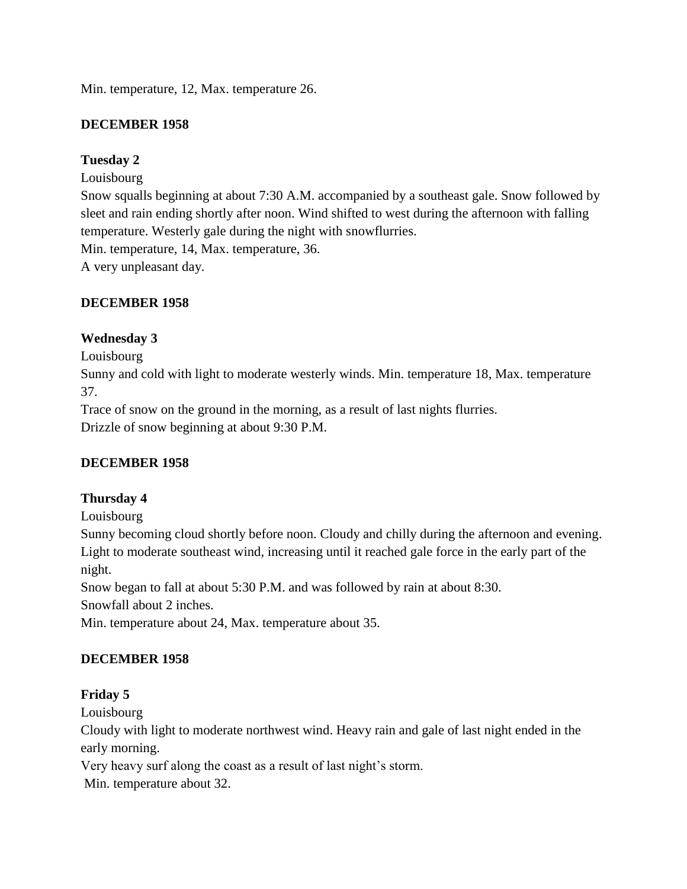Min. temperature, 12, Max. temperature 26.

**DECEMBER 1958**

**Tuesday 2**

Louisbourg

Snow squalls beginning at about 7:30 A.M. accompanied by a southeast gale. Snow followed by sleet and rain ending shortly after noon. Wind shifted to west during the afternoon with falling temperature. Westerly gale during the night with snowflurries.

Min. temperature, 14, Max. temperature, 36.

A very unpleasant day.

**DECEMBER 1958**

**Wednesday 3**

Louisbourg

Sunny and cold with light to moderate westerly winds. Min. temperature 18, Max. temperature 37.

Trace of snow on the ground in the morning, as a result of last nights flurries.

Drizzle of snow beginning at about 9:30 P.M.

**DECEMBER 1958**

**Thursday 4**

Louisbourg

Sunny becoming cloud shortly before noon. Cloudy and chilly during the afternoon and evening. Light to moderate southeast wind, increasing until it reached gale force in the early part of the night.

Snow began to fall at about 5:30 P.M. and was followed by rain at about 8:30.

Snowfall about 2 inches.

Min. temperature about 24, Max. temperature about 35.

**DECEMBER 1958**

**Friday 5**

Louisbourg

Cloudy with light to moderate northwest wind. Heavy rain and gale of last night ended in the early morning.

Very heavy surf along the coast as a result of last night's storm.

Min. temperature about 32.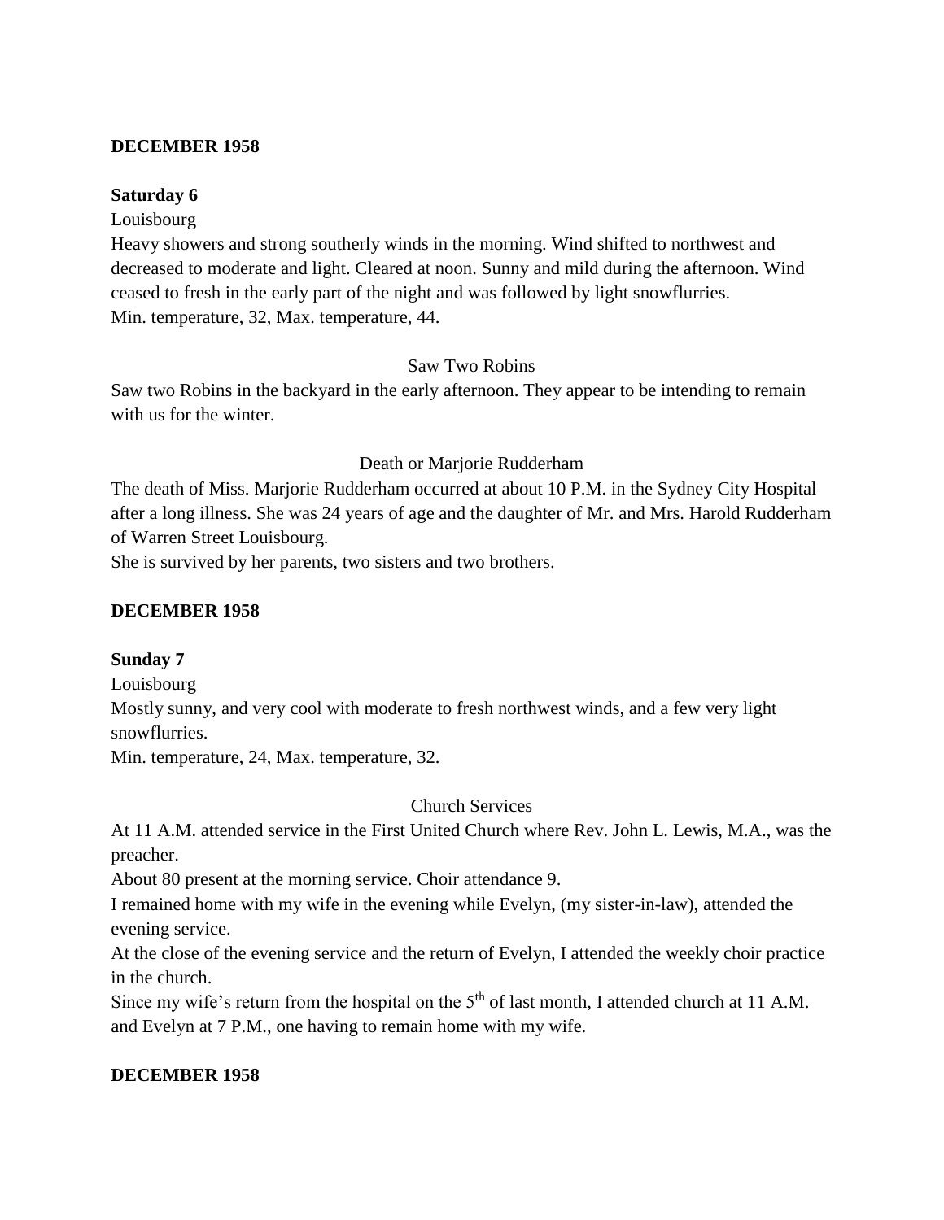**DECEMBER 1958**

**Saturday 6**

Louisbourg

Heavy showers and strong southerly winds in the morning. Wind shifted to northwest and decreased to moderate and light. Cleared at noon. Sunny and mild during the afternoon. Wind ceased to fresh in the early part of the night and was followed by light snowflurries.

Min. temperature, 32, Max. temperature, 44.

Saw Two Robins

Saw two Robins in the backyard in the early afternoon. They appear to be intending to remain with us for the winter.

Death or Marjorie Rudderham

The death of Miss. Marjorie Rudderham occurred at about 10 P.M. in the Sydney City Hospital after a long illness. She was 24 years of age and the daughter of Mr. and Mrs. Harold Rudderham of Warren Street Louisbourg.

She is survived by her parents, two sisters and two brothers.

**DECEMBER 1958**

**Sunday 7**

Louisbourg

Mostly sunny, and very cool with moderate to fresh northwest winds, and a few very light snowflurries.

Min. temperature, 24, Max. temperature, 32.

Church Services

At 11 A.M. attended service in the First United Church where Rev. John L. Lewis, M.A., was the preacher.

About 80 present at the morning service. Choir attendance 9.

I remained home with my wife in the evening while Evelyn, (my sister-in-law), attended the evening service.

At the close of the evening service and the return of Evelyn, I attended the weekly choir practice in the church.

Since my wife's return from the hospital on the 5th of last month, I attended church at 11 A.M. and Evelyn at 7 P.M., one having to remain home with my wife.

**DECEMBER 1958**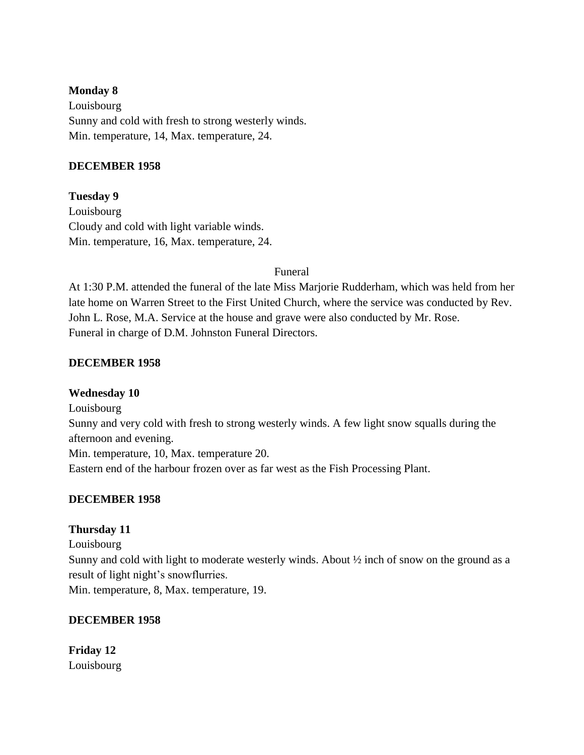**Monday 8**
Louisbourg
Sunny and cold with fresh to strong westerly winds.
Min. temperature, 14, Max. temperature, 24.

**DECEMBER 1958**

**Tuesday 9**
Louisbourg
Cloudy and cold with light variable winds.
Min. temperature, 16, Max. temperature, 24.

Funeral

At 1:30 P.M. attended the funeral of the late Miss Marjorie Rudderham, which was held from her late home on Warren Street to the First United Church, where the service was conducted by Rev. John L. Rose, M.A. Service at the house and grave were also conducted by Mr. Rose.
Funeral in charge of D.M. Johnston Funeral Directors.

**DECEMBER 1958**

**Wednesday 10**
Louisbourg
Sunny and very cold with fresh to strong westerly winds. A few light snow squalls during the afternoon and evening.
Min. temperature, 10, Max. temperature 20.
Eastern end of the harbour frozen over as far west as the Fish Processing Plant.

**DECEMBER 1958**

**Thursday 11**
Louisbourg
Sunny and cold with light to moderate westerly winds. About ½ inch of snow on the ground as a result of light night's snowflurries.
Min. temperature, 8, Max. temperature, 19.

**DECEMBER 1958**

**Friday 12**
Louisbourg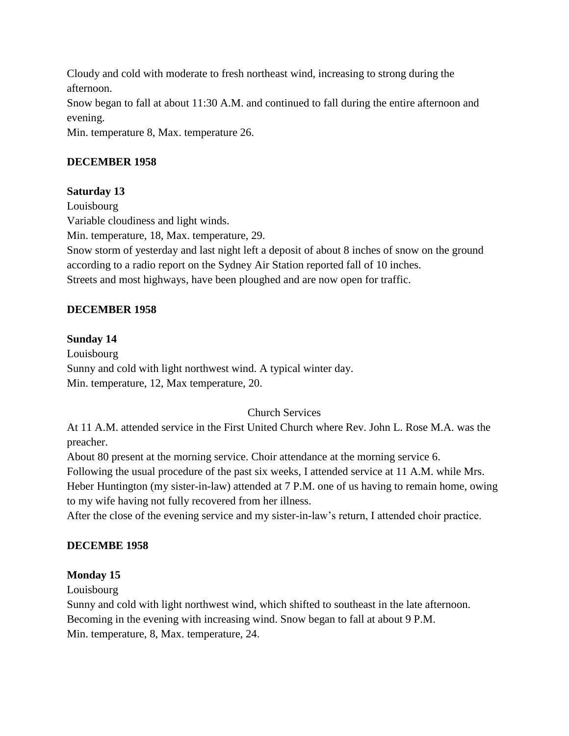Cloudy and cold with moderate to fresh northeast wind, increasing to strong during the afternoon.

Snow began to fall at about 11:30 A.M. and continued to fall during the entire afternoon and evening.

Min. temperature 8, Max. temperature 26.

**DECEMBER 1958**

**Saturday 13**

Louisbourg

Variable cloudiness and light winds.

Min. temperature, 18, Max. temperature, 29.

Snow storm of yesterday and last night left a deposit of about 8 inches of snow on the ground according to a radio report on the Sydney Air Station reported fall of 10 inches.

Streets and most highways, have been ploughed and are now open for traffic.

**DECEMBER 1958**

**Sunday 14**

Louisbourg

Sunny and cold with light northwest wind. A typical winter day.

Min. temperature, 12, Max temperature, 20.

Church Services

At 11 A.M. attended service in the First United Church where Rev. John L. Rose M.A. was the preacher.

About 80 present at the morning service. Choir attendance at the morning service 6.

Following the usual procedure of the past six weeks, I attended service at 11 A.M. while Mrs. Heber Huntington (my sister-in-law) attended at 7 P.M. one of us having to remain home, owing to my wife having not fully recovered from her illness.

After the close of the evening service and my sister-in-law's return, I attended choir practice.

**DECEMBE 1958**

**Monday 15**

Louisbourg

Sunny and cold with light northwest wind, which shifted to southeast in the late afternoon. Becoming in the evening with increasing wind. Snow began to fall at about 9 P.M.

Min. temperature, 8, Max. temperature, 24.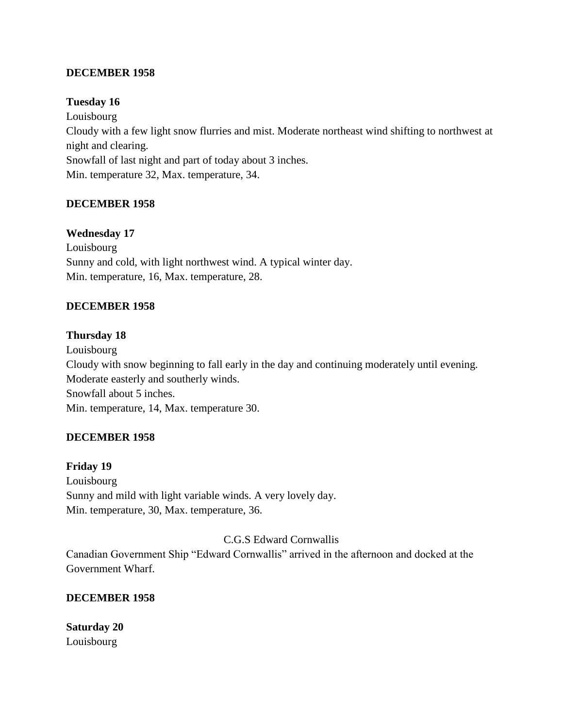**DECEMBER 1958**

**Tuesday 16**

Louisbourg

Cloudy with a few light snow flurries and mist. Moderate northeast wind shifting to northwest at night and clearing.

Snowfall of last night and part of today about 3 inches.

Min. temperature 32, Max. temperature, 34.

**DECEMBER 1958**

**Wednesday 17**

Louisbourg

Sunny and cold, with light northwest wind. A typical winter day.

Min. temperature, 16, Max. temperature, 28.

**DECEMBER 1958**

**Thursday 18**

Louisbourg

Cloudy with snow beginning to fall early in the day and continuing moderately until evening. Moderate easterly and southerly winds.

Snowfall about 5 inches.

Min. temperature, 14, Max. temperature 30.

**DECEMBER 1958**

**Friday 19**

Louisbourg

Sunny and mild with light variable winds. A very lovely day.

Min. temperature, 30, Max. temperature, 36.

C.G.S Edward Cornwallis

Canadian Government Ship "Edward Cornwallis" arrived in the afternoon and docked at the Government Wharf.

**DECEMBER 1958**

**Saturday 20**

Louisbourg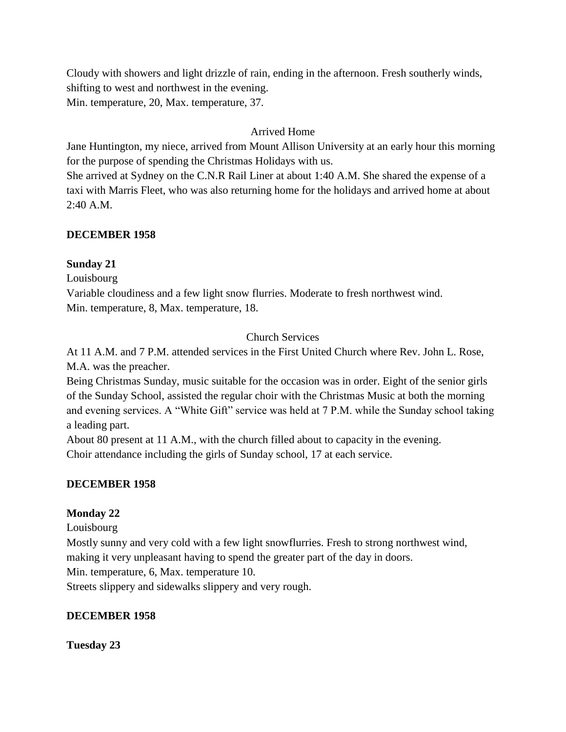Cloudy with showers and light drizzle of rain, ending in the afternoon. Fresh southerly winds, shifting to west and northwest in the evening.
Min. temperature, 20, Max. temperature, 37.

Arrived Home

Jane Huntington, my niece, arrived from Mount Allison University at an early hour this morning for the purpose of spending the Christmas Holidays with us.
She arrived at Sydney on the C.N.R Rail Liner at about 1:40 A.M. She shared the expense of a taxi with Marris Fleet, who was also returning home for the holidays and arrived home at about 2:40 A.M.

**DECEMBER 1958**

**Sunday 21**

Louisbourg
Variable cloudiness and a few light snow flurries. Moderate to fresh northwest wind.
Min. temperature, 8, Max. temperature, 18.

Church Services

At 11 A.M. and 7 P.M. attended services in the First United Church where Rev. John L. Rose, M.A. was the preacher.
Being Christmas Sunday, music suitable for the occasion was in order. Eight of the senior girls of the Sunday School, assisted the regular choir with the Christmas Music at both the morning and evening services. A "White Gift" service was held at 7 P.M. while the Sunday school taking a leading part.
About 80 present at 11 A.M., with the church filled about to capacity in the evening.
Choir attendance including the girls of Sunday school, 17 at each service.

**DECEMBER 1958**

**Monday 22**

Louisbourg
Mostly sunny and very cold with a few light snowflurries. Fresh to strong northwest wind, making it very unpleasant having to spend the greater part of the day in doors.
Min. temperature, 6, Max. temperature 10.
Streets slippery and sidewalks slippery and very rough.

**DECEMBER 1958**

**Tuesday 23**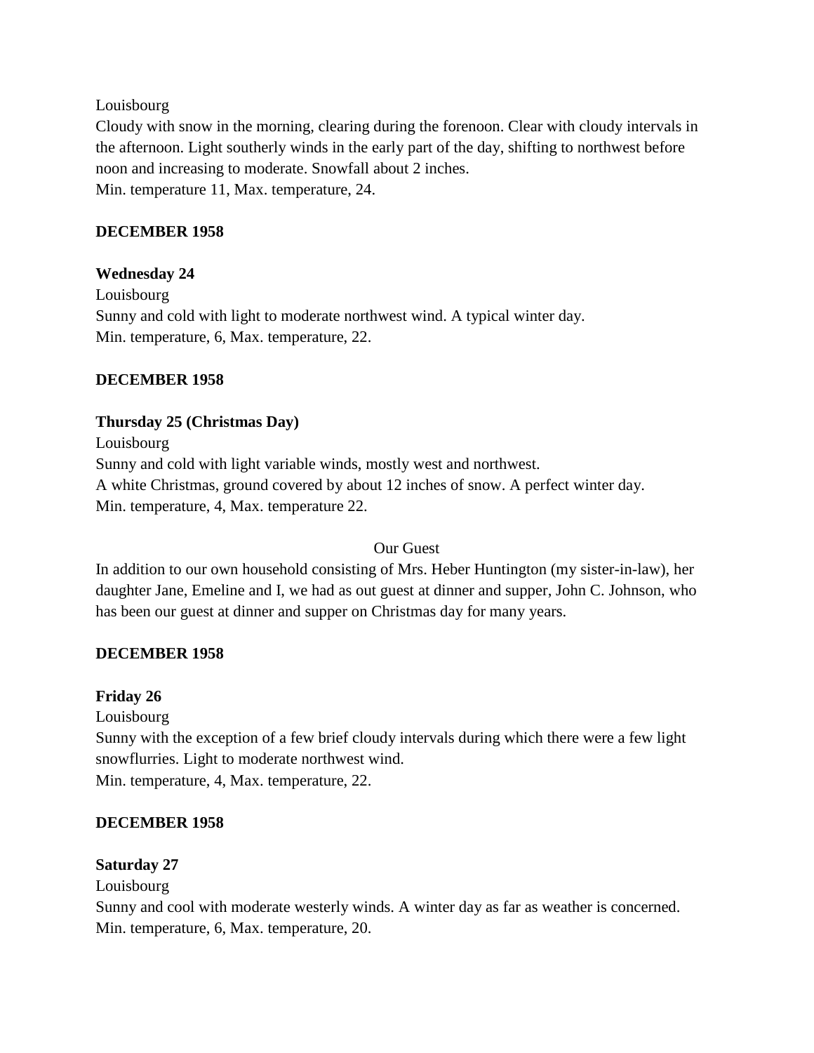Louisbourg
Cloudy with snow in the morning, clearing during the forenoon. Clear with cloudy intervals in the afternoon. Light southerly winds in the early part of the day, shifting to northwest before noon and increasing to moderate. Snowfall about 2 inches.
Min. temperature 11, Max. temperature, 24.

**DECEMBER 1958**

**Wednesday 24**
Louisbourg
Sunny and cold with light to moderate northwest wind. A typical winter day.
Min. temperature, 6, Max. temperature, 22.

**DECEMBER 1958**

**Thursday 25 (Christmas Day)**
Louisbourg
Sunny and cold with light variable winds, mostly west and northwest.
A white Christmas, ground covered by about 12 inches of snow. A perfect winter day.
Min. temperature, 4, Max. temperature 22.

Our Guest

In addition to our own household consisting of Mrs. Heber Huntington (my sister-in-law), her daughter Jane, Emeline and I, we had as out guest at dinner and supper, John C. Johnson, who has been our guest at dinner and supper on Christmas day for many years.

**DECEMBER 1958**

**Friday 26**
Louisbourg
Sunny with the exception of a few brief cloudy intervals during which there were a few light snowflurries. Light to moderate northwest wind.
Min. temperature, 4, Max. temperature, 22.

**DECEMBER 1958**

**Saturday 27**
Louisbourg
Sunny and cool with moderate westerly winds. A winter day as far as weather is concerned.
Min. temperature, 6, Max. temperature, 20.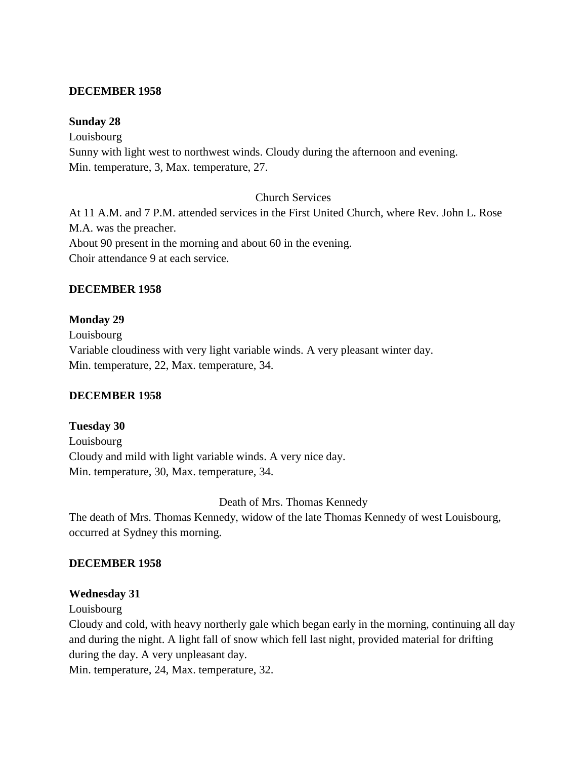**DECEMBER 1958**

**Sunday 28**

Louisbourg

Sunny with light west to northwest winds. Cloudy during the afternoon and evening.
Min. temperature, 3, Max. temperature, 27.

Church Services

At 11 A.M. and 7 P.M. attended services in the First United Church, where Rev. John L. Rose M.A. was the preacher.
About 90 present in the morning and about 60 in the evening.
Choir attendance 9 at each service.

**DECEMBER 1958**

**Monday 29**

Louisbourg

Variable cloudiness with very light variable winds. A very pleasant winter day.
Min. temperature, 22, Max. temperature, 34.

**DECEMBER 1958**

**Tuesday 30**

Louisbourg

Cloudy and mild with light variable winds. A very nice day.
Min. temperature, 30, Max. temperature, 34.

Death of Mrs. Thomas Kennedy

The death of Mrs. Thomas Kennedy, widow of the late Thomas Kennedy of west Louisbourg, occurred at Sydney this morning.

**DECEMBER 1958**

**Wednesday 31**

Louisbourg

Cloudy and cold, with heavy northerly gale which began early in the morning, continuing all day and during the night. A light fall of snow which fell last night, provided material for drifting during the day. A very unpleasant day.
Min. temperature, 24, Max. temperature, 32.